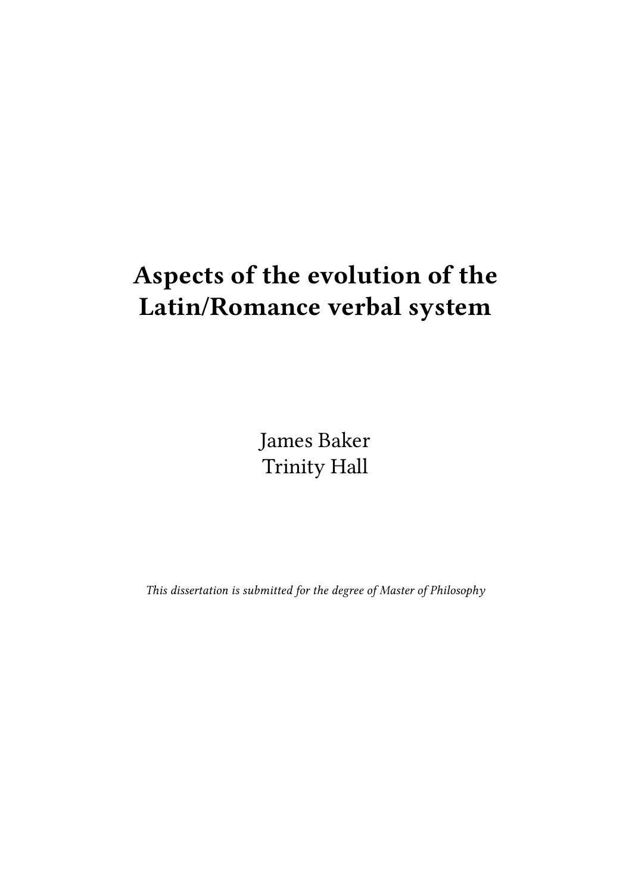# Aspects of the evolution of the Latin/Romance verbal system

James Baker
Trinity Hall

*This dissertation is submitted for the degree of Master of Philosophy*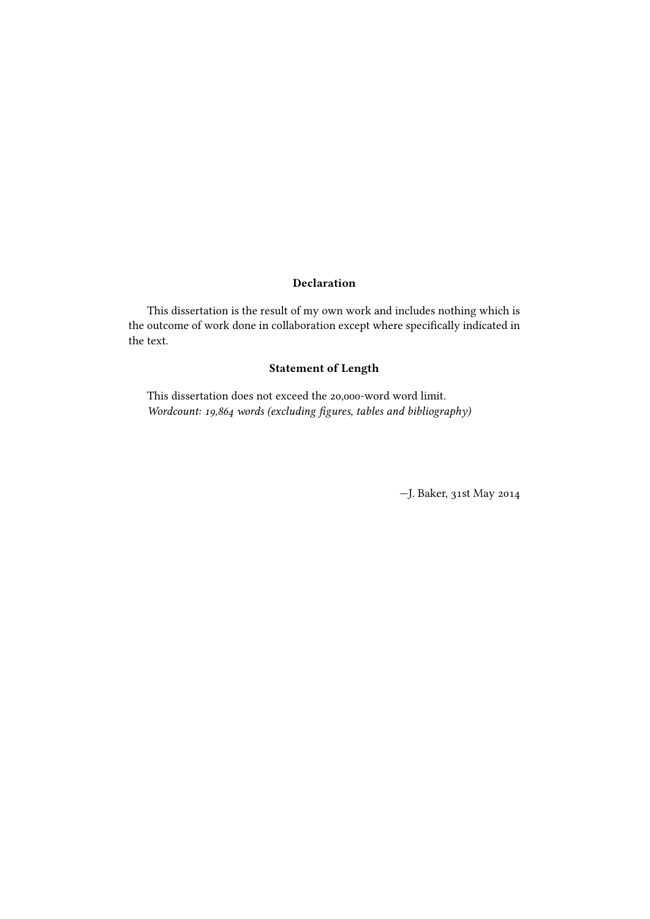## Declaration

This dissertation is the result of my own work and includes nothing which is the outcome of work done in collaboration except where specifically indicated in the text.

## Statement of Length

This dissertation does not exceed the 20,000-word word limit.
*Wordcount: 19,864 words (excluding figures, tables and bibliography)*

—J. Baker, 31st May 2014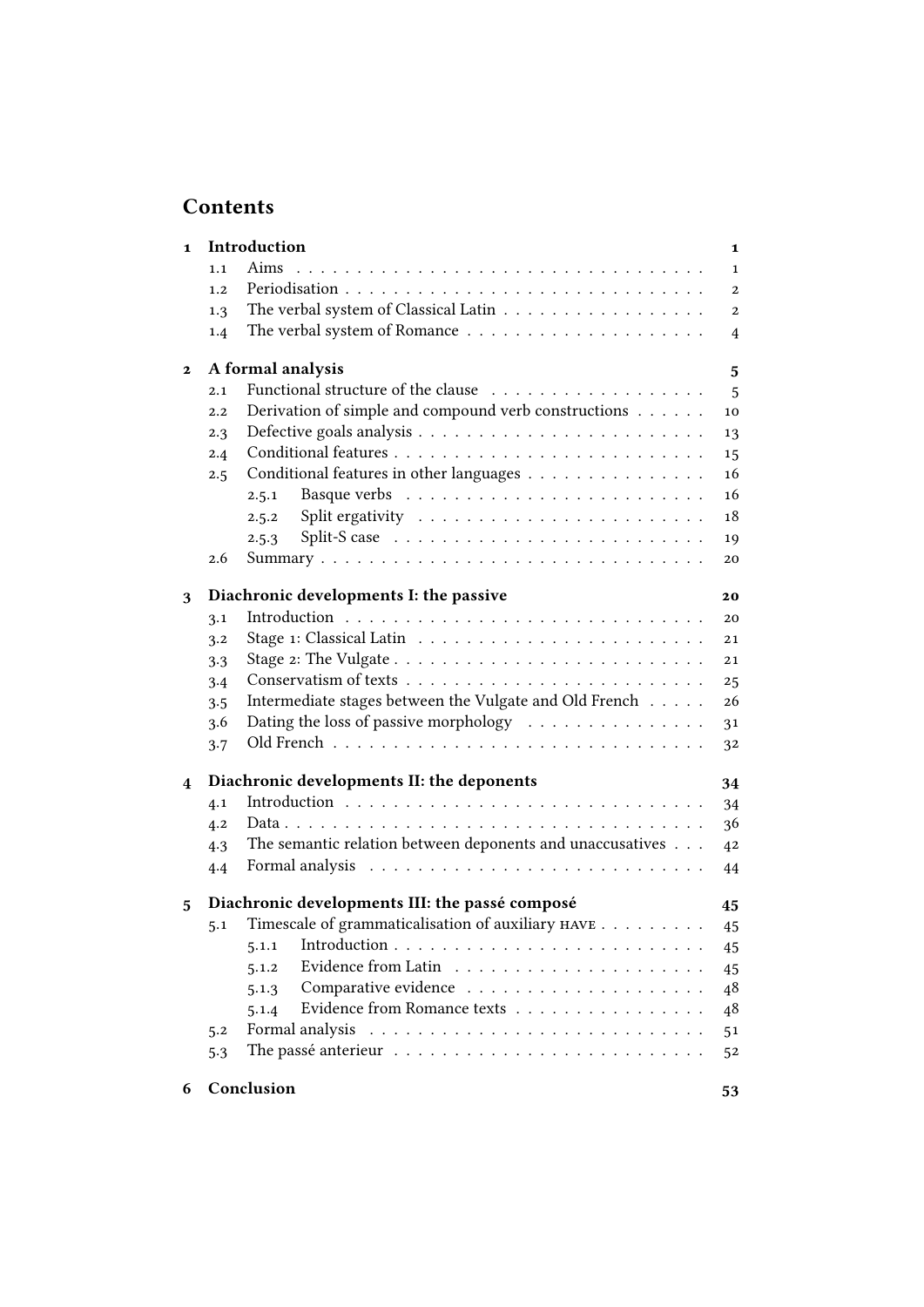# Contents

- **1 Introduction** — **1**
  - 1.1 Aims — 1
  - 1.2 Periodisation — 2
  - 1.3 The verbal system of Classical Latin — 2
  - 1.4 The verbal system of Romance — 4
- **2 A formal analysis** — **5**
  - 2.1 Functional structure of the clause — 5
  - 2.2 Derivation of simple and compound verb constructions — 10
  - 2.3 Defective goals analysis — 13
  - 2.4 Conditional features — 15
  - 2.5 Conditional features in other languages — 16
    - 2.5.1 Basque verbs — 16
    - 2.5.2 Split ergativity — 18
    - 2.5.3 Split-S case — 19
  - 2.6 Summary — 20
- **3 Diachronic developments I: the passive** — **20**
  - 3.1 Introduction — 20
  - 3.2 Stage 1: Classical Latin — 21
  - 3.3 Stage 2: The Vulgate — 21
  - 3.4 Conservatism of texts — 25
  - 3.5 Intermediate stages between the Vulgate and Old French — 26
  - 3.6 Dating the loss of passive morphology — 31
  - 3.7 Old French — 32
- **4 Diachronic developments II: the deponents** — **34**
  - 4.1 Introduction — 34
  - 4.2 Data — 36
  - 4.3 The semantic relation between deponents and unaccusatives — 42
  - 4.4 Formal analysis — 44
- **5 Diachronic developments III: the passé composé** — **45**
  - 5.1 Timescale of grammaticalisation of auxiliary HAVE — 45
    - 5.1.1 Introduction — 45
    - 5.1.2 Evidence from Latin — 45
    - 5.1.3 Comparative evidence — 48
    - 5.1.4 Evidence from Romance texts — 48
  - 5.2 Formal analysis — 51
  - 5.3 The passé anterieur — 52
- **6 Conclusion** — **53**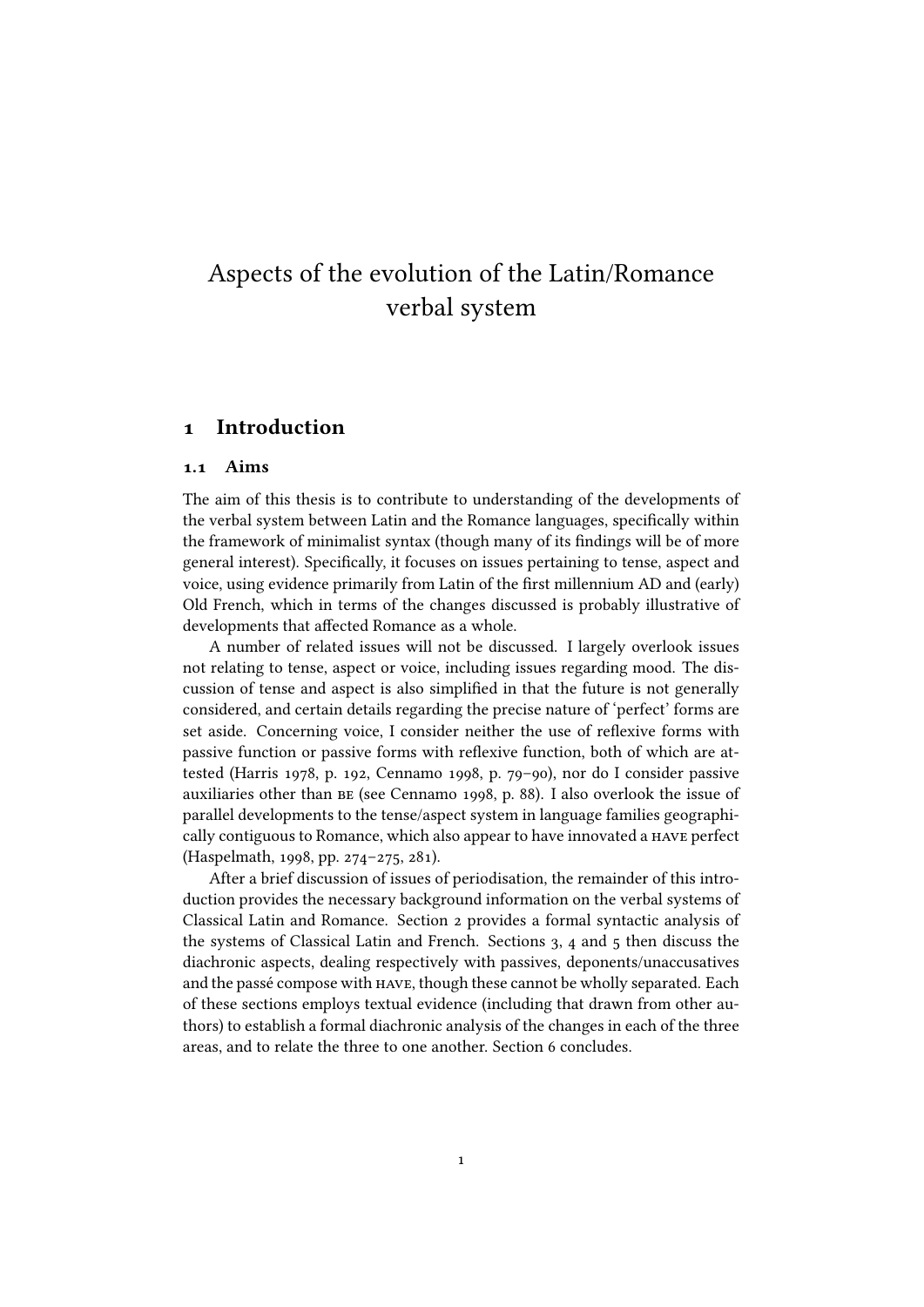# Aspects of the evolution of the Latin/Romance verbal system

## 1 Introduction

### 1.1 Aims

The aim of this thesis is to contribute to understanding of the developments of the verbal system between Latin and the Romance languages, specifically within the framework of minimalist syntax (though many of its findings will be of more general interest). Specifically, it focuses on issues pertaining to tense, aspect and voice, using evidence primarily from Latin of the first millennium AD and (early) Old French, which in terms of the changes discussed is probably illustrative of developments that affected Romance as a whole.

A number of related issues will not be discussed. I largely overlook issues not relating to tense, aspect or voice, including issues regarding mood. The discussion of tense and aspect is also simplified in that the future is not generally considered, and certain details regarding the precise nature of 'perfect' forms are set aside. Concerning voice, I consider neither the use of reflexive forms with passive function or passive forms with reflexive function, both of which are attested (Harris 1978, p. 192, Cennamo 1998, p. 79–90), nor do I consider passive auxiliaries other than BE (see Cennamo 1998, p. 88). I also overlook the issue of parallel developments to the tense/aspect system in language families geographically contiguous to Romance, which also appear to have innovated a HAVE perfect (Haspelmath, 1998, pp. 274–275, 281).

After a brief discussion of issues of periodisation, the remainder of this introduction provides the necessary background information on the verbal systems of Classical Latin and Romance. Section 2 provides a formal syntactic analysis of the systems of Classical Latin and French. Sections 3, 4 and 5 then discuss the diachronic aspects, dealing respectively with passives, deponents/unaccusatives and the passé compose with HAVE, though these cannot be wholly separated. Each of these sections employs textual evidence (including that drawn from other authors) to establish a formal diachronic analysis of the changes in each of the three areas, and to relate the three to one another. Section 6 concludes.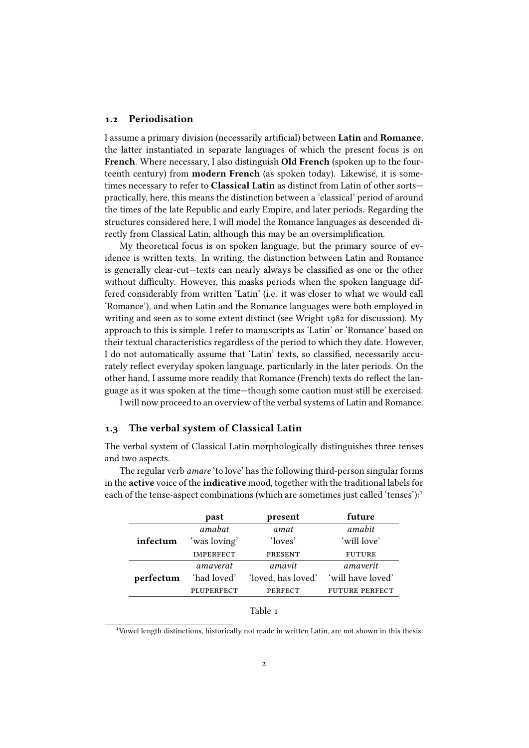## 1.2 Periodisation

I assume a primary division (necessarily artificial) between **Latin** and **Romance**, the latter instantiated in separate languages of which the present focus is on **French**. Where necessary, I also distinguish **Old French** (spoken up to the fourteenth century) from **modern French** (as spoken today). Likewise, it is sometimes necessary to refer to **Classical Latin** as distinct from Latin of other sorts—practically, here, this means the distinction between a 'classical' period of around the times of the late Republic and early Empire, and later periods. Regarding the structures considered here, I will model the Romance languages as descended directly from Classical Latin, although this may be an oversimplification.

My theoretical focus is on spoken language, but the primary source of evidence is written texts. In writing, the distinction between Latin and Romance is generally clear-cut—texts can nearly always be classified as one or the other without difficulty. However, this masks periods when the spoken language differed considerably from written 'Latin' (i.e. it was closer to what we would call 'Romance'), and when Latin and the Romance languages were both employed in writing and seen as to some extent distinct (see Wright 1982 for discussion). My approach to this is simple. I refer to manuscripts as 'Latin' or 'Romance' based on their textual characteristics regardless of the period to which they date. However, I do not automatically assume that 'Latin' texts, so classified, necessarily accurately reflect everyday spoken language, particularly in the later periods. On the other hand, I assume more readily that Romance (French) texts do reflect the language as it was spoken at the time—though some caution must still be exercised.

I will now proceed to an overview of the verbal systems of Latin and Romance.

## 1.3 The verbal system of Classical Latin

The verbal system of Classical Latin morphologically distinguishes three tenses and two aspects.

The regular verb *amare* 'to love' has the following third-person singular forms in the **active** voice of the **indicative** mood, together with the traditional labels for each of the tense-aspect combinations (which are sometimes just called 'tenses'):[1]

| | **past** | **present** | **future** |
|---|---|---|---|
| **infectum** | *amabat*<br>'was loving'<br>IMPERFECT | *amat*<br>'loves'<br>PRESENT | *amabit*<br>'will love'<br>FUTURE |
| **perfectum** | *amaverat*<br>'had loved'<br>PLUPERFECT | *amavit*<br>'loved, has loved'<br>PERFECT | *amaverit*<br>'will have loved'<br>FUTURE PERFECT |

Table 1

[1] Vowel length distinctions, historically not made in written Latin, are not shown in this thesis.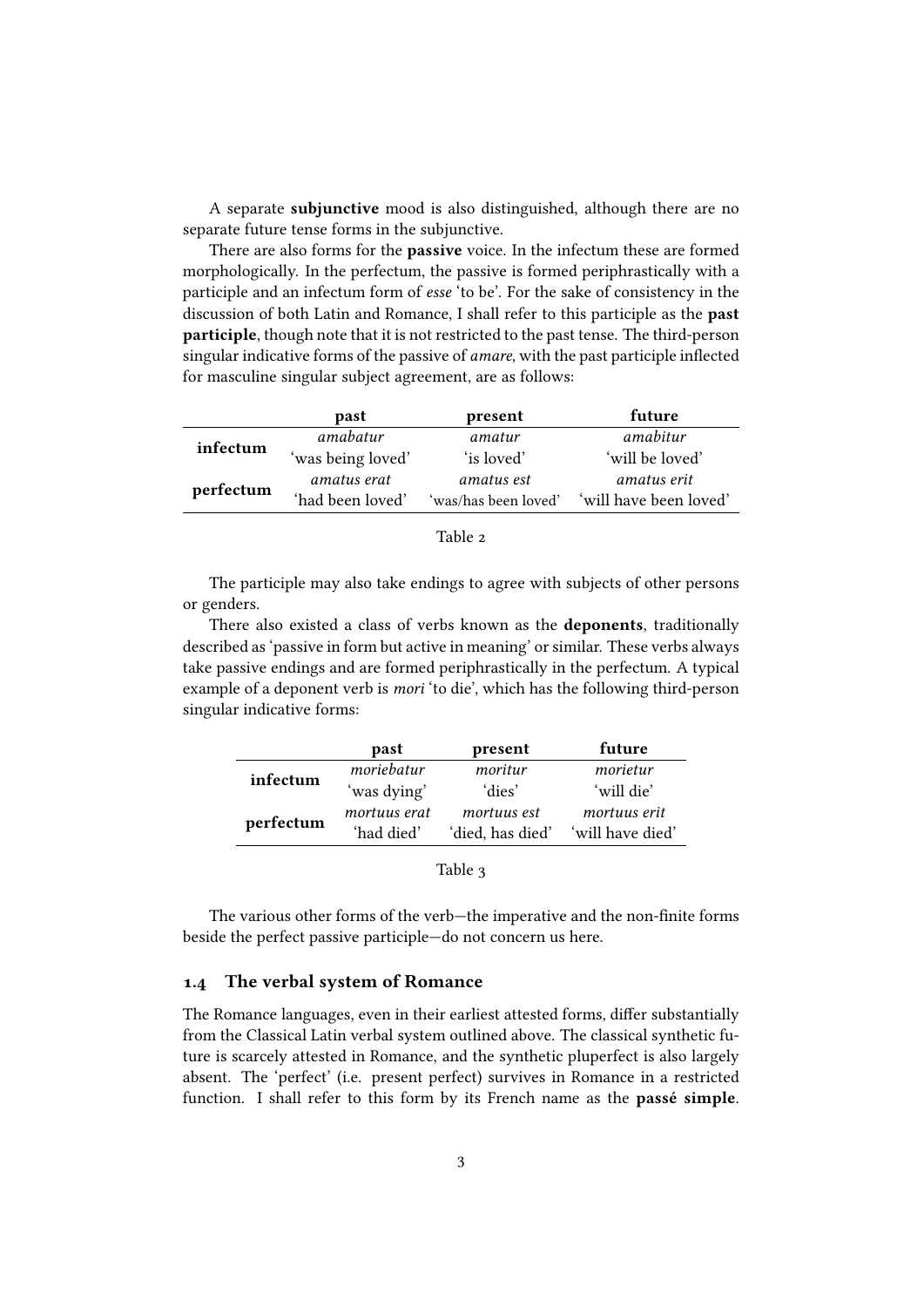A separate **subjunctive** mood is also distinguished, although there are no separate future tense forms in the subjunctive.

There are also forms for the **passive** voice. In the infectum these are formed morphologically. In the perfectum, the passive is formed periphrastically with a participle and an infectum form of *esse* 'to be'. For the sake of consistency in the discussion of both Latin and Romance, I shall refer to this participle as the **past participle**, though note that it is not restricted to the past tense. The third-person singular indicative forms of the passive of *amare*, with the past participle inflected for masculine singular subject agreement, are as follows:

| | **past** | **present** | **future** |
|---|---|---|---|
| **infectum** | *amabatur* | *amatur* | *amabitur* |
| | 'was being loved' | 'is loved' | 'will be loved' |
| **perfectum** | *amatus erat* | *amatus est* | *amatus erit* |
| | 'had been loved' | 'was/has been loved' | 'will have been loved' |

Table 2

The participle may also take endings to agree with subjects of other persons or genders.

There also existed a class of verbs known as the **deponents**, traditionally described as 'passive in form but active in meaning' or similar. These verbs always take passive endings and are formed periphrastically in the perfectum. A typical example of a deponent verb is *mori* 'to die', which has the following third-person singular indicative forms:

| | **past** | **present** | **future** |
|---|---|---|---|
| **infectum** | *moriebatur* | *moritur* | *morietur* |
| | 'was dying' | 'dies' | 'will die' |
| **perfectum** | *mortuus erat* | *mortuus est* | *mortuus erit* |
| | 'had died' | 'died, has died' | 'will have died' |

Table 3

The various other forms of the verb—the imperative and the non-finite forms beside the perfect passive participle—do not concern us here.

### 1.4 The verbal system of Romance

The Romance languages, even in their earliest attested forms, differ substantially from the Classical Latin verbal system outlined above. The classical synthetic future is scarcely attested in Romance, and the synthetic pluperfect is also largely absent. The 'perfect' (i.e. present perfect) survives in Romance in a restricted function. I shall refer to this form by its French name as the **passé simple**.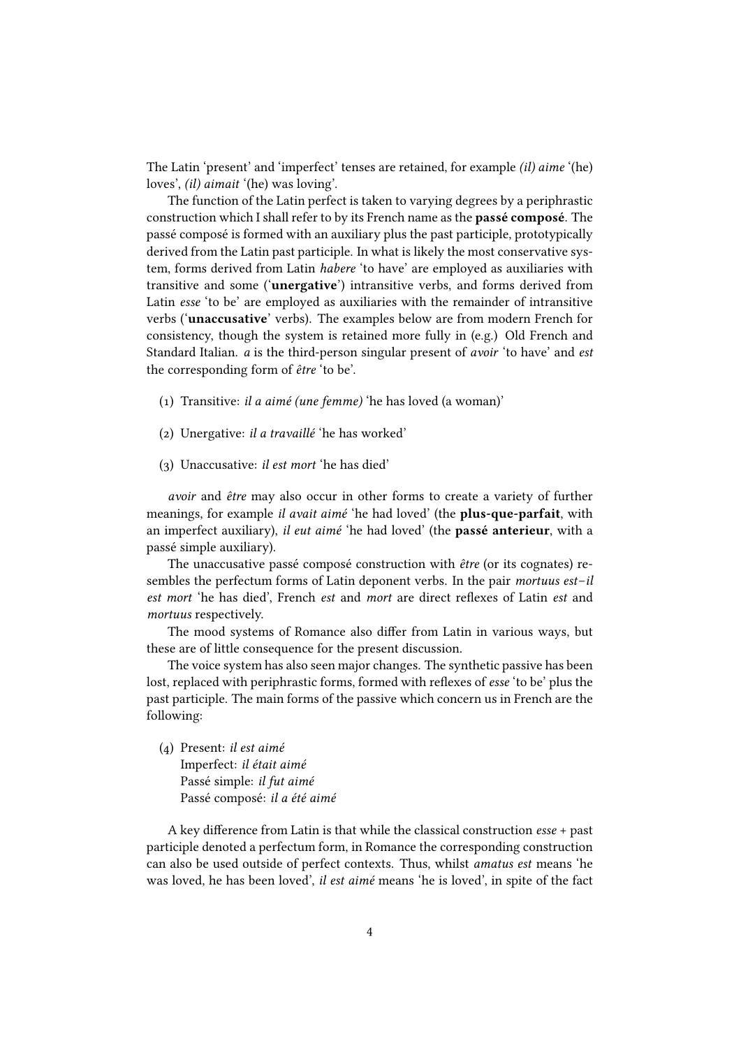The Latin 'present' and 'imperfect' tenses are retained, for example *(il) aime* '(he) loves', *(il) aimait* '(he) was loving'.

The function of the Latin perfect is taken to varying degrees by a periphrastic construction which I shall refer to by its French name as the **passé composé**. The passé composé is formed with an auxiliary plus the past participle, prototypically derived from the Latin past participle. In what is likely the most conservative system, forms derived from Latin *habere* 'to have' are employed as auxiliaries with transitive and some ('**unergative**') intransitive verbs, and forms derived from Latin *esse* 'to be' are employed as auxiliaries with the remainder of intransitive verbs ('**unaccusative**' verbs). The examples below are from modern French for consistency, though the system is retained more fully in (e.g.) Old French and Standard Italian. *a* is the third-person singular present of *avoir* 'to have' and *est* the corresponding form of *être* 'to be'.

(1) Transitive: *il a aimé (une femme)* 'he has loved (a woman)'

(2) Unergative: *il a travaillé* 'he has worked'

(3) Unaccusative: *il est mort* 'he has died'

*avoir* and *être* may also occur in other forms to create a variety of further meanings, for example *il avait aimé* 'he had loved' (the **plus-que-parfait**, with an imperfect auxiliary), *il eut aimé* 'he had loved' (the **passé anterieur**, with a passé simple auxiliary).

The unaccusative passé composé construction with *être* (or its cognates) resembles the perfectum forms of Latin deponent verbs. In the pair *mortuus est*–*il est mort* 'he has died', French *est* and *mort* are direct reflexes of Latin *est* and *mortuus* respectively.

The mood systems of Romance also differ from Latin in various ways, but these are of little consequence for the present discussion.

The voice system has also seen major changes. The synthetic passive has been lost, replaced with periphrastic forms, formed with reflexes of *esse* 'to be' plus the past participle. The main forms of the passive which concern us in French are the following:

(4) Present: *il est aimé*
Imperfect: *il était aimé*
Passé simple: *il fut aimé*
Passé composé: *il a été aimé*

A key difference from Latin is that while the classical construction *esse* + past participle denoted a perfectum form, in Romance the corresponding construction can also be used outside of perfect contexts. Thus, whilst *amatus est* means 'he was loved, he has been loved', *il est aimé* means 'he is loved', in spite of the fact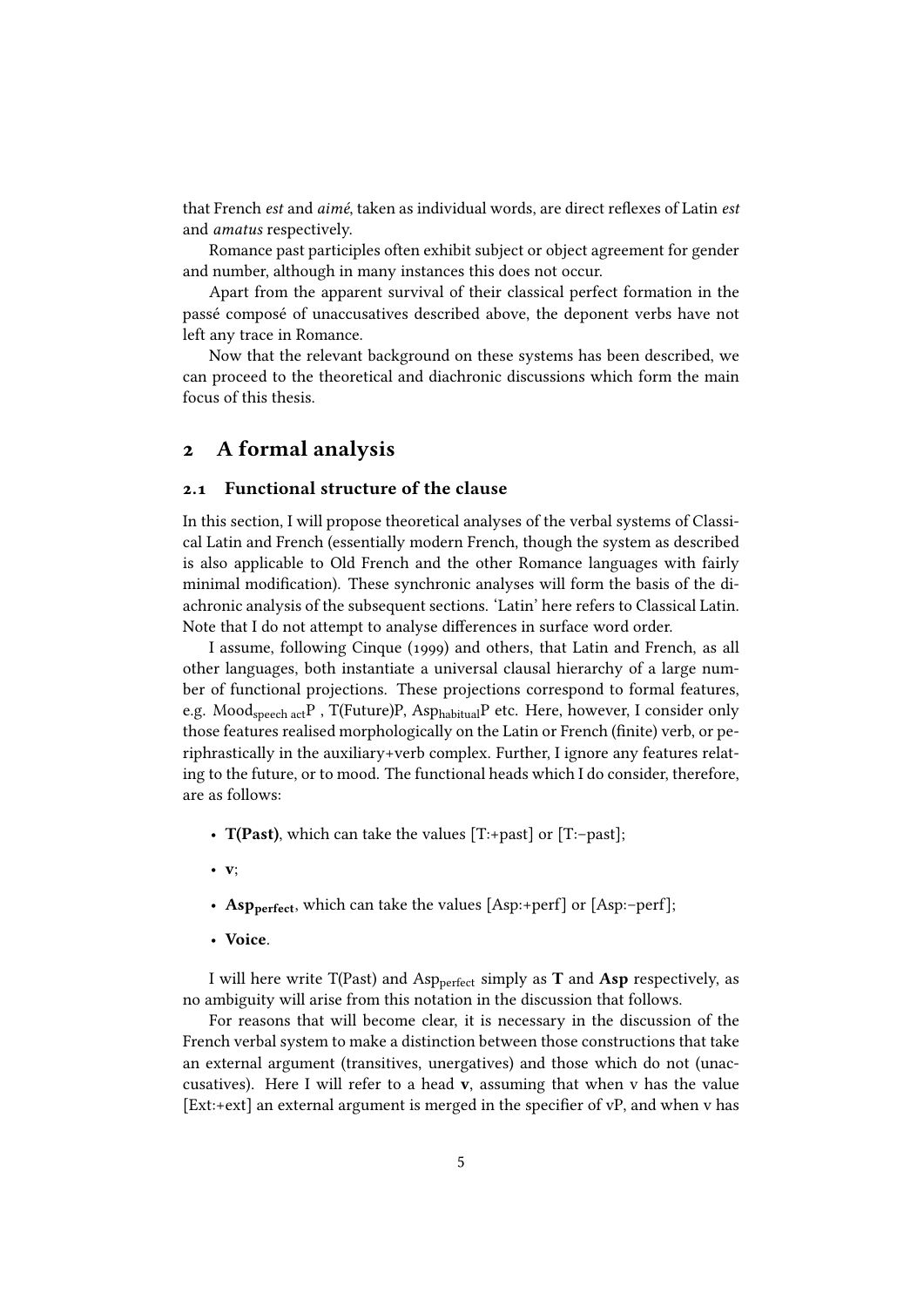that French *est* and *aimé*, taken as individual words, are direct reflexes of Latin *est* and *amatus* respectively.

Romance past participles often exhibit subject or object agreement for gender and number, although in many instances this does not occur.

Apart from the apparent survival of their classical perfect formation in the passé composé of unaccusatives described above, the deponent verbs have not left any trace in Romance.

Now that the relevant background on these systems has been described, we can proceed to the theoretical and diachronic discussions which form the main focus of this thesis.

## 2 A formal analysis

### 2.1 Functional structure of the clause

In this section, I will propose theoretical analyses of the verbal systems of Classical Latin and French (essentially modern French, though the system as described is also applicable to Old French and the other Romance languages with fairly minimal modification). These synchronic analyses will form the basis of the diachronic analysis of the subsequent sections. 'Latin' here refers to Classical Latin. Note that I do not attempt to analyse differences in surface word order.

I assume, following Cinque (1999) and others, that Latin and French, as all other languages, both instantiate a universal clausal hierarchy of a large number of functional projections. These projections correspond to formal features, e.g. $\text{Mood}_{\text{speech act}}\text{P}$ , T(Future)P, $\text{Asp}_{\text{habitual}}\text{P}$ etc. Here, however, I consider only those features realised morphologically on the Latin or French (finite) verb, or periphrastically in the auxiliary+verb complex. Further, I ignore any features relating to the future, or to mood. The functional heads which I do consider, therefore, are as follows:

- **T(Past)**, which can take the values [T:+past] or [T:–past];
- **v**;
- $\textbf{Asp}_{\textbf{perfect}}$, which can take the values [Asp:+perf] or [Asp:–perf];
- **Voice**.

I will here write T(Past) and $\text{Asp}_{\text{perfect}}$ simply as **T** and **Asp** respectively, as no ambiguity will arise from this notation in the discussion that follows.

For reasons that will become clear, it is necessary in the discussion of the French verbal system to make a distinction between those constructions that take an external argument (transitives, unergatives) and those which do not (unaccusatives). Here I will refer to a head **v**, assuming that when v has the value [Ext:+ext] an external argument is merged in the specifier of vP, and when v has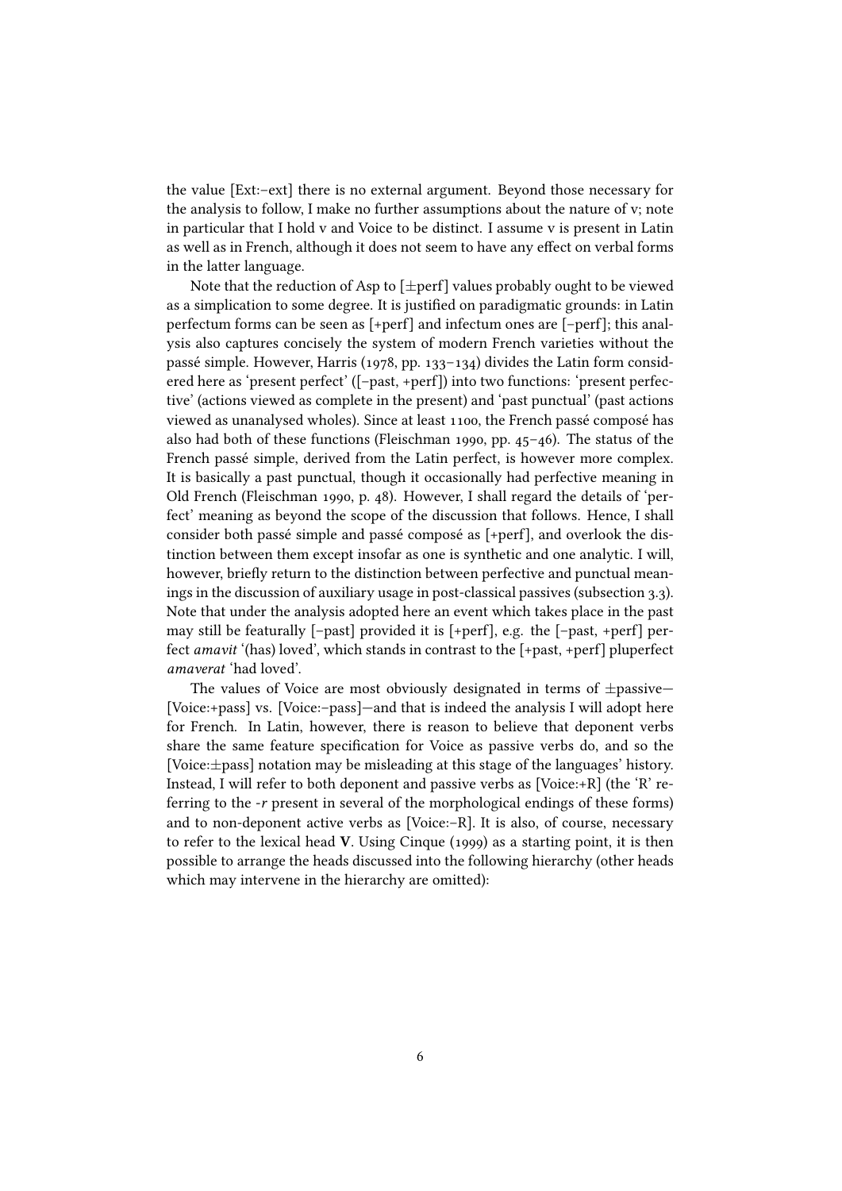the value [Ext:–ext] there is no external argument. Beyond those necessary for the analysis to follow, I make no further assumptions about the nature of v; note in particular that I hold v and Voice to be distinct. I assume v is present in Latin as well as in French, although it does not seem to have any effect on verbal forms in the latter language.

Note that the reduction of Asp to [±perf] values probably ought to be viewed as a simplication to some degree. It is justified on paradigmatic grounds: in Latin perfectum forms can be seen as [+perf] and infectum ones are [–perf]; this analysis also captures concisely the system of modern French varieties without the passé simple. However, Harris (1978, pp. 133–134) divides the Latin form considered here as 'present perfect' ([–past, +perf]) into two functions: 'present perfective' (actions viewed as complete in the present) and 'past punctual' (past actions viewed as unanalysed wholes). Since at least 1100, the French passé composé has also had both of these functions (Fleischman 1990, pp. 45–46). The status of the French passé simple, derived from the Latin perfect, is however more complex. It is basically a past punctual, though it occasionally had perfective meaning in Old French (Fleischman 1990, p. 48). However, I shall regard the details of 'perfect' meaning as beyond the scope of the discussion that follows. Hence, I shall consider both passé simple and passé composé as [+perf], and overlook the distinction between them except insofar as one is synthetic and one analytic. I will, however, briefly return to the distinction between perfective and punctual meanings in the discussion of auxiliary usage in post-classical passives (subsection 3.3). Note that under the analysis adopted here an event which takes place in the past may still be featurally [–past] provided it is [+perf], e.g. the [–past, +perf] perfect *amavit* '(has) loved', which stands in contrast to the [+past, +perf] pluperfect *amaverat* 'had loved'.

The values of Voice are most obviously designated in terms of ±passive—[Voice:+pass] vs. [Voice:–pass]—and that is indeed the analysis I will adopt here for French. In Latin, however, there is reason to believe that deponent verbs share the same feature specification for Voice as passive verbs do, and so the [Voice:±pass] notation may be misleading at this stage of the languages' history. Instead, I will refer to both deponent and passive verbs as [Voice:+R] (the 'R' referring to the *-r* present in several of the morphological endings of these forms) and to non-deponent active verbs as [Voice:–R]. It is also, of course, necessary to refer to the lexical head **V**. Using Cinque (1999) as a starting point, it is then possible to arrange the heads discussed into the following hierarchy (other heads which may intervene in the hierarchy are omitted):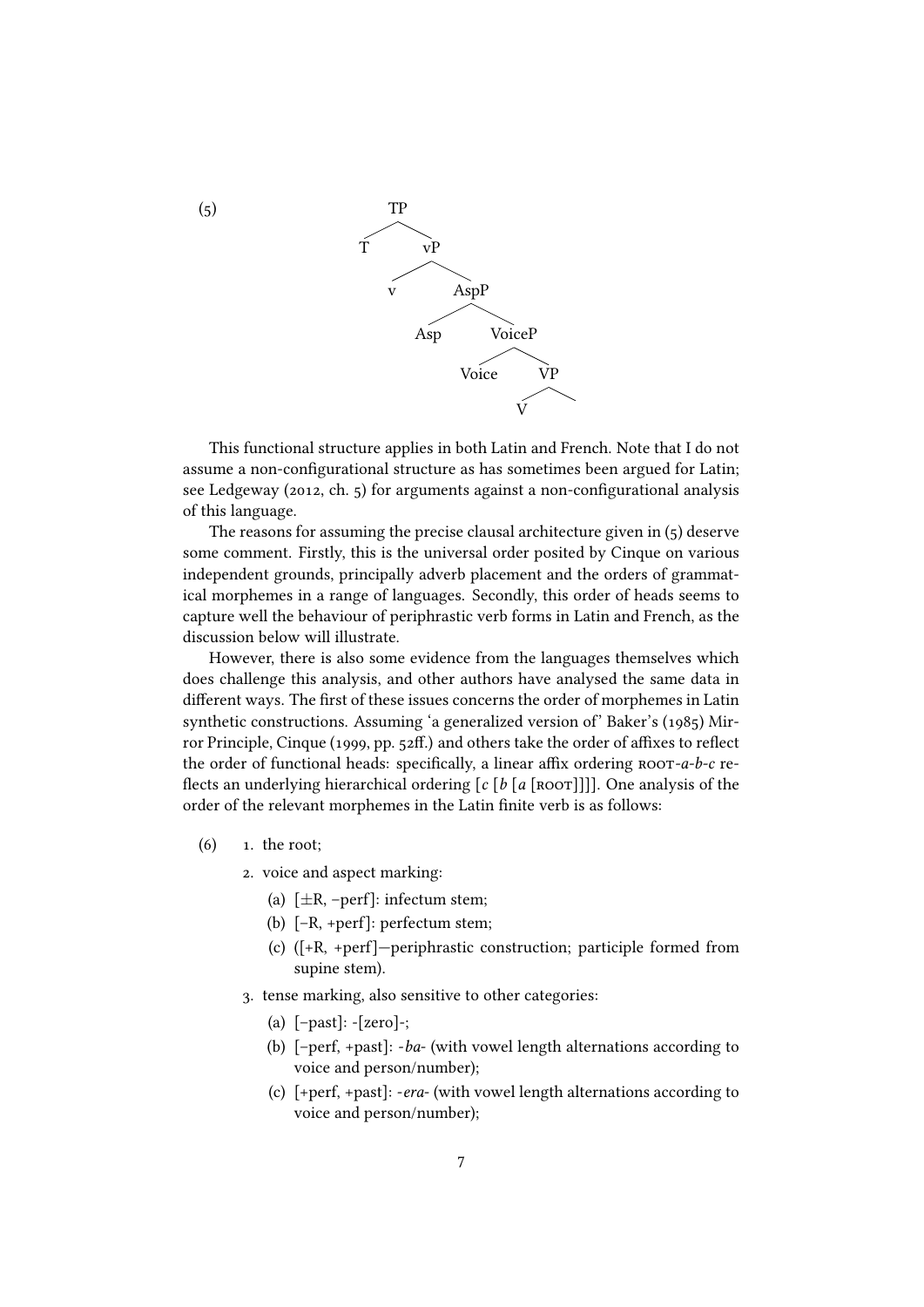(5)

```
TP
├── T
└── vP
    ├── v
    └── AspP
        ├── Asp
        └── VoiceP
            ├── Voice
            └── VP
                ├── V
                └── 
```

This functional structure applies in both Latin and French. Note that I do not assume a non-configurational structure as has sometimes been argued for Latin; see Ledgeway (2012, ch. 5) for arguments against a non-configurational analysis of this language.

The reasons for assuming the precise clausal architecture given in (5) deserve some comment. Firstly, this is the universal order posited by Cinque on various independent grounds, principally adverb placement and the orders of grammatical morphemes in a range of languages. Secondly, this order of heads seems to capture well the behaviour of periphrastic verb forms in Latin and French, as the discussion below will illustrate.

However, there is also some evidence from the languages themselves which does challenge this analysis, and other authors have analysed the same data in different ways. The first of these issues concerns the order of morphemes in Latin synthetic constructions. Assuming 'a generalized version of' Baker's (1985) Mirror Principle, Cinque (1999, pp. 52ff.) and others take the order of affixes to reflect the order of functional heads: specifically, a linear affix ordering ROOT-*a*-*b*-*c* reflects an underlying hierarchical ordering [*c* [*b* [*a* [ROOT]]]]. One analysis of the order of the relevant morphemes in the Latin finite verb is as follows:

(6)
1. the root;
2. voice and aspect marking:
   (a) [±R, −perf]: infectum stem;
   (b) [−R, +perf]: perfectum stem;
   (c) ([+R, +perf]—periphrastic construction; participle formed from supine stem).
3. tense marking, also sensitive to other categories:
   (a) [−past]: -[zero]-;
   (b) [−perf, +past]: -*ba*- (with vowel length alternations according to voice and person/number);
   (c) [+perf, +past]: -*era*- (with vowel length alternations according to voice and person/number);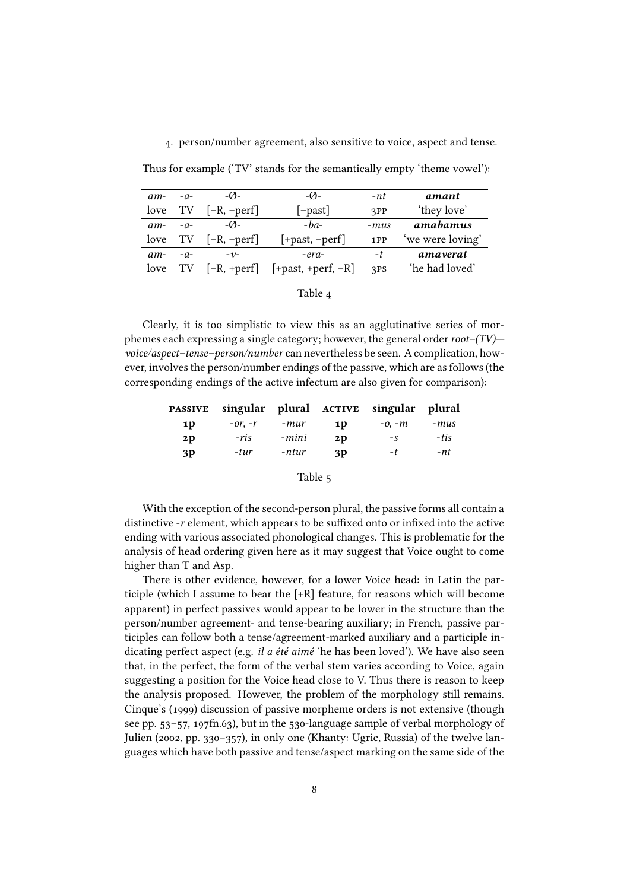4. person/number agreement, also sensitive to voice, aspect and tense.

Thus for example ('TV' stands for the semantically empty 'theme vowel'):

| | | | | | |
|---|---|---|---|---|---|
| *am-* | *-a-* | *-Ø-* | *-Ø-* | *-nt* | ***amant*** |
| love | TV | [–R, –perf] | [–past] | 3PP | 'they love' |
| *am-* | *-a-* | *-Ø-* | *-ba-* | *-mus* | ***amabamus*** |
| love | TV | [–R, –perf] | [+past, –perf] | 1PP | 'we were loving' |
| *am-* | *-a-* | *-v-* | *-era-* | *-t* | ***amaverat*** |
| love | TV | [–R, +perf] | [+past, +perf, –R] | 3PS | 'he had loved' |

Table 4

Clearly, it is too simplistic to view this as an agglutinative series of morphemes each expressing a single category; however, the general order *root–(TV)—voice/aspect–tense–person/number* can nevertheless be seen. A complication, however, involves the person/number endings of the passive, which are as follows (the corresponding endings of the active infectum are also given for comparison):

| PASSIVE | singular | plural | ACTIVE | singular | plural |
|---|---|---|---|---|---|
| **1p** | *-or, -r* | *-mur* | **1p** | *-o, -m* | *-mus* |
| **2p** | *-ris* | *-mini* | **2p** | *-s* | *-tis* |
| **3p** | *-tur* | *-ntur* | **3p** | *-t* | *-nt* |

Table 5

With the exception of the second-person plural, the passive forms all contain a distinctive *-r* element, which appears to be suffixed onto or infixed into the active ending with various associated phonological changes. This is problematic for the analysis of head ordering given here as it may suggest that Voice ought to come higher than T and Asp.

There is other evidence, however, for a lower Voice head: in Latin the participle (which I assume to bear the [+R] feature, for reasons which will become apparent) in perfect passives would appear to be lower in the structure than the person/number agreement- and tense-bearing auxiliary; in French, passive participles can follow both a tense/agreement-marked auxiliary and a participle indicating perfect aspect (e.g. *il a été aimé* 'he has been loved'). We have also seen that, in the perfect, the form of the verbal stem varies according to Voice, again suggesting a position for the Voice head close to V. Thus there is reason to keep the analysis proposed. However, the problem of the morphology still remains. Cinque's (1999) discussion of passive morpheme orders is not extensive (though see pp. 53–57, 197fn.63), but in the 530-language sample of verbal morphology of Julien (2002, pp. 330–357), in only one (Khanty: Ugric, Russia) of the twelve languages which have both passive and tense/aspect marking on the same side of the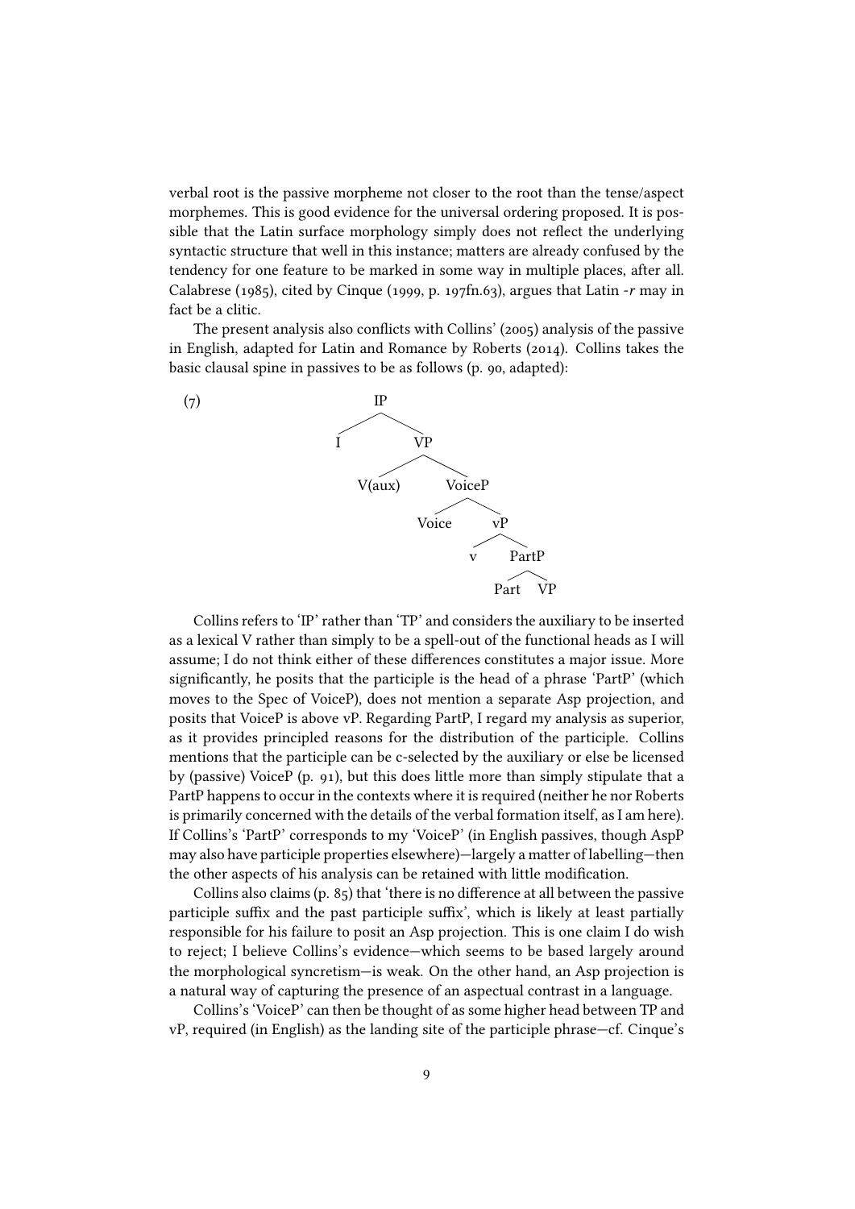verbal root is the passive morpheme not closer to the root than the tense/aspect morphemes. This is good evidence for the universal ordering proposed. It is possible that the Latin surface morphology simply does not reflect the underlying syntactic structure that well in this instance; matters are already confused by the tendency for one feature to be marked in some way in multiple places, after all. Calabrese (1985), cited by Cinque (1999, p. 197fn.63), argues that Latin *-r* may in fact be a clitic.

The present analysis also conflicts with Collins' (2005) analysis of the passive in English, adapted for Latin and Romance by Roberts (2014). Collins takes the basic clausal spine in passives to be as follows (p. 90, adapted):

(7)

```
IP
├── I
└── VP
    ├── V(aux)
    └── VoiceP
        ├── Voice
        └── vP
            ├── v
            └── PartP
                ├── Part
                └── VP
```

Collins refers to 'IP' rather than 'TP' and considers the auxiliary to be inserted as a lexical V rather than simply to be a spell-out of the functional heads as I will assume; I do not think either of these differences constitutes a major issue. More significantly, he posits that the participle is the head of a phrase 'PartP' (which moves to the Spec of VoiceP), does not mention a separate Asp projection, and posits that VoiceP is above vP. Regarding PartP, I regard my analysis as superior, as it provides principled reasons for the distribution of the participle. Collins mentions that the participle can be c-selected by the auxiliary or else be licensed by (passive) VoiceP (p. 91), but this does little more than simply stipulate that a PartP happens to occur in the contexts where it is required (neither he nor Roberts is primarily concerned with the details of the verbal formation itself, as I am here). If Collins's 'PartP' corresponds to my 'VoiceP' (in English passives, though AspP may also have participle properties elsewhere)—largely a matter of labelling—then the other aspects of his analysis can be retained with little modification.

Collins also claims (p. 85) that 'there is no difference at all between the passive participle suffix and the past participle suffix', which is likely at least partially responsible for his failure to posit an Asp projection. This is one claim I do wish to reject; I believe Collins's evidence—which seems to be based largely around the morphological syncretism—is weak. On the other hand, an Asp projection is a natural way of capturing the presence of an aspectual contrast in a language.

Collins's 'VoiceP' can then be thought of as some higher head between TP and vP, required (in English) as the landing site of the participle phrase—cf. Cinque's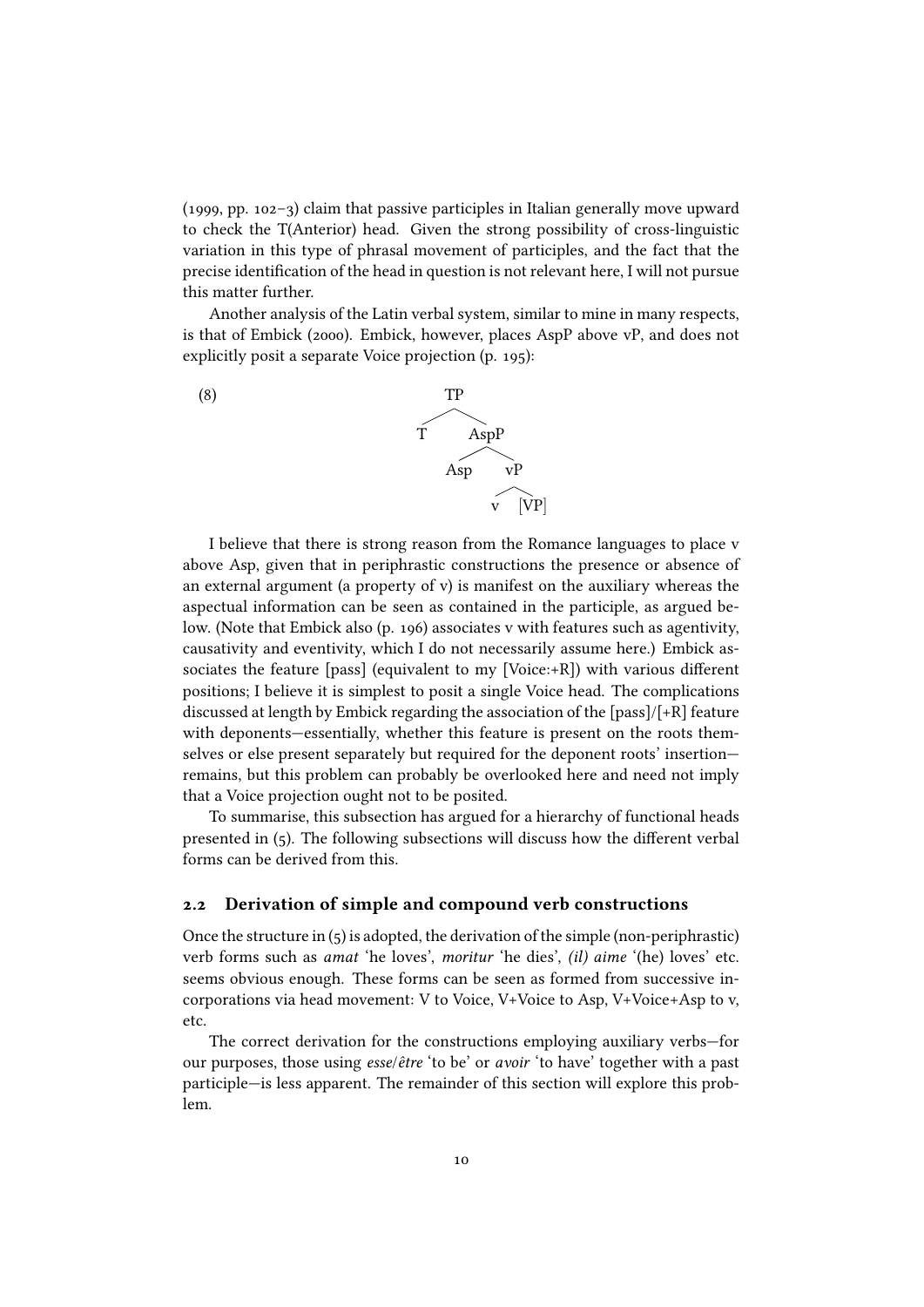(1999, pp. 102–3) claim that passive participles in Italian generally move upward to check the T(Anterior) head. Given the strong possibility of cross-linguistic variation in this type of phrasal movement of participles, and the fact that the precise identification of the head in question is not relevant here, I will not pursue this matter further.

Another analysis of the Latin verbal system, similar to mine in many respects, is that of Embick (2000). Embick, however, places AspP above vP, and does not explicitly posit a separate Voice projection (p. 195):

(8)
```
TP
├── T
└── AspP
    ├── Asp
    └── vP
        ├── v
        └── [VP]
```

I believe that there is strong reason from the Romance languages to place v above Asp, given that in periphrastic constructions the presence or absence of an external argument (a property of v) is manifest on the auxiliary whereas the aspectual information can be seen as contained in the participle, as argued below. (Note that Embick also (p. 196) associates v with features such as agentivity, causativity and eventivity, which I do not necessarily assume here.) Embick associates the feature [pass] (equivalent to my [Voice:+R]) with various different positions; I believe it is simplest to posit a single Voice head. The complications discussed at length by Embick regarding the association of the [pass]/[+R] feature with deponents—essentially, whether this feature is present on the roots themselves or else present separately but required for the deponent roots' insertion—remains, but this problem can probably be overlooked here and need not imply that a Voice projection ought not to be posited.

To summarise, this subsection has argued for a hierarchy of functional heads presented in (5). The following subsections will discuss how the different verbal forms can be derived from this.

## 2.2 Derivation of simple and compound verb constructions

Once the structure in (5) is adopted, the derivation of the simple (non-periphrastic) verb forms such as *amat* 'he loves', *moritur* 'he dies', *(il) aime* '(he) loves' etc. seems obvious enough. These forms can be seen as formed from successive incorporations via head movement: V to Voice, V+Voice to Asp, V+Voice+Asp to v, etc.

The correct derivation for the constructions employing auxiliary verbs—for our purposes, those using *esse*/*être* 'to be' or *avoir* 'to have' together with a past participle—is less apparent. The remainder of this section will explore this problem.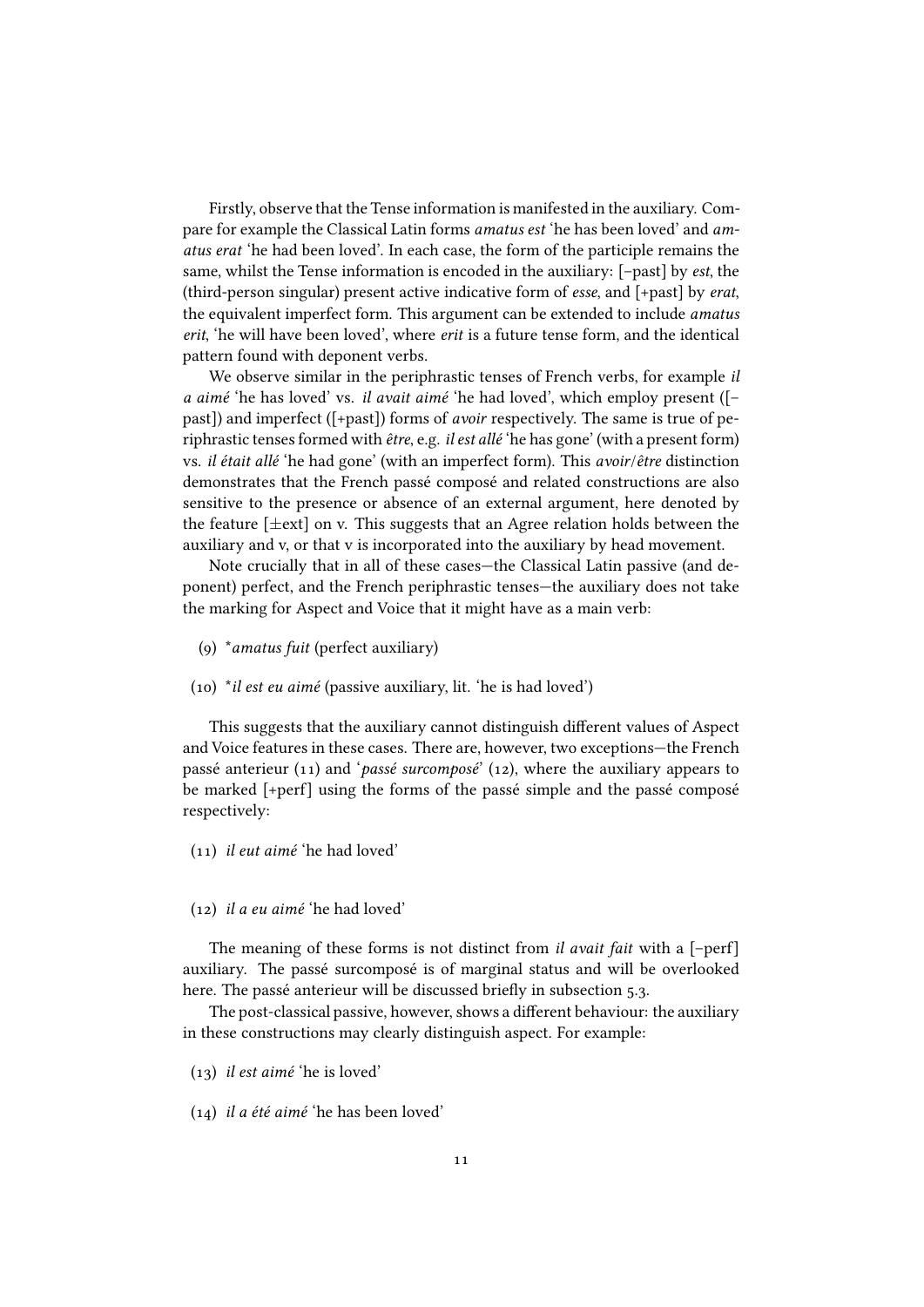Firstly, observe that the Tense information is manifested in the auxiliary. Compare for example the Classical Latin forms *amatus est* 'he has been loved' and *amatus erat* 'he had been loved'. In each case, the form of the participle remains the same, whilst the Tense information is encoded in the auxiliary: [–past] by *est*, the (third-person singular) present active indicative form of *esse*, and [+past] by *erat*, the equivalent imperfect form. This argument can be extended to include *amatus erit*, 'he will have been loved', where *erit* is a future tense form, and the identical pattern found with deponent verbs.

We observe similar in the periphrastic tenses of French verbs, for example *il a aimé* 'he has loved' vs. *il avait aimé* 'he had loved', which employ present ([–past]) and imperfect ([+past]) forms of *avoir* respectively. The same is true of periphrastic tenses formed with *être*, e.g. *il est allé* 'he has gone' (with a present form) vs. *il était allé* 'he had gone' (with an imperfect form). This *avoir*/*être* distinction demonstrates that the French passé composé and related constructions are also sensitive to the presence or absence of an external argument, here denoted by the feature [±ext] on v. This suggests that an Agree relation holds between the auxiliary and v, or that v is incorporated into the auxiliary by head movement.

Note crucially that in all of these cases—the Classical Latin passive (and deponent) perfect, and the French periphrastic tenses—the auxiliary does not take the marking for Aspect and Voice that it might have as a main verb:

(9) \**amatus fuit* (perfect auxiliary)

(10) \**il est eu aimé* (passive auxiliary, lit. 'he is had loved')

This suggests that the auxiliary cannot distinguish different values of Aspect and Voice features in these cases. There are, however, two exceptions—the French passé anterieur (11) and '*passé surcomposé*' (12), where the auxiliary appears to be marked [+perf] using the forms of the passé simple and the passé composé respectively:

(11) *il eut aimé* 'he had loved'

(12) *il a eu aimé* 'he had loved'

The meaning of these forms is not distinct from *il avait fait* with a [–perf] auxiliary. The passé surcomposé is of marginal status and will be overlooked here. The passé anterieur will be discussed briefly in subsection 5.3.

The post-classical passive, however, shows a different behaviour: the auxiliary in these constructions may clearly distinguish aspect. For example:

(13) *il est aimé* 'he is loved'

(14) *il a été aimé* 'he has been loved'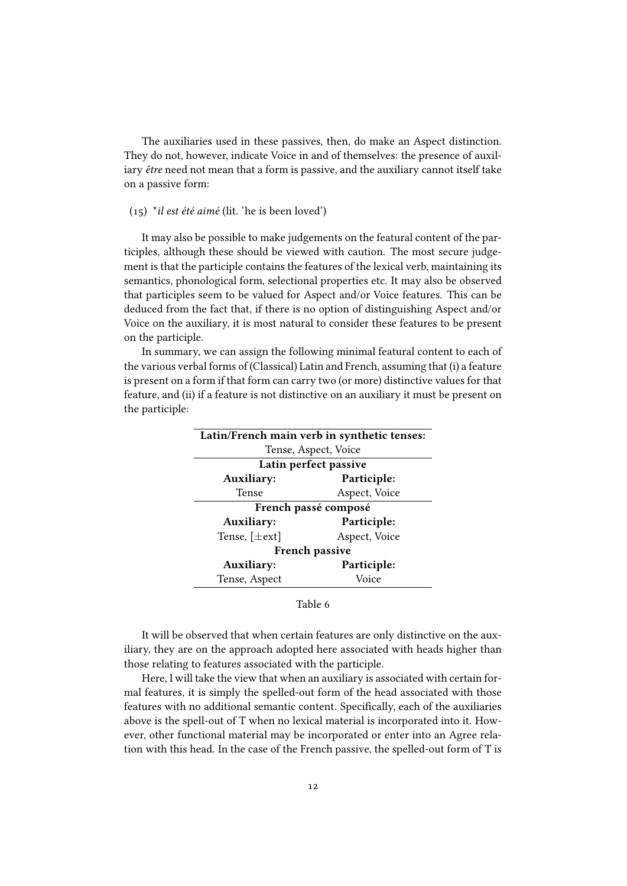The auxiliaries used in these passives, then, do make an Aspect distinction. They do not, however, indicate Voice in and of themselves: the presence of auxiliary *être* need not mean that a form is passive, and the auxiliary cannot itself take on a passive form:

(15) \**il est été aimé* (lit. 'he is been loved')

It may also be possible to make judgements on the featural content of the participles, although these should be viewed with caution. The most secure judgement is that the participle contains the features of the lexical verb, maintaining its semantics, phonological form, selectional properties etc. It may also be observed that participles seem to be valued for Aspect and/or Voice features. This can be deduced from the fact that, if there is no option of distinguishing Aspect and/or Voice on the auxiliary, it is most natural to consider these features to be present on the participle.

In summary, we can assign the following minimal featural content to each of the various verbal forms of (Classical) Latin and French, assuming that (i) a feature is present on a form if that form can carry two (or more) distinctive values for that feature, and (ii) if a feature is not distinctive on an auxiliary it must be present on the participle:

| **Latin/French main verb in synthetic tenses:** | |
|---|---|
| Tense, Aspect, Voice | |
| **Latin perfect passive** | |
| **Auxiliary:** | **Participle:** |
| Tense | Aspect, Voice |
| **French passé composé** | |
| **Auxiliary:** | **Participle:** |
| Tense, [$\pm$ext] | Aspect, Voice |
| **French passive** | |
| **Auxiliary:** | **Participle:** |
| Tense, Aspect | Voice |

Table 6

It will be observed that when certain features are only distinctive on the auxiliary, they are on the approach adopted here associated with heads higher than those relating to features associated with the participle.

Here, I will take the view that when an auxiliary is associated with certain formal features, it is simply the spelled-out form of the head associated with those features with no additional semantic content. Specifically, each of the auxiliaries above is the spell-out of T when no lexical material is incorporated into it. However, other functional material may be incorporated or enter into an Agree relation with this head. In the case of the French passive, the spelled-out form of T is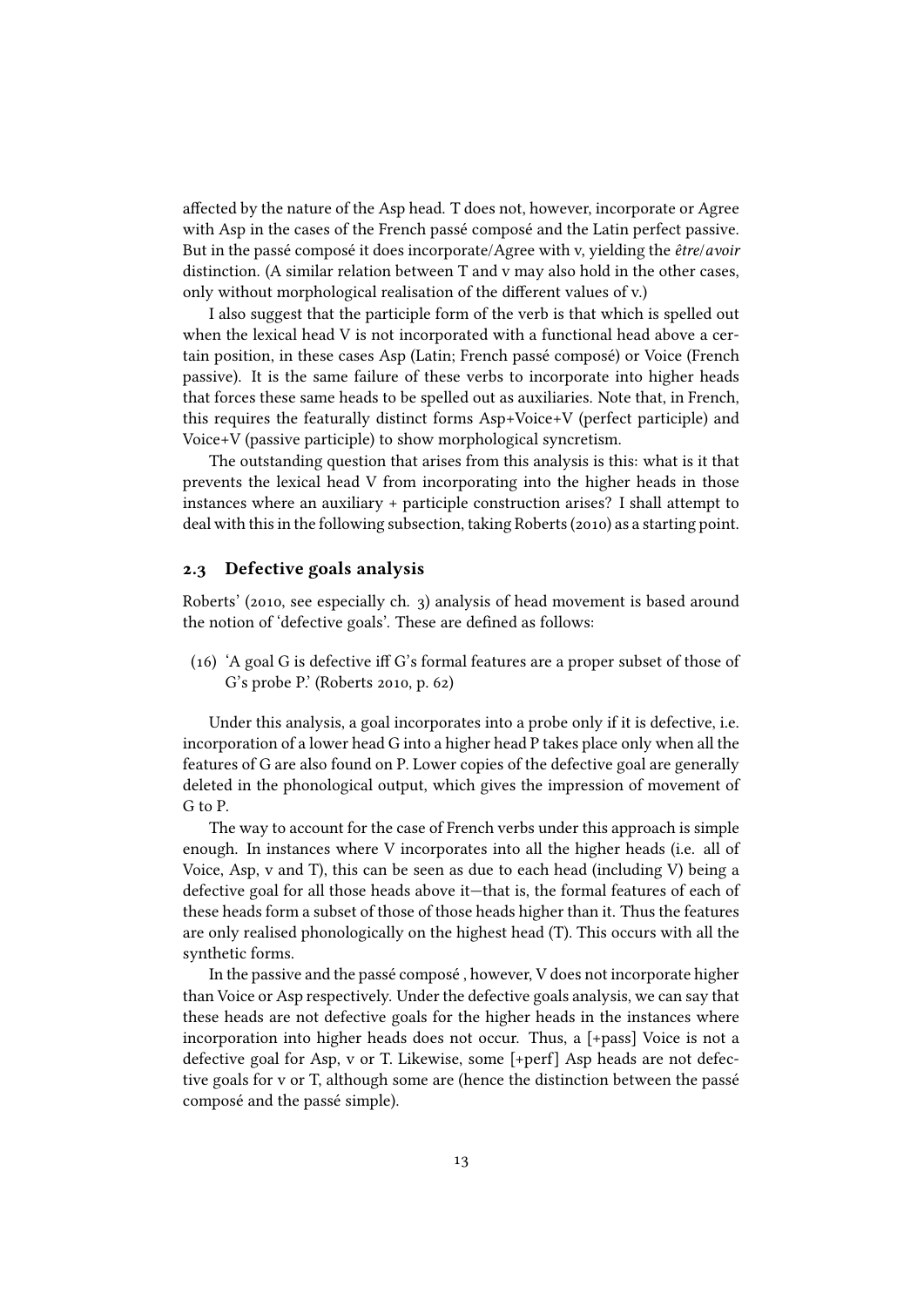affected by the nature of the Asp head. T does not, however, incorporate or Agree with Asp in the cases of the French passé composé and the Latin perfect passive. But in the passé composé it does incorporate/Agree with v, yielding the *être*/*avoir* distinction. (A similar relation between T and v may also hold in the other cases, only without morphological realisation of the different values of v.)

I also suggest that the participle form of the verb is that which is spelled out when the lexical head V is not incorporated with a functional head above a certain position, in these cases Asp (Latin; French passé composé) or Voice (French passive). It is the same failure of these verbs to incorporate into higher heads that forces these same heads to be spelled out as auxiliaries. Note that, in French, this requires the featurally distinct forms Asp+Voice+V (perfect participle) and Voice+V (passive participle) to show morphological syncretism.

The outstanding question that arises from this analysis is this: what is it that prevents the lexical head V from incorporating into the higher heads in those instances where an auxiliary + participle construction arises? I shall attempt to deal with this in the following subsection, taking Roberts (2010) as a starting point.

### 2.3 Defective goals analysis

Roberts' (2010, see especially ch. 3) analysis of head movement is based around the notion of 'defective goals'. These are defined as follows:

(16) 'A goal G is defective iff G's formal features are a proper subset of those of G's probe P.' (Roberts 2010, p. 62)

Under this analysis, a goal incorporates into a probe only if it is defective, i.e. incorporation of a lower head G into a higher head P takes place only when all the features of G are also found on P. Lower copies of the defective goal are generally deleted in the phonological output, which gives the impression of movement of G to P.

The way to account for the case of French verbs under this approach is simple enough. In instances where V incorporates into all the higher heads (i.e. all of Voice, Asp, v and T), this can be seen as due to each head (including V) being a defective goal for all those heads above it—that is, the formal features of each of these heads form a subset of those of those heads higher than it. Thus the features are only realised phonologically on the highest head (T). This occurs with all the synthetic forms.

In the passive and the passé composé , however, V does not incorporate higher than Voice or Asp respectively. Under the defective goals analysis, we can say that these heads are not defective goals for the higher heads in the instances where incorporation into higher heads does not occur. Thus, a [+pass] Voice is not a defective goal for Asp, v or T. Likewise, some [+perf] Asp heads are not defective goals for v or T, although some are (hence the distinction between the passé composé and the passé simple).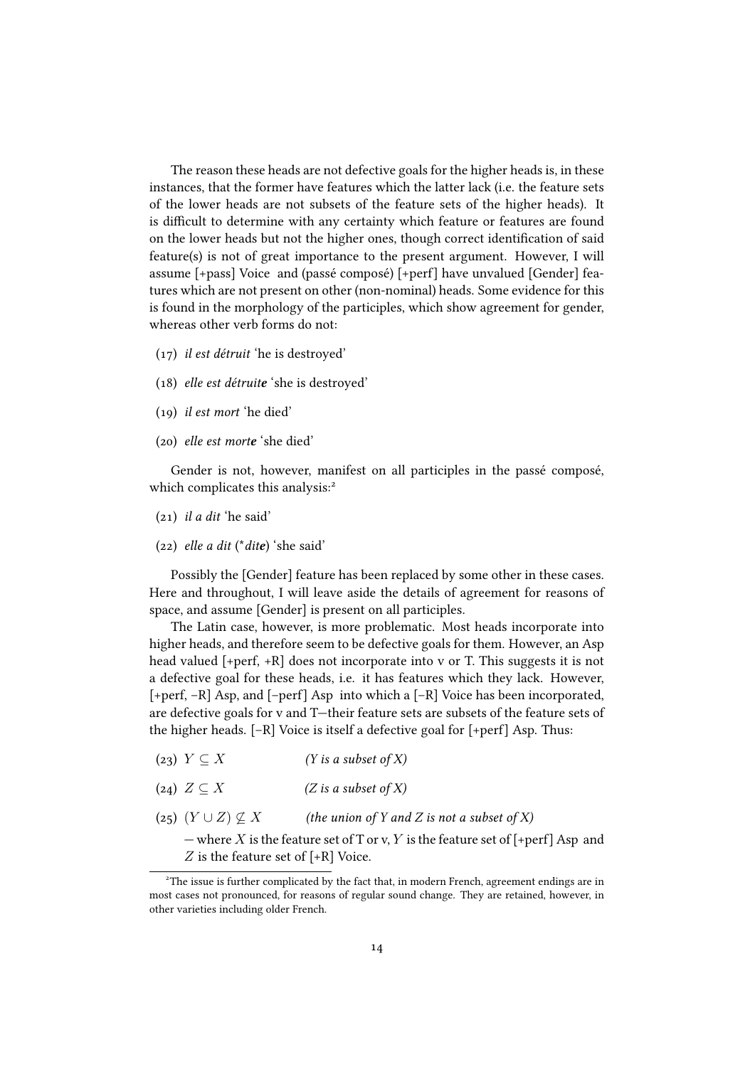The reason these heads are not defective goals for the higher heads is, in these instances, that the former have features which the latter lack (i.e. the feature sets of the lower heads are not subsets of the feature sets of the higher heads). It is difficult to determine with any certainty which feature or features are found on the lower heads but not the higher ones, though correct identification of said feature(s) is not of great importance to the present argument. However, I will assume [+pass] Voice and (passé composé) [+perf] have unvalued [Gender] features which are not present on other (non-nominal) heads. Some evidence for this is found in the morphology of the participles, which show agreement for gender, whereas other verb forms do not:

(17) *il est détruit* 'he is destroyed'

(18) *elle est détruit**e*** 'she is destroyed'

(19) *il est mort* 'he died'

(20) *elle est mort**e*** 'she died'

Gender is not, however, manifest on all participles in the passé composé, which complicates this analysis:[2]

(21) *il a dit* 'he said'

(22) *elle a dit* (*\*dit**e***) 'she said'

Possibly the [Gender] feature has been replaced by some other in these cases. Here and throughout, I will leave aside the details of agreement for reasons of space, and assume [Gender] is present on all participles.

The Latin case, however, is more problematic. Most heads incorporate into higher heads, and therefore seem to be defective goals for them. However, an Asp head valued [+perf, +R] does not incorporate into v or T. This suggests it is not a defective goal for these heads, i.e. it has features which they lack. However, [+perf, −R] Asp, and [−perf] Asp into which a [−R] Voice has been incorporated, are defective goals for v and T—their feature sets are subsets of the feature sets of the higher heads. [−R] Voice is itself a defective goal for [+perf] Asp. Thus:

(23) $Y \subseteq X$ *(Y is a subset of X)*

(24) $Z \subseteq X$ *(Z is a subset of X)*

(25) $(Y \cup Z) \nsubseteq X$ *(the union of Y and Z is not a subset of X)*

— where $X$ is the feature set of T or v, $Y$ is the feature set of [+perf] Asp and $Z$ is the feature set of [+R] Voice.

---

[2] The issue is further complicated by the fact that, in modern French, agreement endings are in most cases not pronounced, for reasons of regular sound change. They are retained, however, in other varieties including older French.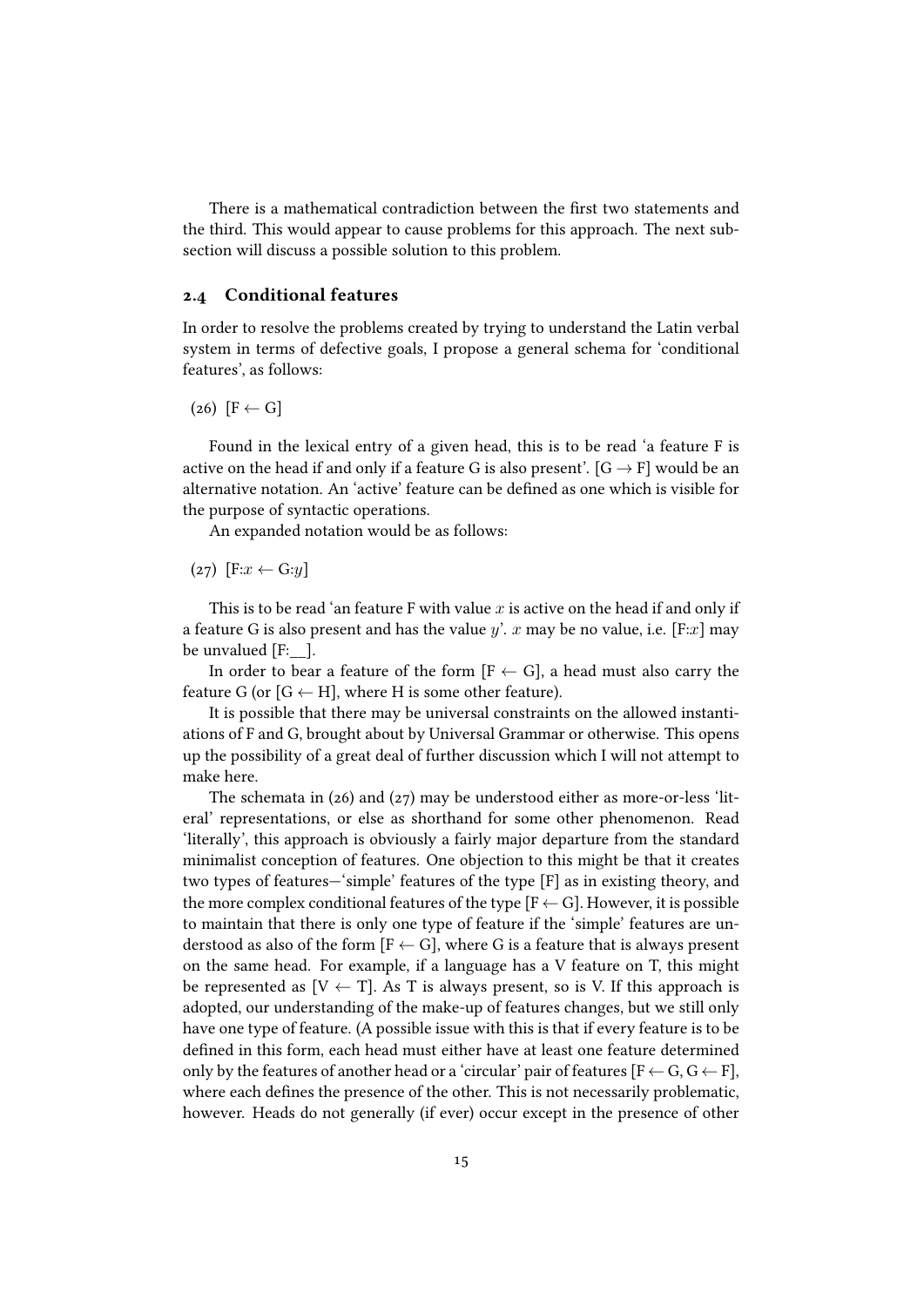There is a mathematical contradiction between the first two statements and the third. This would appear to cause problems for this approach. The next subsection will discuss a possible solution to this problem.

## 2.4 Conditional features

In order to resolve the problems created by trying to understand the Latin verbal system in terms of defective goals, I propose a general schema for 'conditional features', as follows:

(26) [F ← G]

Found in the lexical entry of a given head, this is to be read 'a feature F is active on the head if and only if a feature G is also present'. [G → F] would be an alternative notation. An 'active' feature can be defined as one which is visible for the purpose of syntactic operations.

An expanded notation would be as follows:

(27) [F:$x$ ← G:$y$]

This is to be read 'an feature F with value $x$ is active on the head if and only if a feature G is also present and has the value $y$'. $x$ may be no value, i.e. [F:$x$] may be unvalued [F:__].

In order to bear a feature of the form [F ← G], a head must also carry the feature G (or [G ← H], where H is some other feature).

It is possible that there may be universal constraints on the allowed instantiations of F and G, brought about by Universal Grammar or otherwise. This opens up the possibility of a great deal of further discussion which I will not attempt to make here.

The schemata in (26) and (27) may be understood either as more-or-less 'literal' representations, or else as shorthand for some other phenomenon. Read 'literally', this approach is obviously a fairly major departure from the standard minimalist conception of features. One objection to this might be that it creates two types of features—'simple' features of the type [F] as in existing theory, and the more complex conditional features of the type [F ← G]. However, it is possible to maintain that there is only one type of feature if the 'simple' features are understood as also of the form [F ← G], where G is a feature that is always present on the same head. For example, if a language has a V feature on T, this might be represented as [V ← T]. As T is always present, so is V. If this approach is adopted, our understanding of the make-up of features changes, but we still only have one type of feature. (A possible issue with this is that if every feature is to be defined in this form, each head must either have at least one feature determined only by the features of another head or a 'circular' pair of features [F ← G, G ← F], where each defines the presence of the other. This is not necessarily problematic, however. Heads do not generally (if ever) occur except in the presence of other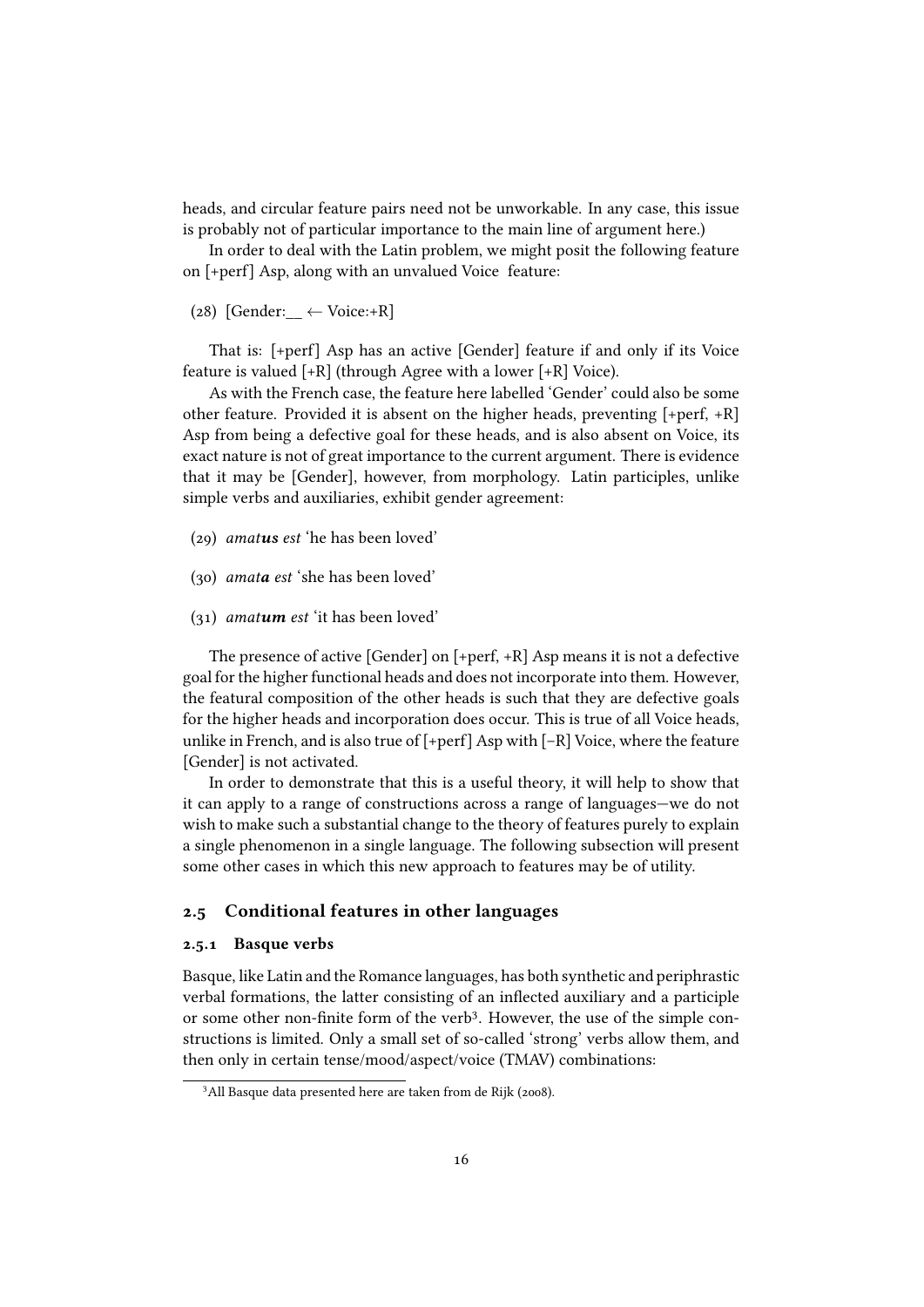heads, and circular feature pairs need not be unworkable. In any case, this issue is probably not of particular importance to the main line of argument here.)

In order to deal with the Latin problem, we might posit the following feature on [+perf] Asp, along with an unvalued Voice feature:

(28) [Gender:__ ← Voice:+R]

That is: [+perf] Asp has an active [Gender] feature if and only if its Voice feature is valued [+R] (through Agree with a lower [+R] Voice).

As with the French case, the feature here labelled 'Gender' could also be some other feature. Provided it is absent on the higher heads, preventing [+perf, +R] Asp from being a defective goal for these heads, and is also absent on Voice, its exact nature is not of great importance to the current argument. There is evidence that it may be [Gender], however, from morphology. Latin participles, unlike simple verbs and auxiliaries, exhibit gender agreement:

(29) *amat**us** est* 'he has been loved'

(30) *amat**a** est* 'she has been loved'

(31) *amat**um** est* 'it has been loved'

The presence of active [Gender] on [+perf, +R] Asp means it is not a defective goal for the higher functional heads and does not incorporate into them. However, the featural composition of the other heads is such that they are defective goals for the higher heads and incorporation does occur. This is true of all Voice heads, unlike in French, and is also true of [+perf] Asp with [−R] Voice, where the feature [Gender] is not activated.

In order to demonstrate that this is a useful theory, it will help to show that it can apply to a range of constructions across a range of languages—we do not wish to make such a substantial change to the theory of features purely to explain a single phenomenon in a single language. The following subsection will present some other cases in which this new approach to features may be of utility.

## 2.5 Conditional features in other languages

### 2.5.1 Basque verbs

Basque, like Latin and the Romance languages, has both synthetic and periphrastic verbal formations, the latter consisting of an inflected auxiliary and a participle or some other non-finite form of the verb[3]. However, the use of the simple constructions is limited. Only a small set of so-called 'strong' verbs allow them, and then only in certain tense/mood/aspect/voice (TMAV) combinations:

[3] All Basque data presented here are taken from de Rijk (2008).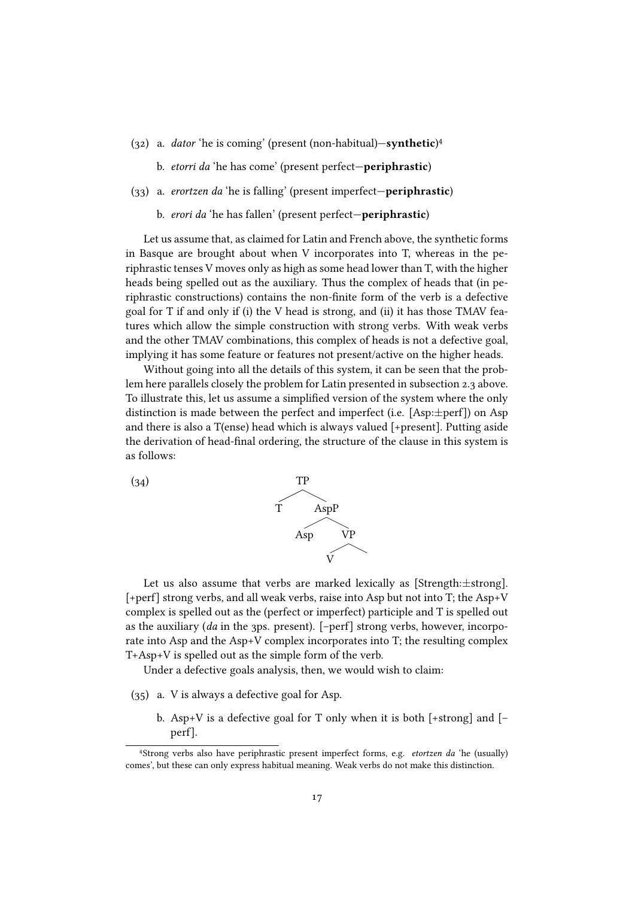(32) a. *dator* 'he is coming' (present (non-habitual)—**synthetic**)[4]

b. *etorri da* 'he has come' (present perfect—**periphrastic**)

(33) a. *erortzen da* 'he is falling' (present imperfect—**periphrastic**)

b. *erori da* 'he has fallen' (present perfect—**periphrastic**)

Let us assume that, as claimed for Latin and French above, the synthetic forms in Basque are brought about when V incorporates into T, whereas in the periphrastic tenses V moves only as high as some head lower than T, with the higher heads being spelled out as the auxiliary. Thus the complex of heads that (in periphrastic constructions) contains the non-finite form of the verb is a defective goal for T if and only if (i) the V head is strong, and (ii) it has those TMAV features which allow the simple construction with strong verbs. With weak verbs and the other TMAV combinations, this complex of heads is not a defective goal, implying it has some feature or features not present/active on the higher heads.

Without going into all the details of this system, it can be seen that the problem here parallels closely the problem for Latin presented in subsection 2.3 above. To illustrate this, let us assume a simplified version of the system where the only distinction is made between the perfect and imperfect (i.e. [Asp:±perf]) on Asp and there is also a T(ense) head which is always valued [+present]. Putting aside the derivation of head-final ordering, the structure of the clause in this system is as follows:

(34)

```
      TP
     /  \
    T    AspP
        /    \
      Asp     VP
             /  \
            V
```

Let us also assume that verbs are marked lexically as [Strength:±strong]. [+perf] strong verbs, and all weak verbs, raise into Asp but not into T; the Asp+V complex is spelled out as the (perfect or imperfect) participle and T is spelled out as the auxiliary (*da* in the 3ps. present). [−perf] strong verbs, however, incorporate into Asp and the Asp+V complex incorporates into T; the resulting complex T+Asp+V is spelled out as the simple form of the verb.

Under a defective goals analysis, then, we would wish to claim:

(35) a. V is always a defective goal for Asp.

b. Asp+V is a defective goal for T only when it is both [+strong] and [−perf].

[4] Strong verbs also have periphrastic present imperfect forms, e.g. *etortzen da* 'he (usually) comes', but these can only express habitual meaning. Weak verbs do not make this distinction.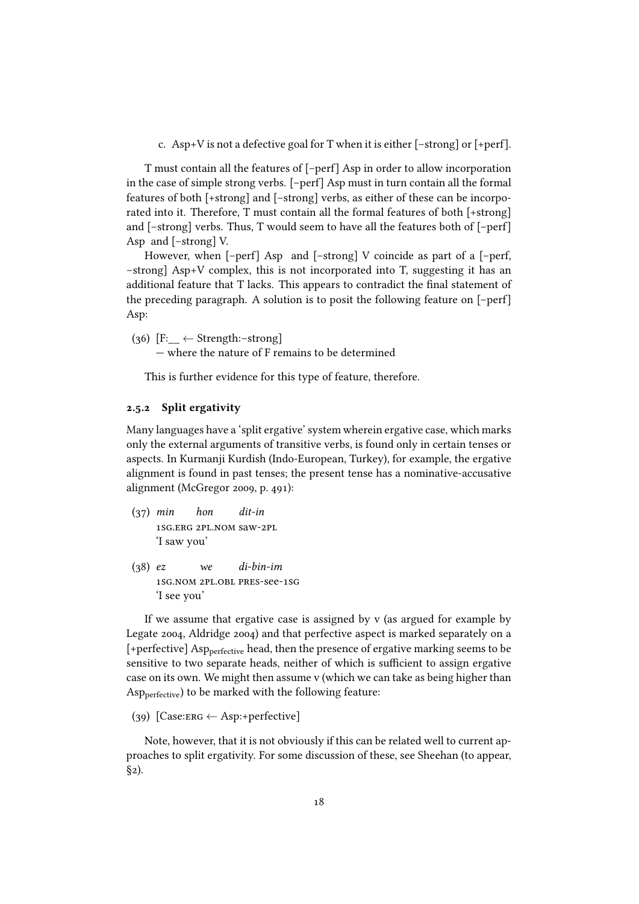c. Asp+V is not a defective goal for T when it is either [−strong] or [+perf].

T must contain all the features of [−perf] Asp in order to allow incorporation in the case of simple strong verbs. [−perf] Asp must in turn contain all the formal features of both [+strong] and [−strong] verbs, as either of these can be incorporated into it. Therefore, T must contain all the formal features of both [+strong] and [−strong] verbs. Thus, T would seem to have all the features both of [−perf] Asp and [−strong] V.

However, when [−perf] Asp and [−strong] V coincide as part of a [−perf, −strong] Asp+V complex, this is not incorporated into T, suggesting it has an additional feature that T lacks. This appears to contradict the final statement of the preceding paragraph. A solution is to posit the following feature on [−perf] Asp:

(36) [F:__ ← Strength:−strong]
— where the nature of F remains to be determined

This is further evidence for this type of feature, therefore.

### 2.5.2 Split ergativity

Many languages have a 'split ergative' system wherein ergative case, which marks only the external arguments of transitive verbs, is found only in certain tenses or aspects. In Kurmanji Kurdish (Indo-European, Turkey), for example, the ergative alignment is found in past tenses; the present tense has a nominative-accusative alignment (McGregor 2009, p. 491):

(37) *min* *hon* *dit-in*
1SG.ERG 2PL.NOM saw-2PL
'I saw you'

(38) *ez* *we* *di-bin-im*
1SG.NOM 2PL.OBL PRES-see-1SG
'I see you'

If we assume that ergative case is assigned by v (as argued for example by Legate 2004, Aldridge 2004) and that perfective aspect is marked separately on a [+perfective] $\text{Asp}_{\text{perfective}}$ head, then the presence of ergative marking seems to be sensitive to two separate heads, neither of which is sufficient to assign ergative case on its own. We might then assume v (which we can take as being higher than $\text{Asp}_{\text{perfective}}$) to be marked with the following feature:

(39) [Case:ERG ← Asp:+perfective]

Note, however, that it is not obviously if this can be related well to current approaches to split ergativity. For some discussion of these, see Sheehan (to appear, §2).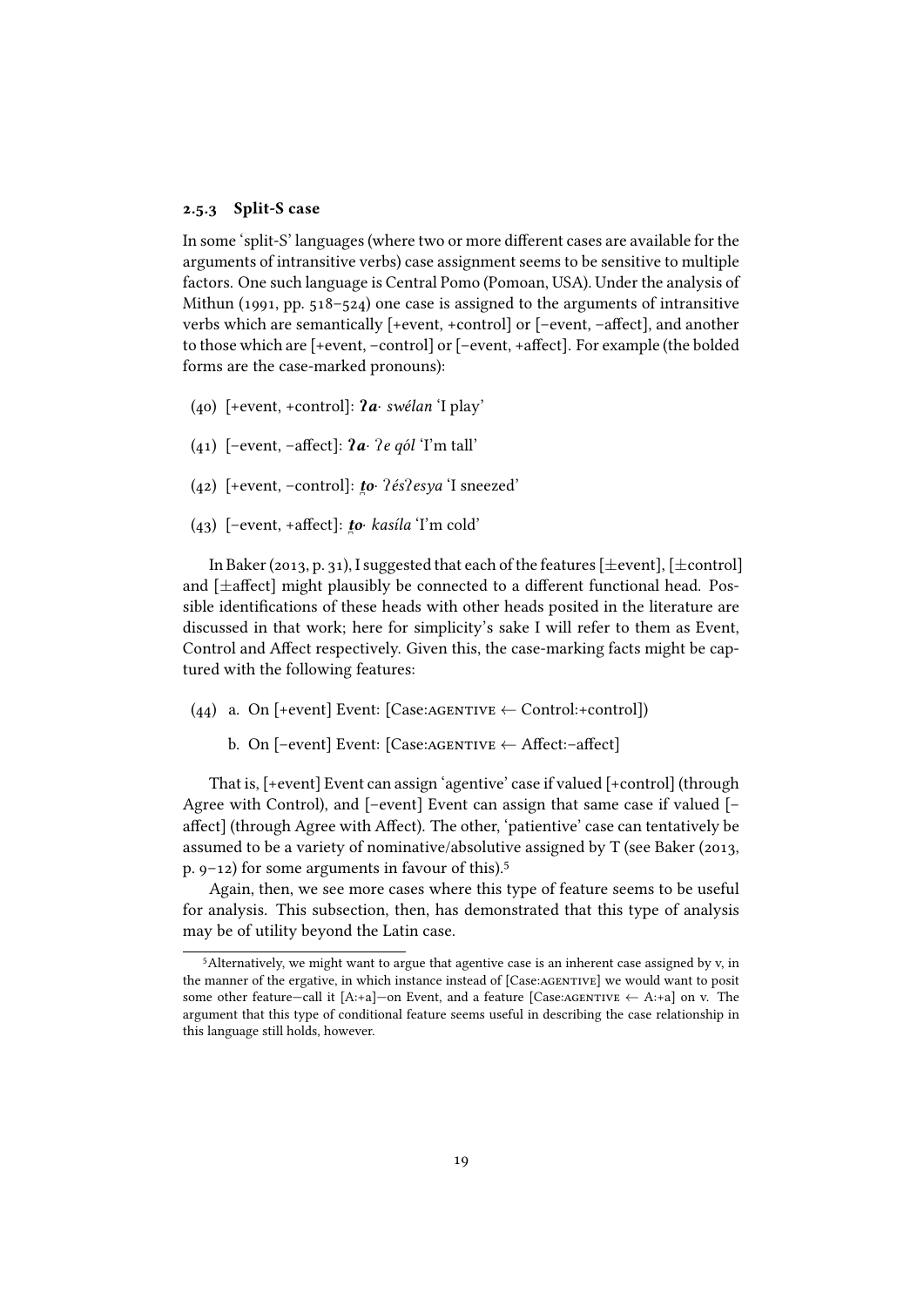### 2.5.3 Split-S case

In some 'split-S' languages (where two or more different cases are available for the arguments of intransitive verbs) case assignment seems to be sensitive to multiple factors. One such language is Central Pomo (Pomoan, USA). Under the analysis of Mithun (1991, pp. 518–524) one case is assigned to the arguments of intransitive verbs which are semantically [+event, +control] or [−event, −affect], and another to those which are [+event, −control] or [−event, +affect]. For example (the bolded forms are the case-marked pronouns):

(40) [+event, +control]: ***ʔa·*** *swélan* 'I play'

(41) [−event, −affect]: ***ʔa·*** *ʔe qʼól* 'I'm tall'

(42) [+event, −control]: ***t̪o·*** *ʔésʔesya* 'I sneezed'

(43) [−event, +affect]: ***t̪o·*** *kasíla* 'I'm cold'

In Baker (2013, p. 31), I suggested that each of the features [±event], [±control] and [±affect] might plausibly be connected to a different functional head. Possible identifications of these heads with other heads posited in the literature are discussed in that work; here for simplicity's sake I will refer to them as Event, Control and Affect respectively. Given this, the case-marking facts might be captured with the following features:

(44) a. On [+event] Event: [Case:AGENTIVE ← Control:+control])

b. On [−event] Event: [Case:AGENTIVE ← Affect:−affect]

That is, [+event] Event can assign 'agentive' case if valued [+control] (through Agree with Control), and [−event] Event can assign that same case if valued [−affect] (through Agree with Affect). The other, 'patientive' case can tentatively be assumed to be a variety of nominative/absolutive assigned by T (see Baker (2013, p. 9–12) for some arguments in favour of this).[5]

Again, then, we see more cases where this type of feature seems to be useful for analysis. This subsection, then, has demonstrated that this type of analysis may be of utility beyond the Latin case.

---

[5] Alternatively, we might want to argue that agentive case is an inherent case assigned by v, in the manner of the ergative, in which instance instead of [Case:AGENTIVE] we would want to posit some other feature—call it [A:+a]—on Event, and a feature [Case:AGENTIVE ← A:+a] on v. The argument that this type of conditional feature seems useful in describing the case relationship in this language still holds, however.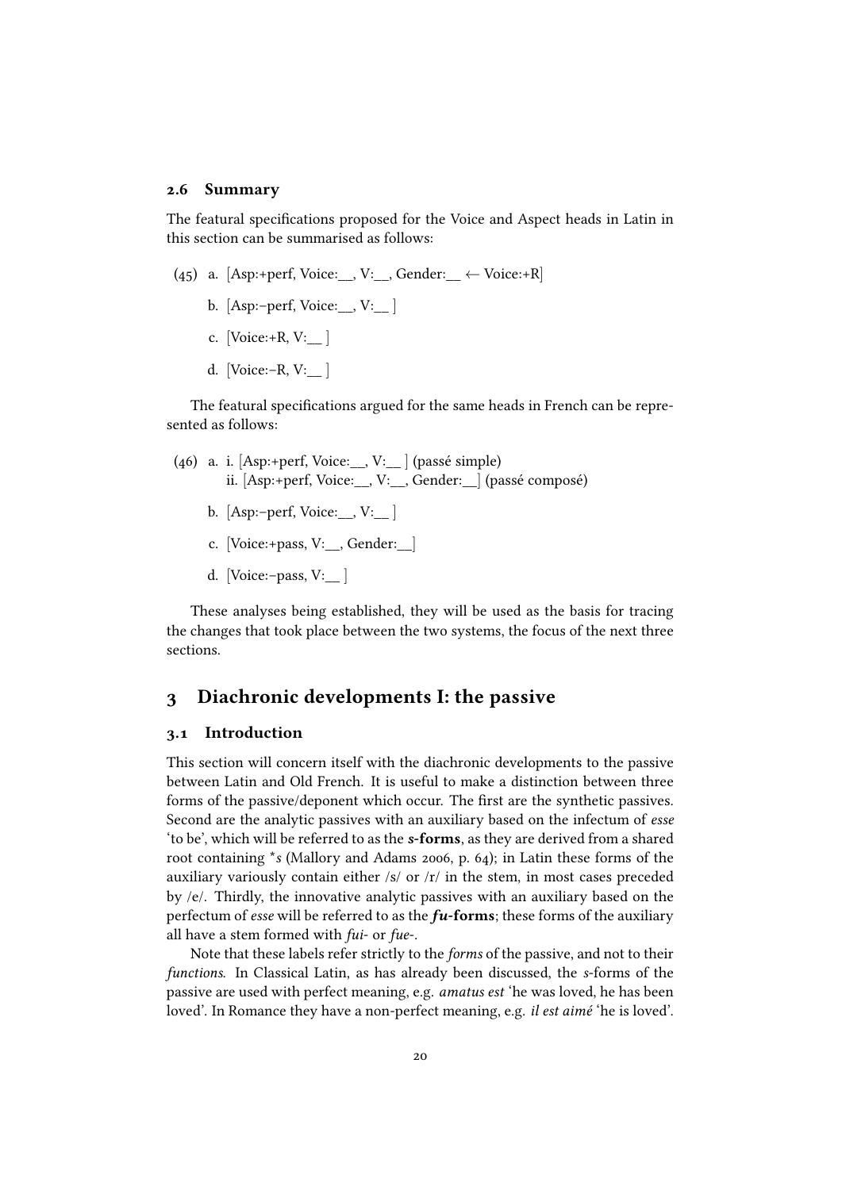### 2.6 Summary

The featural specifications proposed for the Voice and Aspect heads in Latin in this section can be summarised as follows:

(45) a. [Asp:+perf, Voice:__, V:__, Gender:__ ← Voice:+R]

b. [Asp:−perf, Voice:__, V:__ ]

c. [Voice:+R, V:__ ]

d. [Voice:−R, V:__ ]

The featural specifications argued for the same heads in French can be represented as follows:

(46) a. i. [Asp:+perf, Voice:__, V:__ ] (passé simple)
ii. [Asp:+perf, Voice:__, V:__, Gender:__] (passé composé)

b. [Asp:−perf, Voice:__, V:__ ]

c. [Voice:+pass, V:__, Gender:__]

d. [Voice:−pass, V:__ ]

These analyses being established, they will be used as the basis for tracing the changes that took place between the two systems, the focus of the next three sections.

## 3 Diachronic developments I: the passive

### 3.1 Introduction

This section will concern itself with the diachronic developments to the passive between Latin and Old French. It is useful to make a distinction between three forms of the passive/deponent which occur. The first are the synthetic passives. Second are the analytic passives with an auxiliary based on the infectum of *esse* 'to be', which will be referred to as the ***s*-forms**, as they are derived from a shared root containing \**s* (Mallory and Adams 2006, p. 64); in Latin these forms of the auxiliary variously contain either /s/ or /r/ in the stem, in most cases preceded by /e/. Thirdly, the innovative analytic passives with an auxiliary based on the perfectum of *esse* will be referred to as the ***fu*-forms**; these forms of the auxiliary all have a stem formed with *fui-* or *fue-*.

Note that these labels refer strictly to the *forms* of the passive, and not to their *functions*. In Classical Latin, as has already been discussed, the *s*-forms of the passive are used with perfect meaning, e.g. *amatus est* 'he was loved, he has been loved'. In Romance they have a non-perfect meaning, e.g. *il est aimé* 'he is loved'.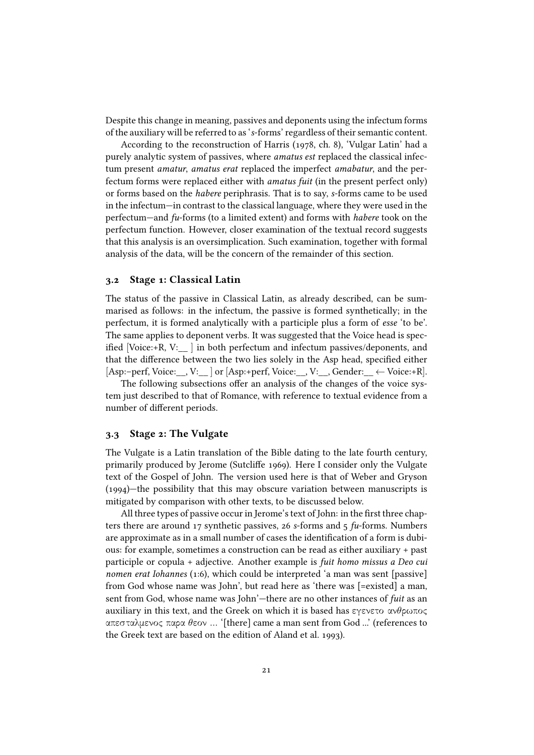Despite this change in meaning, passives and deponents using the infectum forms of the auxiliary will be referred to as '*s*-forms' regardless of their semantic content.

According to the reconstruction of Harris (1978, ch. 8), 'Vulgar Latin' had a purely analytic system of passives, where *amatus est* replaced the classical infectum present *amatur*, *amatus erat* replaced the imperfect *amabatur*, and the perfectum forms were replaced either with *amatus fuit* (in the present perfect only) or forms based on the *habere* periphrasis. That is to say, *s*-forms came to be used in the infectum—in contrast to the classical language, where they were used in the perfectum—and *fu*-forms (to a limited extent) and forms with *habere* took on the perfectum function. However, closer examination of the textual record suggests that this analysis is an oversimplication. Such examination, together with formal analysis of the data, will be the concern of the remainder of this section.

### 3.2 Stage 1: Classical Latin

The status of the passive in Classical Latin, as already described, can be summarised as follows: in the infectum, the passive is formed synthetically; in the perfectum, it is formed analytically with a participle plus a form of *esse* 'to be'. The same applies to deponent verbs. It was suggested that the Voice head is specified [Voice:+R, V:__ ] in both perfectum and infectum passives/deponents, and that the difference between the two lies solely in the Asp head, specified either [Asp:−perf, Voice:__, V:__ ] or [Asp:+perf, Voice:__, V:__, Gender:__ ← Voice:+R].

The following subsections offer an analysis of the changes of the voice system just described to that of Romance, with reference to textual evidence from a number of different periods.

### 3.3 Stage 2: The Vulgate

The Vulgate is a Latin translation of the Bible dating to the late fourth century, primarily produced by Jerome (Sutcliffe 1969). Here I consider only the Vulgate text of the Gospel of John. The version used here is that of Weber and Gryson (1994)—the possibility that this may obscure variation between manuscripts is mitigated by comparison with other texts, to be discussed below.

All three types of passive occur in Jerome's text of John: in the first three chapters there are around 17 synthetic passives, 26 *s*-forms and 5 *fu*-forms. Numbers are approximate as in a small number of cases the identification of a form is dubious: for example, sometimes a construction can be read as either auxiliary + past participle or copula + adjective. Another example is *fuit homo missus a Deo cui nomen erat Iohannes* (1:6), which could be interpreted 'a man was sent [passive] from God whose name was John', but read here as 'there was [=existed] a man, sent from God, whose name was John'—there are no other instances of *fuit* as an auxiliary in this text, and the Greek on which it is based has εγενετο ανθρωπος απεσταλμενος παρα θεον … '[there] came a man sent from God …' (references to the Greek text are based on the edition of Aland et al. 1993).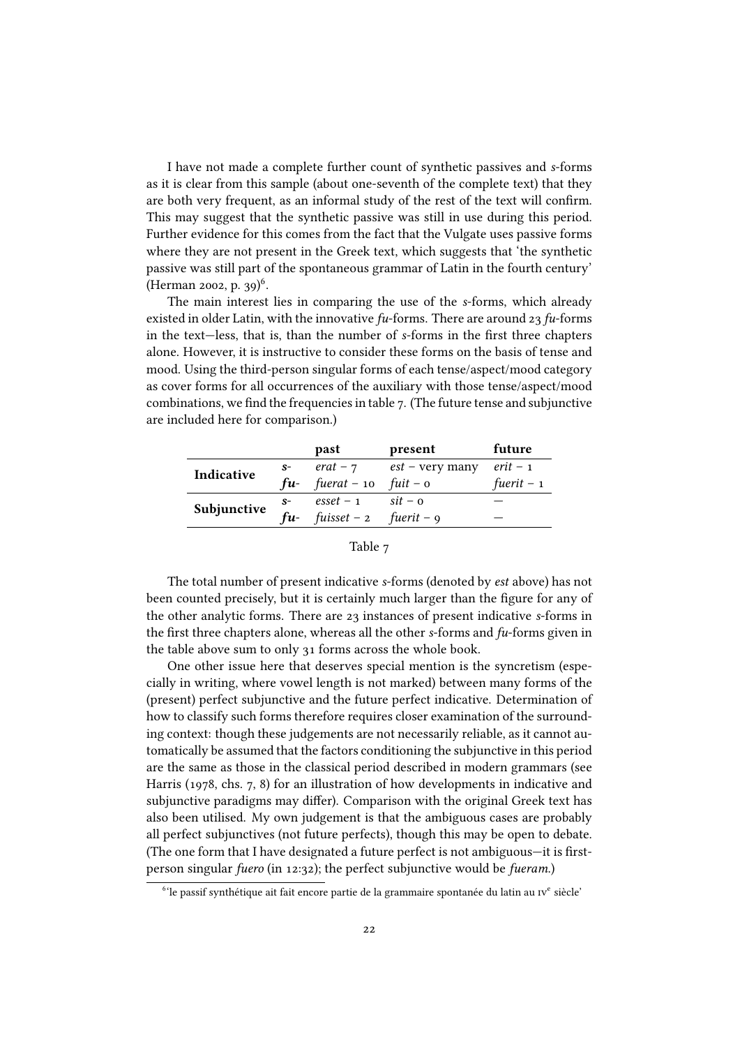I have not made a complete further count of synthetic passives and *s*-forms as it is clear from this sample (about one-seventh of the complete text) that they are both very frequent, as an informal study of the rest of the text will confirm. This may suggest that the synthetic passive was still in use during this period. Further evidence for this comes from the fact that the Vulgate uses passive forms where they are not present in the Greek text, which suggests that 'the synthetic passive was still part of the spontaneous grammar of Latin in the fourth century' (Herman 2002, p. 39)[6].

The main interest lies in comparing the use of the *s*-forms, which already existed in older Latin, with the innovative *fu*-forms. There are around 23 *fu*-forms in the text—less, that is, than the number of *s*-forms in the first three chapters alone. However, it is instructive to consider these forms on the basis of tense and mood. Using the third-person singular forms of each tense/aspect/mood category as cover forms for all occurrences of the auxiliary with those tense/aspect/mood combinations, we find the frequencies in table 7. (The future tense and subjunctive are included here for comparison.)

| | | **past** | **present** | **future** |
|---|---|---|---|---|
| **Indicative** | ***s-*** | *erat* – 7 | *est* – very many | *erit* – 1 |
| | ***fu-*** | *fuerat* – 10 | *fuit* – 0 | *fuerit* – 1 |
| **Subjunctive** | ***s-*** | *esset* – 1 | *sit* – 0 | — |
| | ***fu-*** | *fuisset* – 2 | *fuerit* – 9 | — |

Table 7

The total number of present indicative *s*-forms (denoted by *est* above) has not been counted precisely, but it is certainly much larger than the figure for any of the other analytic forms. There are 23 instances of present indicative *s*-forms in the first three chapters alone, whereas all the other *s*-forms and *fu*-forms given in the table above sum to only 31 forms across the whole book.

One other issue here that deserves special mention is the syncretism (especially in writing, where vowel length is not marked) between many forms of the (present) perfect subjunctive and the future perfect indicative. Determination of how to classify such forms therefore requires closer examination of the surrounding context: though these judgements are not necessarily reliable, as it cannot automatically be assumed that the factors conditioning the subjunctive in this period are the same as those in the classical period described in modern grammars (see Harris (1978, chs. 7, 8) for an illustration of how developments in indicative and subjunctive paradigms may differ). Comparison with the original Greek text has also been utilised. My own judgement is that the ambiguous cases are probably all perfect subjunctives (not future perfects), though this may be open to debate. (The one form that I have designated a future perfect is not ambiguous—it is first-person singular *fuero* (in 12:32); the perfect subjunctive would be *fueram*.)

[6] 'le passif synthétique ait fait encore partie de la grammaire spontanée du latin au IVe siècle'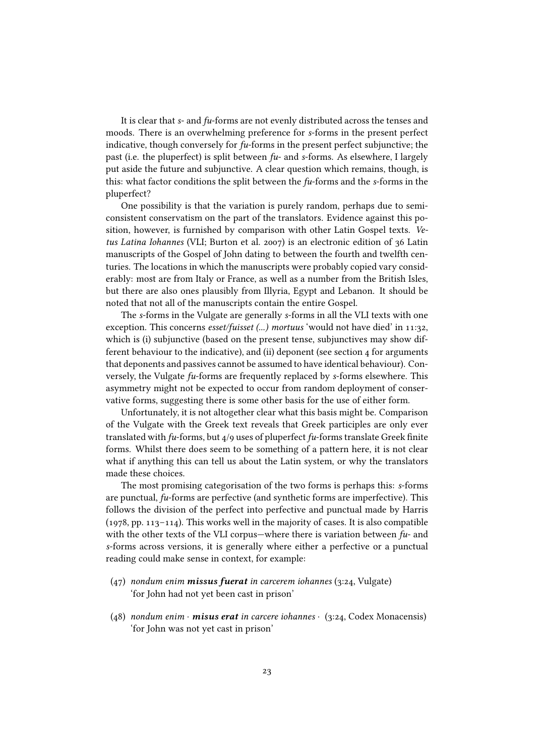It is clear that *s*- and *fu*-forms are not evenly distributed across the tenses and moods. There is an overwhelming preference for *s*-forms in the present perfect indicative, though conversely for *fu*-forms in the present perfect subjunctive; the past (i.e. the pluperfect) is split between *fu*- and *s*-forms. As elsewhere, I largely put aside the future and subjunctive. A clear question which remains, though, is this: what factor conditions the split between the *fu*-forms and the *s*-forms in the pluperfect?

One possibility is that the variation is purely random, perhaps due to semi-consistent conservatism on the part of the translators. Evidence against this position, however, is furnished by comparison with other Latin Gospel texts. *Vetus Latina Iohannes* (VLI; Burton et al. 2007) is an electronic edition of 36 Latin manuscripts of the Gospel of John dating to between the fourth and twelfth centuries. The locations in which the manuscripts were probably copied vary considerably: most are from Italy or France, as well as a number from the British Isles, but there are also ones plausibly from Illyria, Egypt and Lebanon. It should be noted that not all of the manuscripts contain the entire Gospel.

The *s*-forms in the Vulgate are generally *s*-forms in all the VLI texts with one exception. This concerns *esset/fuisset (...) mortuus* 'would not have died' in 11:32, which is (i) subjunctive (based on the present tense, subjunctives may show different behaviour to the indicative), and (ii) deponent (see section 4 for arguments that deponents and passives cannot be assumed to have identical behaviour). Conversely, the Vulgate *fu*-forms are frequently replaced by *s*-forms elsewhere. This asymmetry might not be expected to occur from random deployment of conservative forms, suggesting there is some other basis for the use of either form.

Unfortunately, it is not altogether clear what this basis might be. Comparison of the Vulgate with the Greek text reveals that Greek participles are only ever translated with *fu*-forms, but 4/9 uses of pluperfect *fu*-forms translate Greek finite forms. Whilst there does seem to be something of a pattern here, it is not clear what if anything this can tell us about the Latin system, or why the translators made these choices.

The most promising categorisation of the two forms is perhaps this: *s*-forms are punctual, *fu*-forms are perfective (and synthetic forms are imperfective). This follows the division of the perfect into perfective and punctual made by Harris (1978, pp. 113–114). This works well in the majority of cases. It is also compatible with the other texts of the VLI corpus—where there is variation between *fu*- and *s*-forms across versions, it is generally where either a perfective or a punctual reading could make sense in context, for example:

(47) *nondum enim **missus fuerat** in carcerem iohannes* (3:24, Vulgate)
'for John had not yet been cast in prison'

(48) *nondum enim · **misus erat** in carcere iohannes ·* (3:24, Codex Monacensis)
'for John was not yet cast in prison'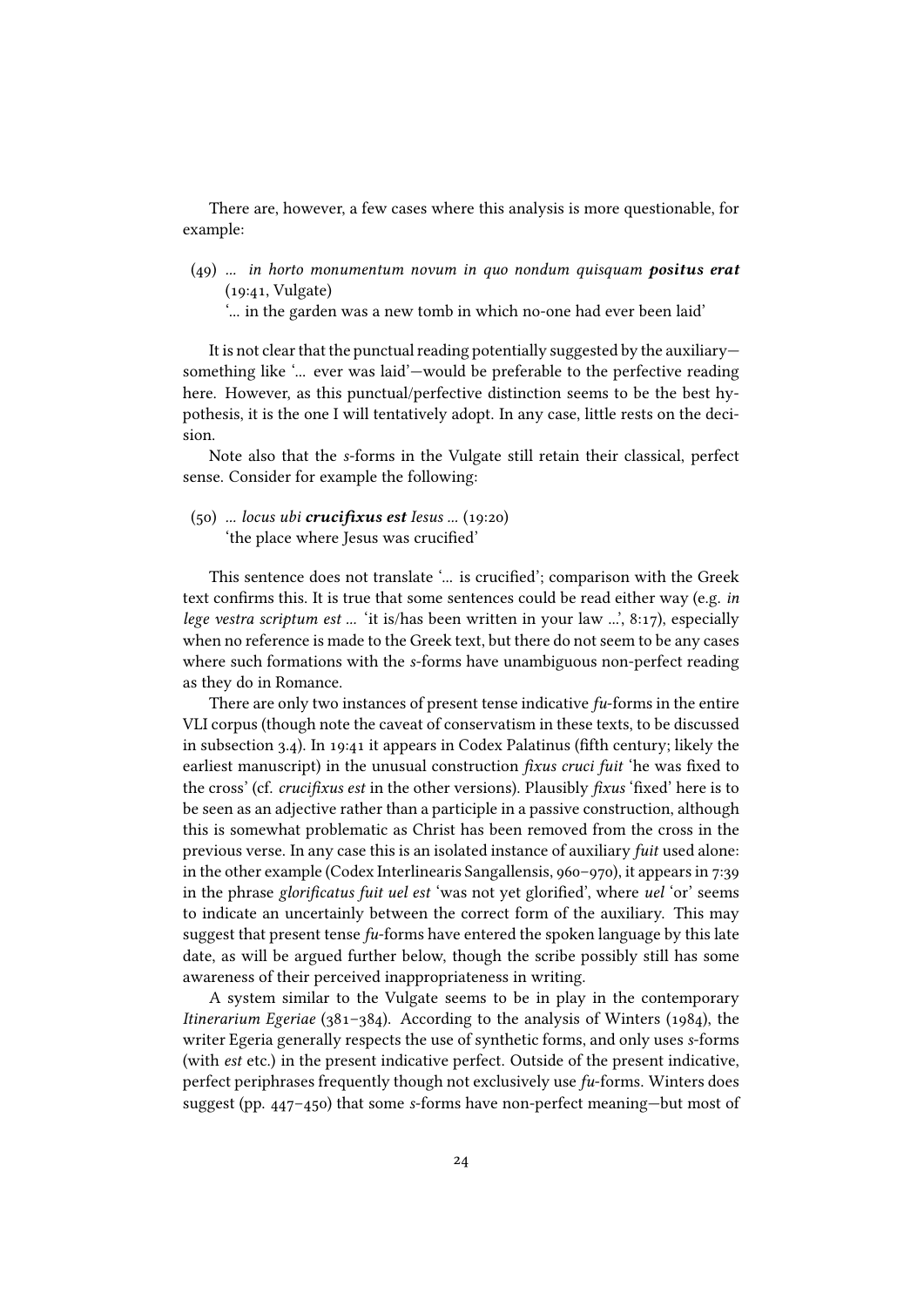There are, however, a few cases where this analysis is more questionable, for example:

(49) ... *in horto monumentum novum in quo nondum quisquam* ***positus erat*** (19:41, Vulgate)
'... in the garden was a new tomb in which no-one had ever been laid'

It is not clear that the punctual reading potentially suggested by the auxiliary—something like '... ever was laid'—would be preferable to the perfective reading here. However, as this punctual/perfective distinction seems to be the best hypothesis, it is the one I will tentatively adopt. In any case, little rests on the decision.

Note also that the *s*-forms in the Vulgate still retain their classical, perfect sense. Consider for example the following:

(50) ... *locus ubi* ***crucifixus est*** *Iesus* ... (19:20)
'the place where Jesus was crucified'

This sentence does not translate '... is crucified'; comparison with the Greek text confirms this. It is true that some sentences could be read either way (e.g. *in lege vestra scriptum est* ... 'it is/has been written in your law ...', 8:17), especially when no reference is made to the Greek text, but there do not seem to be any cases where such formations with the *s*-forms have unambiguous non-perfect reading as they do in Romance.

There are only two instances of present tense indicative *fu*-forms in the entire VLI corpus (though note the caveat of conservatism in these texts, to be discussed in subsection 3.4). In 19:41 it appears in Codex Palatinus (fifth century; likely the earliest manuscript) in the unusual construction *fixus cruci fuit* 'he was fixed to the cross' (cf. *crucifixus est* in the other versions). Plausibly *fixus* 'fixed' here is to be seen as an adjective rather than a participle in a passive construction, although this is somewhat problematic as Christ has been removed from the cross in the previous verse. In any case this is an isolated instance of auxiliary *fuit* used alone: in the other example (Codex Interlinearis Sangallensis, 960–970), it appears in 7:39 in the phrase *glorificatus fuit uel est* 'was not yet glorified', where *uel* 'or' seems to indicate an uncertainly between the correct form of the auxiliary. This may suggest that present tense *fu*-forms have entered the spoken language by this late date, as will be argued further below, though the scribe possibly still has some awareness of their perceived inappropriateness in writing.

A system similar to the Vulgate seems to be in play in the contemporary *Itinerarium Egeriae* (381–384). According to the analysis of Winters (1984), the writer Egeria generally respects the use of synthetic forms, and only uses *s*-forms (with *est* etc.) in the present indicative perfect. Outside of the present indicative, perfect periphrases frequently though not exclusively use *fu*-forms. Winters does suggest (pp. 447–450) that some *s*-forms have non-perfect meaning—but most of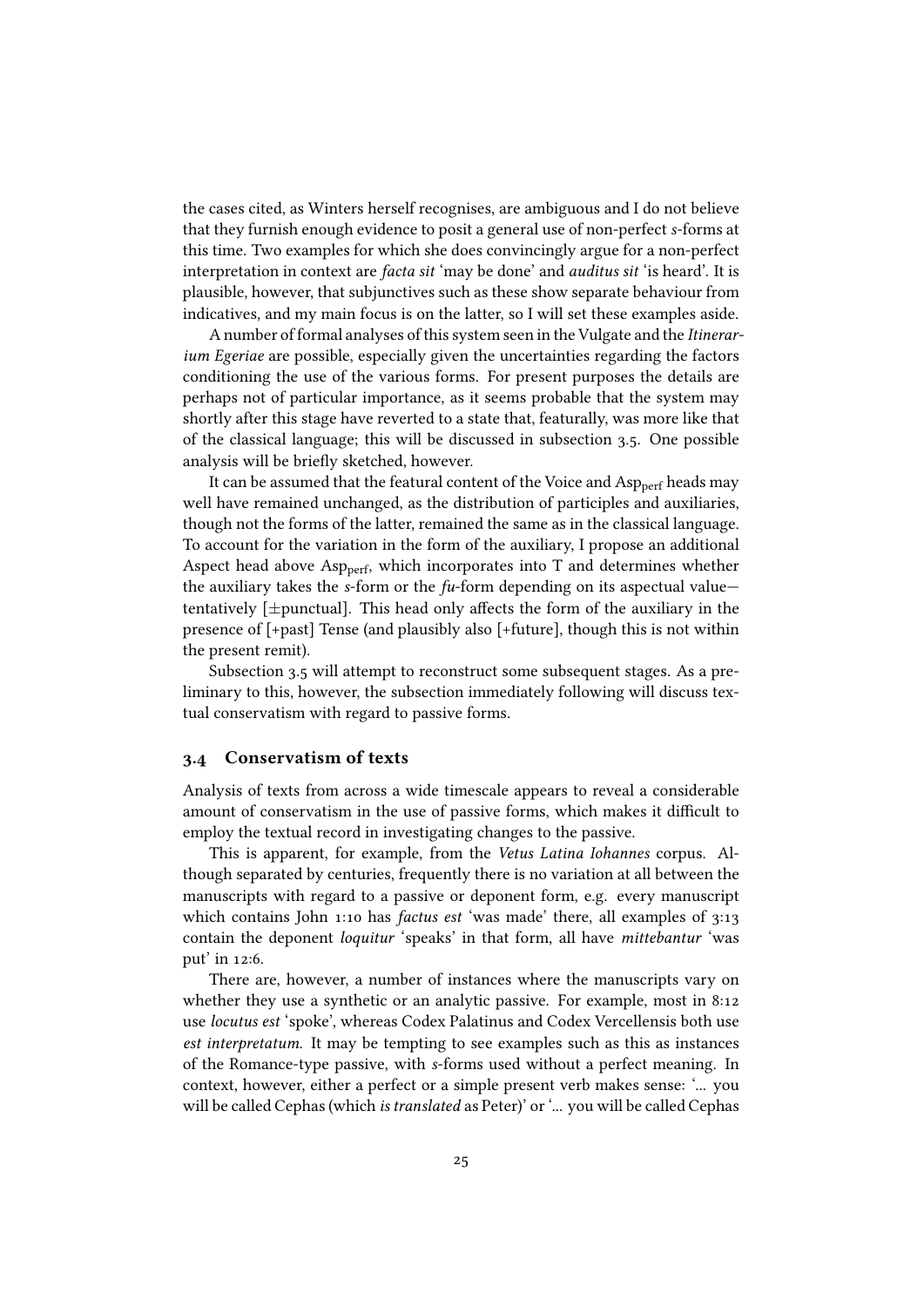the cases cited, as Winters herself recognises, are ambiguous and I do not believe that they furnish enough evidence to posit a general use of non-perfect *s*-forms at this time. Two examples for which she does convincingly argue for a non-perfect interpretation in context are *facta sit* 'may be done' and *auditus sit* 'is heard'. It is plausible, however, that subjunctives such as these show separate behaviour from indicatives, and my main focus is on the latter, so I will set these examples aside.

A number of formal analyses of this system seen in the Vulgate and the *Itinerarium Egeriae* are possible, especially given the uncertainties regarding the factors conditioning the use of the various forms. For present purposes the details are perhaps not of particular importance, as it seems probable that the system may shortly after this stage have reverted to a state that, featurally, was more like that of the classical language; this will be discussed in subsection 3.5. One possible analysis will be briefly sketched, however.

It can be assumed that the featural content of the Voice and $\text{Asp}_{\text{perf}}$ heads may well have remained unchanged, as the distribution of participles and auxiliaries, though not the forms of the latter, remained the same as in the classical language. To account for the variation in the form of the auxiliary, I propose an additional Aspect head above $\text{Asp}_{\text{perf}}$, which incorporates into T and determines whether the auxiliary takes the *s*-form or the *fu*-form depending on its aspectual value—tentatively [$\pm$punctual]. This head only affects the form of the auxiliary in the presence of [+past] Tense (and plausibly also [+future], though this is not within the present remit).

Subsection 3.5 will attempt to reconstruct some subsequent stages. As a preliminary to this, however, the subsection immediately following will discuss textual conservatism with regard to passive forms.

### 3.4 Conservatism of texts

Analysis of texts from across a wide timescale appears to reveal a considerable amount of conservatism in the use of passive forms, which makes it difficult to employ the textual record in investigating changes to the passive.

This is apparent, for example, from the *Vetus Latina Iohannes* corpus. Although separated by centuries, frequently there is no variation at all between the manuscripts with regard to a passive or deponent form, e.g. every manuscript which contains John 1:10 has *factus est* 'was made' there, all examples of 3:13 contain the deponent *loquitur* 'speaks' in that form, all have *mittebantur* 'was put' in 12:6.

There are, however, a number of instances where the manuscripts vary on whether they use a synthetic or an analytic passive. For example, most in 8:12 use *locutus est* 'spoke', whereas Codex Palatinus and Codex Vercellensis both use *est interpretatum*. It may be tempting to see examples such as this as instances of the Romance-type passive, with *s*-forms used without a perfect meaning. In context, however, either a perfect or a simple present verb makes sense: '... you will be called Cephas (which *is translated* as Peter)' or '... you will be called Cephas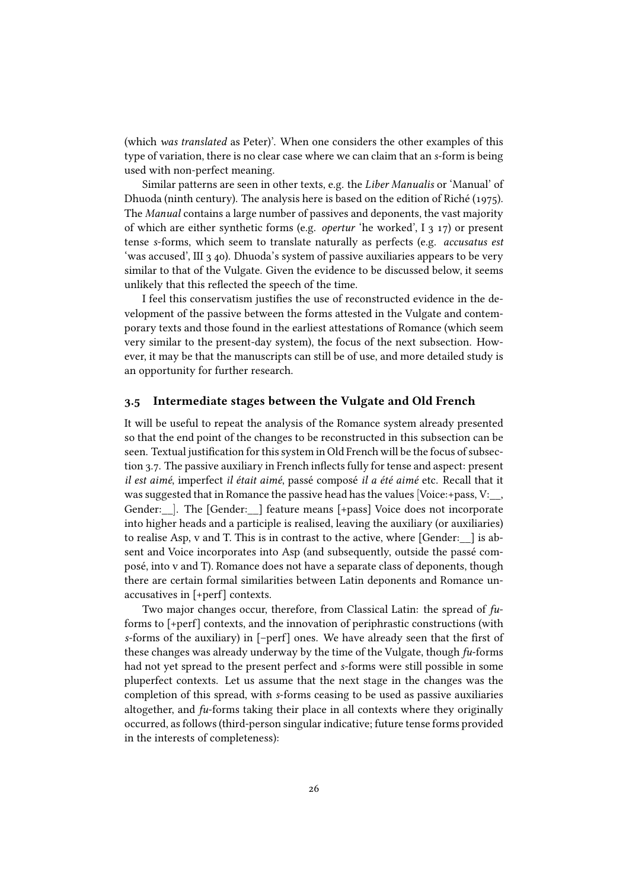(which *was translated* as Peter)'. When one considers the other examples of this type of variation, there is no clear case where we can claim that an *s*-form is being used with non-perfect meaning.

Similar patterns are seen in other texts, e.g. the *Liber Manualis* or 'Manual' of Dhuoda (ninth century). The analysis here is based on the edition of Riché (1975). The *Manual* contains a large number of passives and deponents, the vast majority of which are either synthetic forms (e.g. *opertur* 'he worked', I 3 17) or present tense *s*-forms, which seem to translate naturally as perfects (e.g. *accusatus est* 'was accused', III 3 40). Dhuoda's system of passive auxiliaries appears to be very similar to that of the Vulgate. Given the evidence to be discussed below, it seems unlikely that this reflected the speech of the time.

I feel this conservatism justifies the use of reconstructed evidence in the development of the passive between the forms attested in the Vulgate and contemporary texts and those found in the earliest attestations of Romance (which seem very similar to the present-day system), the focus of the next subsection. However, it may be that the manuscripts can still be of use, and more detailed study is an opportunity for further research.

### 3.5 Intermediate stages between the Vulgate and Old French

It will be useful to repeat the analysis of the Romance system already presented so that the end point of the changes to be reconstructed in this subsection can be seen. Textual justification for this system in Old French will be the focus of subsection 3.7. The passive auxiliary in French inflects fully for tense and aspect: present *il est aimé*, imperfect *il était aimé*, passé composé *il a été aimé* etc. Recall that it was suggested that in Romance the passive head has the values [Voice:+pass, V:__, Gender:__]. The [Gender:__] feature means [+pass] Voice does not incorporate into higher heads and a participle is realised, leaving the auxiliary (or auxiliaries) to realise Asp, v and T. This is in contrast to the active, where [Gender:__] is absent and Voice incorporates into Asp (and subsequently, outside the passé composé, into v and T). Romance does not have a separate class of deponents, though there are certain formal similarities between Latin deponents and Romance unaccusatives in [+perf] contexts.

Two major changes occur, therefore, from Classical Latin: the spread of *fu*-forms to [+perf] contexts, and the innovation of periphrastic constructions (with *s*-forms of the auxiliary) in [−perf] ones. We have already seen that the first of these changes was already underway by the time of the Vulgate, though *fu*-forms had not yet spread to the present perfect and *s*-forms were still possible in some pluperfect contexts. Let us assume that the next stage in the changes was the completion of this spread, with *s*-forms ceasing to be used as passive auxiliaries altogether, and *fu*-forms taking their place in all contexts where they originally occurred, as follows (third-person singular indicative; future tense forms provided in the interests of completeness):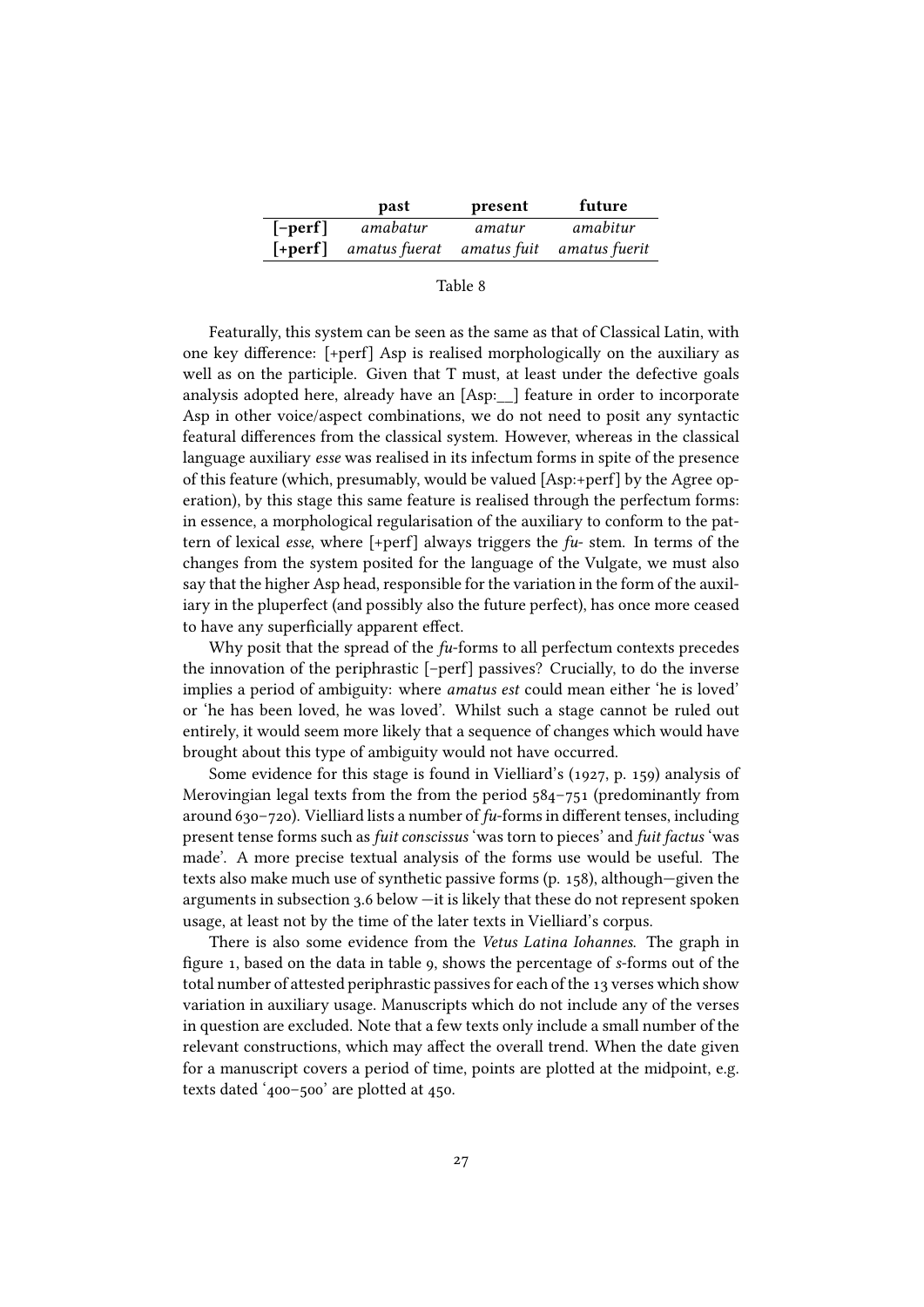|  | **past** | **present** | **future** |
|---|---|---|---|
| **[–perf]** | *amabatur* | *amatur* | *amabitur* |
| **[+perf]** | *amatus fuerat* | *amatus fuit* | *amatus fuerit* |

Table 8

Featurally, this system can be seen as the same as that of Classical Latin, with one key difference: [+perf] Asp is realised morphologically on the auxiliary as well as on the participle. Given that T must, at least under the defective goals analysis adopted here, already have an [Asp:__] feature in order to incorporate Asp in other voice/aspect combinations, we do not need to posit any syntactic featural differences from the classical system. However, whereas in the classical language auxiliary *esse* was realised in its infectum forms in spite of the presence of this feature (which, presumably, would be valued [Asp:+perf] by the Agree operation), by this stage this same feature is realised through the perfectum forms: in essence, a morphological regularisation of the auxiliary to conform to the pattern of lexical *esse*, where [+perf] always triggers the *fu-* stem. In terms of the changes from the system posited for the language of the Vulgate, we must also say that the higher Asp head, responsible for the variation in the form of the auxiliary in the pluperfect (and possibly also the future perfect), has once more ceased to have any superficially apparent effect.

Why posit that the spread of the *fu*-forms to all perfectum contexts precedes the innovation of the periphrastic [–perf] passives? Crucially, to do the inverse implies a period of ambiguity: where *amatus est* could mean either 'he is loved' or 'he has been loved, he was loved'. Whilst such a stage cannot be ruled out entirely, it would seem more likely that a sequence of changes which would have brought about this type of ambiguity would not have occurred.

Some evidence for this stage is found in Vielliard's (1927, p. 159) analysis of Merovingian legal texts from the from the period 584–751 (predominantly from around 630–720). Vielliard lists a number of *fu*-forms in different tenses, including present tense forms such as *fuit conscissus* 'was torn to pieces' and *fuit factus* 'was made'. A more precise textual analysis of the forms use would be useful. The texts also make much use of synthetic passive forms (p. 158), although—given the arguments in subsection 3.6 below —it is likely that these do not represent spoken usage, at least not by the time of the later texts in Vielliard's corpus.

There is also some evidence from the *Vetus Latina Iohannes*. The graph in figure 1, based on the data in table 9, shows the percentage of *s*-forms out of the total number of attested periphrastic passives for each of the 13 verses which show variation in auxiliary usage. Manuscripts which do not include any of the verses in question are excluded. Note that a few texts only include a small number of the relevant constructions, which may affect the overall trend. When the date given for a manuscript covers a period of time, points are plotted at the midpoint, e.g. texts dated '400–500' are plotted at 450.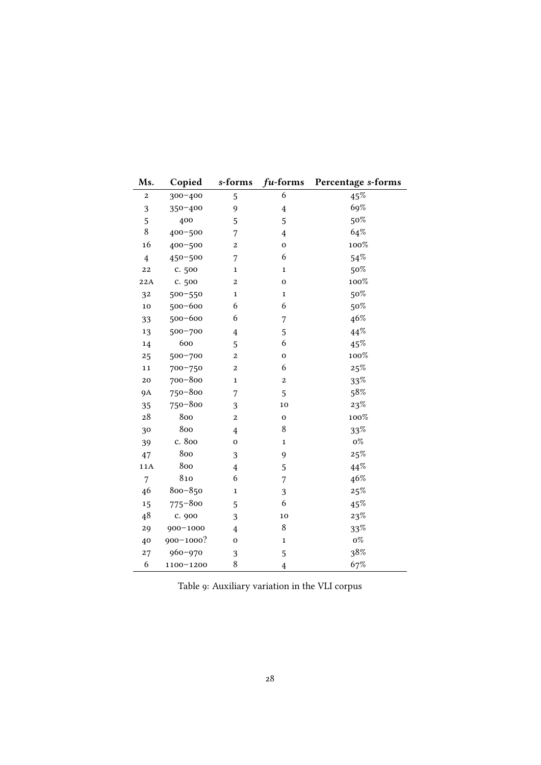| Ms. | Copied | *s*-forms | *fu*-forms | Percentage *s*-forms |
|---|---|---|---|---|
| 2 | 300–400 | 5 | 6 | 45% |
| 3 | 350–400 | 9 | 4 | 69% |
| 5 | 400 | 5 | 5 | 50% |
| 8 | 400–500 | 7 | 4 | 64% |
| 16 | 400–500 | 2 | 0 | 100% |
| 4 | 450–500 | 7 | 6 | 54% |
| 22 | c. 500 | 1 | 1 | 50% |
| 22A | c. 500 | 2 | 0 | 100% |
| 32 | 500–550 | 1 | 1 | 50% |
| 10 | 500–600 | 6 | 6 | 50% |
| 33 | 500–600 | 6 | 7 | 46% |
| 13 | 500–700 | 4 | 5 | 44% |
| 14 | 600 | 5 | 6 | 45% |
| 25 | 500–700 | 2 | 0 | 100% |
| 11 | 700–750 | 2 | 6 | 25% |
| 20 | 700–800 | 1 | 2 | 33% |
| 9A | 750–800 | 7 | 5 | 58% |
| 35 | 750–800 | 3 | 10 | 23% |
| 28 | 800 | 2 | 0 | 100% |
| 30 | 800 | 4 | 8 | 33% |
| 39 | c. 800 | 0 | 1 | 0% |
| 47 | 800 | 3 | 9 | 25% |
| 11A | 800 | 4 | 5 | 44% |
| 7 | 810 | 6 | 7 | 46% |
| 46 | 800–850 | 1 | 3 | 25% |
| 15 | 775–800 | 5 | 6 | 45% |
| 48 | c. 900 | 3 | 10 | 23% |
| 29 | 900–1000 | 4 | 8 | 33% |
| 40 | 900–1000? | 0 | 1 | 0% |
| 27 | 960–970 | 3 | 5 | 38% |
| 6 | 1100–1200 | 8 | 4 | 67% |

Table 9: Auxiliary variation in the VLI corpus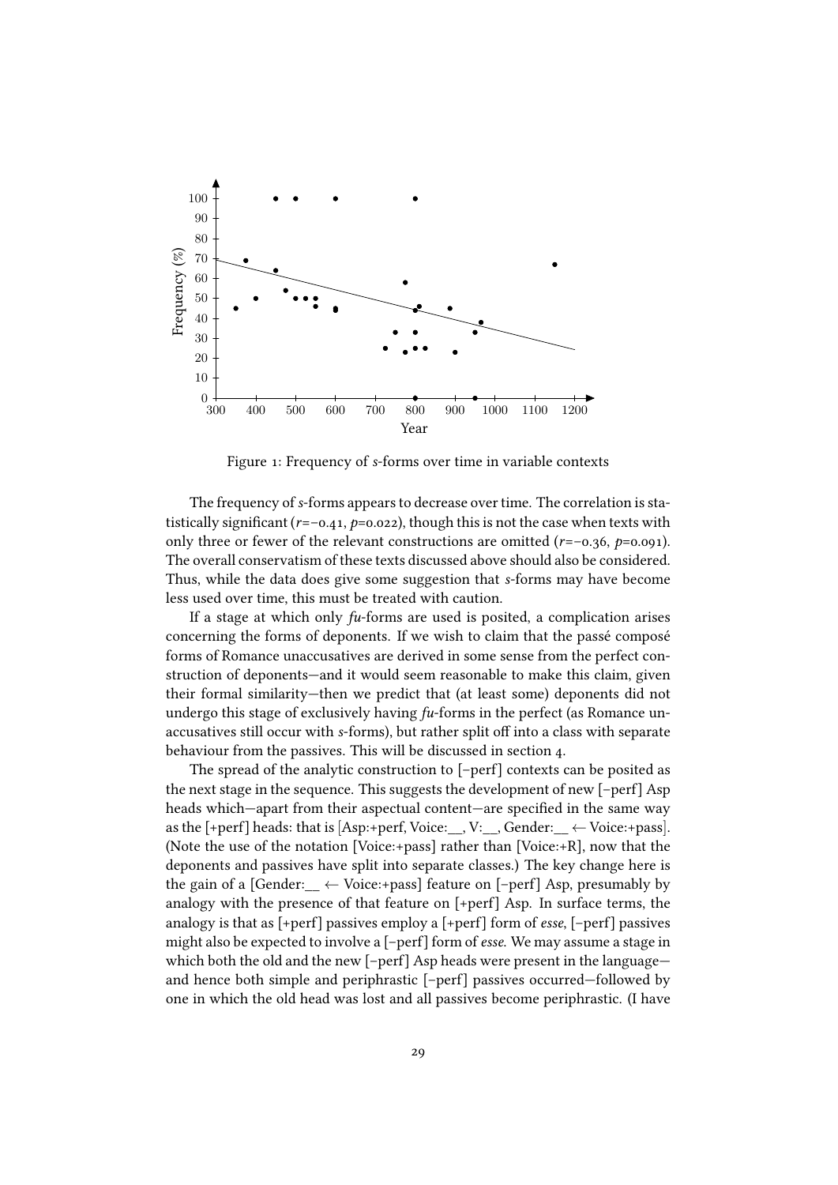Figure 1: Frequency of *s*-forms over time in variable contexts

The frequency of *s*-forms appears to decrease over time. The correlation is statistically significant ($r$=−0.41, $p$=0.022), though this is not the case when texts with only three or fewer of the relevant constructions are omitted ($r$=−0.36, $p$=0.091). The overall conservatism of these texts discussed above should also be considered. Thus, while the data does give some suggestion that *s*-forms may have become less used over time, this must be treated with caution.

If a stage at which only *fu*-forms are used is posited, a complication arises concerning the forms of deponents. If we wish to claim that the passé composé forms of Romance unaccusatives are derived in some sense from the perfect construction of deponents—and it would seem reasonable to make this claim, given their formal similarity—then we predict that (at least some) deponents did not undergo this stage of exclusively having *fu*-forms in the perfect (as Romance unaccusatives still occur with *s*-forms), but rather split off into a class with separate behaviour from the passives. This will be discussed in section 4.

The spread of the analytic construction to [−perf] contexts can be posited as the next stage in the sequence. This suggests the development of new [−perf] Asp heads which—apart from their aspectual content—are specified in the same way as the [+perf] heads: that is [Asp:+perf, Voice:__, V:__, Gender:__ ← Voice:+pass]. (Note the use of the notation [Voice:+pass] rather than [Voice:+R], now that the deponents and passives have split into separate classes.) The key change here is the gain of a [Gender:__ ← Voice:+pass] feature on [−perf] Asp, presumably by analogy with the presence of that feature on [+perf] Asp. In surface terms, the analogy is that as [+perf] passives employ a [+perf] form of *esse*, [−perf] passives might also be expected to involve a [−perf] form of *esse.* We may assume a stage in which both the old and the new [−perf] Asp heads were present in the language—and hence both simple and periphrastic [−perf] passives occurred—followed by one in which the old head was lost and all passives become periphrastic. (I have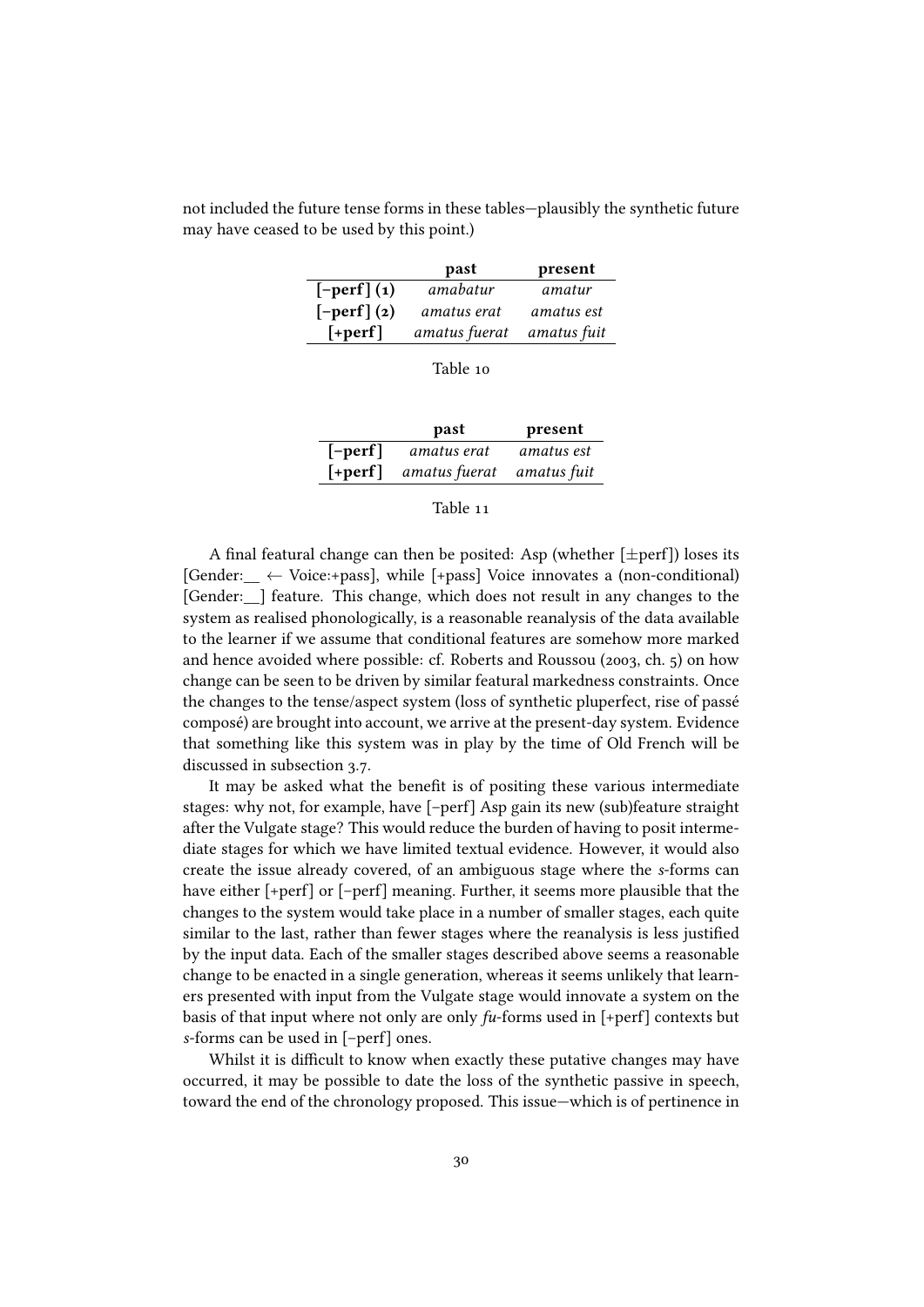not included the future tense forms in these tables—plausibly the synthetic future may have ceased to be used by this point.)

| | **past** | **present** |
|---|---|---|
| **[−perf] (1)** | *amabatur* | *amatur* |
| **[−perf] (2)** | *amatus erat* | *amatus est* |
| **[+perf]** | *amatus fuerat* | *amatus fuit* |

Table 10

| | **past** | **present** |
|---|---|---|
| **[−perf]** | *amatus erat* | *amatus est* |
| **[+perf]** | *amatus fuerat* | *amatus fuit* |

Table 11

A final featural change can then be posited: Asp (whether [±perf]) loses its [Gender:__ ← Voice:+pass], while [+pass] Voice innovates a (non-conditional) [Gender:__] feature. This change, which does not result in any changes to the system as realised phonologically, is a reasonable reanalysis of the data available to the learner if we assume that conditional features are somehow more marked and hence avoided where possible: cf. Roberts and Roussou (2003, ch. 5) on how change can be seen to be driven by similar featural markedness constraints. Once the changes to the tense/aspect system (loss of synthetic pluperfect, rise of passé composé) are brought into account, we arrive at the present-day system. Evidence that something like this system was in play by the time of Old French will be discussed in subsection 3.7.

It may be asked what the benefit is of positing these various intermediate stages: why not, for example, have [−perf] Asp gain its new (sub)feature straight after the Vulgate stage? This would reduce the burden of having to posit intermediate stages for which we have limited textual evidence. However, it would also create the issue already covered, of an ambiguous stage where the *s*-forms can have either [+perf] or [−perf] meaning. Further, it seems more plausible that the changes to the system would take place in a number of smaller stages, each quite similar to the last, rather than fewer stages where the reanalysis is less justified by the input data. Each of the smaller stages described above seems a reasonable change to be enacted in a single generation, whereas it seems unlikely that learners presented with input from the Vulgate stage would innovate a system on the basis of that input where not only are only *fu*-forms used in [+perf] contexts but *s*-forms can be used in [−perf] ones.

Whilst it is difficult to know when exactly these putative changes may have occurred, it may be possible to date the loss of the synthetic passive in speech, toward the end of the chronology proposed. This issue—which is of pertinence in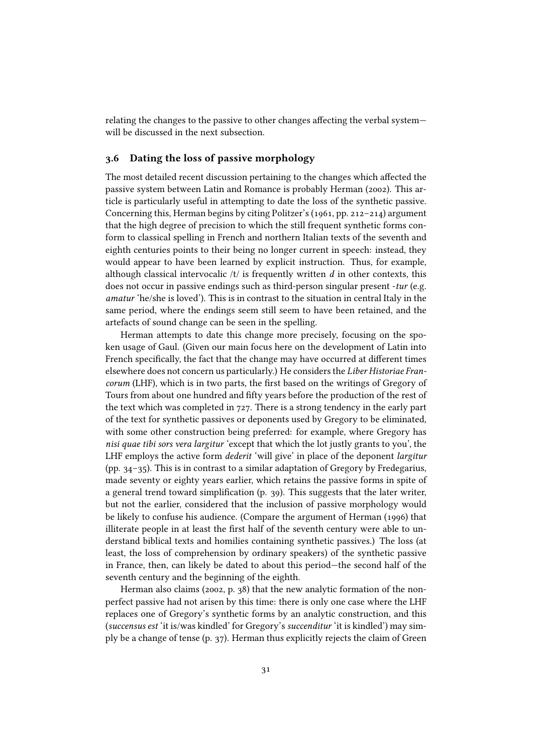relating the changes to the passive to other changes affecting the verbal system—will be discussed in the next subsection.

### 3.6 Dating the loss of passive morphology

The most detailed recent discussion pertaining to the changes which affected the passive system between Latin and Romance is probably Herman (2002). This article is particularly useful in attempting to date the loss of the synthetic passive. Concerning this, Herman begins by citing Politzer's (1961, pp. 212–214) argument that the high degree of precision to which the still frequent synthetic forms conform to classical spelling in French and northern Italian texts of the seventh and eighth centuries points to their being no longer current in speech: instead, they would appear to have been learned by explicit instruction. Thus, for example, although classical intervocalic /t/ is frequently written *d* in other contexts, this does not occur in passive endings such as third-person singular present *-tur* (e.g. *amatur* 'he/she is loved'). This is in contrast to the situation in central Italy in the same period, where the endings seem still seem to have been retained, and the artefacts of sound change can be seen in the spelling.

Herman attempts to date this change more precisely, focusing on the spoken usage of Gaul. (Given our main focus here on the development of Latin into French specifically, the fact that the change may have occurred at different times elsewhere does not concern us particularly.) He considers the *Liber Historiae Francorum* (LHF), which is in two parts, the first based on the writings of Gregory of Tours from about one hundred and fifty years before the production of the rest of the text which was completed in 727. There is a strong tendency in the early part of the text for synthetic passives or deponents used by Gregory to be eliminated, with some other construction being preferred: for example, where Gregory has *nisi quae tibi sors vera largitur* 'except that which the lot justly grants to you', the LHF employs the active form *dederit* 'will give' in place of the deponent *largitur* (pp. 34–35). This is in contrast to a similar adaptation of Gregory by Fredegarius, made seventy or eighty years earlier, which retains the passive forms in spite of a general trend toward simplification (p. 39). This suggests that the later writer, but not the earlier, considered that the inclusion of passive morphology would be likely to confuse his audience. (Compare the argument of Herman (1996) that illiterate people in at least the first half of the seventh century were able to understand biblical texts and homilies containing synthetic passives.) The loss (at least, the loss of comprehension by ordinary speakers) of the synthetic passive in France, then, can likely be dated to about this period—the second half of the seventh century and the beginning of the eighth.

Herman also claims (2002, p. 38) that the new analytic formation of the non-perfect passive had not arisen by this time: there is only one case where the LHF replaces one of Gregory's synthetic forms by an analytic construction, and this (*succensus est* 'it is/was kindled' for Gregory's *succenditur* 'it is kindled') may simply be a change of tense (p. 37). Herman thus explicitly rejects the claim of Green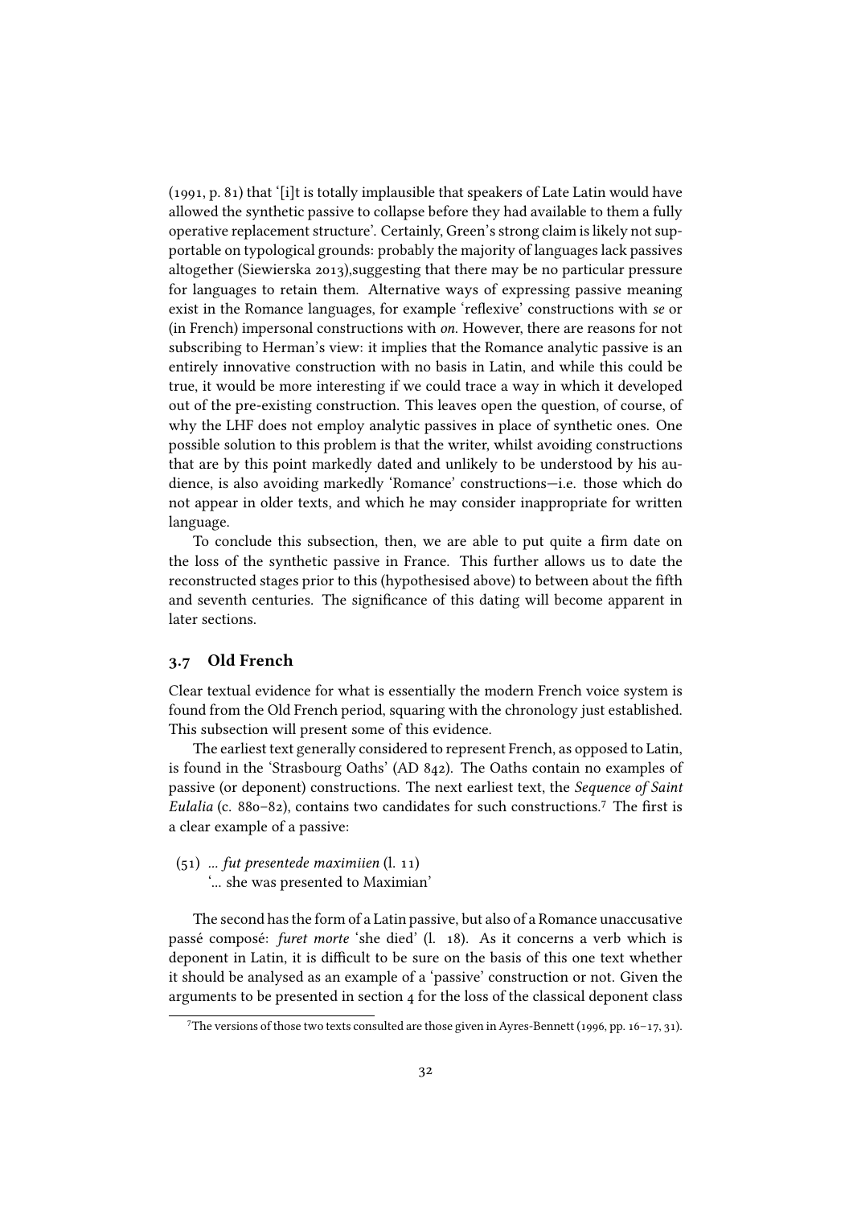(1991, p. 81) that '[i]t is totally implausible that speakers of Late Latin would have allowed the synthetic passive to collapse before they had available to them a fully operative replacement structure'. Certainly, Green's strong claim is likely not supportable on typological grounds: probably the majority of languages lack passives altogether (Siewierska 2013),suggesting that there may be no particular pressure for languages to retain them. Alternative ways of expressing passive meaning exist in the Romance languages, for example 'reflexive' constructions with *se* or (in French) impersonal constructions with *on*. However, there are reasons for not subscribing to Herman's view: it implies that the Romance analytic passive is an entirely innovative construction with no basis in Latin, and while this could be true, it would be more interesting if we could trace a way in which it developed out of the pre-existing construction. This leaves open the question, of course, of why the LHF does not employ analytic passives in place of synthetic ones. One possible solution to this problem is that the writer, whilst avoiding constructions that are by this point markedly dated and unlikely to be understood by his audience, is also avoiding markedly 'Romance' constructions—i.e. those which do not appear in older texts, and which he may consider inappropriate for written language.

To conclude this subsection, then, we are able to put quite a firm date on the loss of the synthetic passive in France. This further allows us to date the reconstructed stages prior to this (hypothesised above) to between about the fifth and seventh centuries. The significance of this dating will become apparent in later sections.

### 3.7 Old French

Clear textual evidence for what is essentially the modern French voice system is found from the Old French period, squaring with the chronology just established. This subsection will present some of this evidence.

The earliest text generally considered to represent French, as opposed to Latin, is found in the 'Strasbourg Oaths' (AD 842). The Oaths contain no examples of passive (or deponent) constructions. The next earliest text, the *Sequence of Saint Eulalia* (c. 880–82), contains two candidates for such constructions.[7] The first is a clear example of a passive:

(51) *... fut presentede maximiien* (l. 11)
'... she was presented to Maximian'

The second has the form of a Latin passive, but also of a Romance unaccusative passé composé: *furet morte* 'she died' (l. 18). As it concerns a verb which is deponent in Latin, it is difficult to be sure on the basis of this one text whether it should be analysed as an example of a 'passive' construction or not. Given the arguments to be presented in section 4 for the loss of the classical deponent class

[7] The versions of those two texts consulted are those given in Ayres-Bennett (1996, pp. 16–17, 31).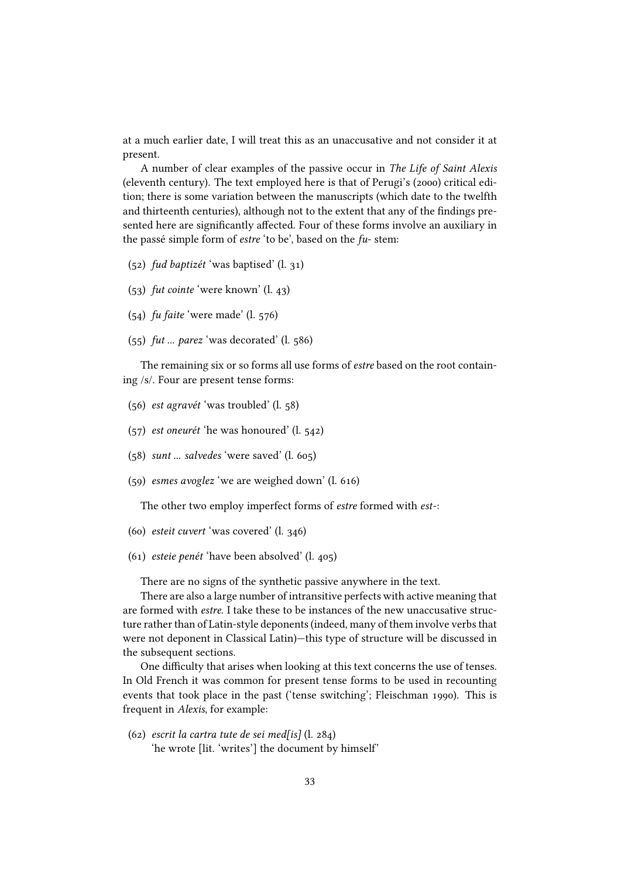at a much earlier date, I will treat this as an unaccusative and not consider it at present.

A number of clear examples of the passive occur in *The Life of Saint Alexis* (eleventh century). The text employed here is that of Perugi's (2000) critical edition; there is some variation between the manuscripts (which date to the twelfth and thirteenth centuries), although not to the extent that any of the findings presented here are significantly affected. Four of these forms involve an auxiliary in the passé simple form of *estre* 'to be', based on the *fu-* stem:

(52) *fud baptizét* 'was baptised' (l. 31)

(53) *fut cointe* 'were known' (l. 43)

(54) *fu faite* 'were made' (l. 576)

(55) *fut … parez* 'was decorated' (l. 586)

The remaining six or so forms all use forms of *estre* based on the root containing /s/. Four are present tense forms:

(56) *est agravét* 'was troubled' (l. 58)

(57) *est oneurét* 'he was honoured' (l. 542)

(58) *sunt … salvedes* 'were saved' (l. 605)

(59) *esmes avoglez* 'we are weighed down' (l. 616)

The other two employ imperfect forms of *estre* formed with *est-*:

(60) *esteit cuvert* 'was covered' (l. 346)

(61) *esteie penét* 'have been absolved' (l. 405)

There are no signs of the synthetic passive anywhere in the text.

There are also a large number of intransitive perfects with active meaning that are formed with *estre*. I take these to be instances of the new unaccusative structure rather than of Latin-style deponents (indeed, many of them involve verbs that were not deponent in Classical Latin)—this type of structure will be discussed in the subsequent sections.

One difficulty that arises when looking at this text concerns the use of tenses. In Old French it was common for present tense forms to be used in recounting events that took place in the past ('tense switching'; Fleischman 1990). This is frequent in *Alexis*, for example:

(62) *escrit la cartra tute de sei med[is]* (l. 284)
'he wrote [lit. 'writes'] the document by himself'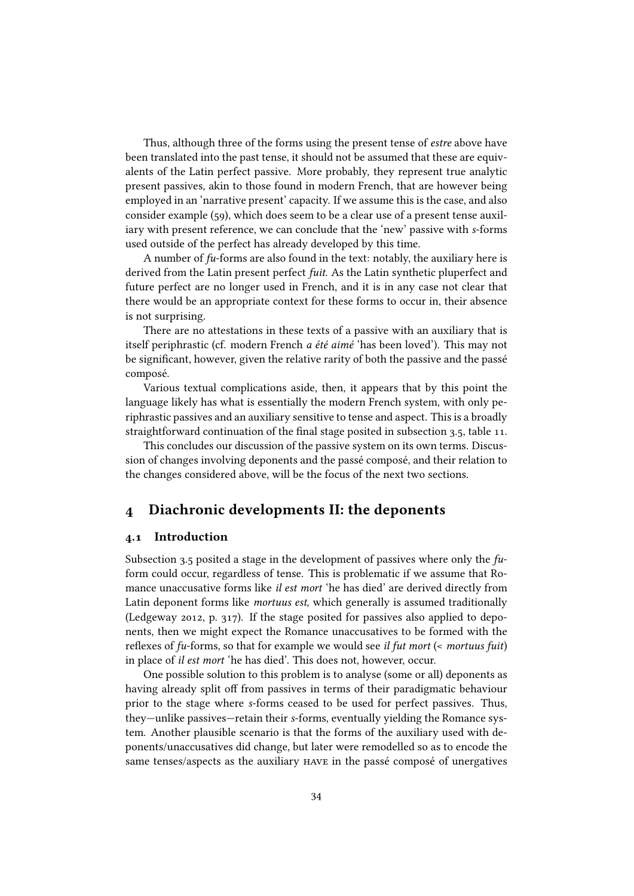Thus, although three of the forms using the present tense of *estre* above have been translated into the past tense, it should not be assumed that these are equivalents of the Latin perfect passive. More probably, they represent true analytic present passives, akin to those found in modern French, that are however being employed in an 'narrative present' capacity. If we assume this is the case, and also consider example (59), which does seem to be a clear use of a present tense auxiliary with present reference, we can conclude that the 'new' passive with *s*-forms used outside of the perfect has already developed by this time.

A number of *fu*-forms are also found in the text: notably, the auxiliary here is derived from the Latin present perfect *fuit*. As the Latin synthetic pluperfect and future perfect are no longer used in French, and it is in any case not clear that there would be an appropriate context for these forms to occur in, their absence is not surprising.

There are no attestations in these texts of a passive with an auxiliary that is itself periphrastic (cf. modern French *a été aimé* 'has been loved'). This may not be significant, however, given the relative rarity of both the passive and the passé composé.

Various textual complications aside, then, it appears that by this point the language likely has what is essentially the modern French system, with only periphrastic passives and an auxiliary sensitive to tense and aspect. This is a broadly straightforward continuation of the final stage posited in subsection 3.5, table 11.

This concludes our discussion of the passive system on its own terms. Discussion of changes involving deponents and the passé composé, and their relation to the changes considered above, will be the focus of the next two sections.

# 4 Diachronic developments II: the deponents

## 4.1 Introduction

Subsection 3.5 posited a stage in the development of passives where only the *fu*-form could occur, regardless of tense. This is problematic if we assume that Romance unaccusative forms like *il est mort* 'he has died' are derived directly from Latin deponent forms like *mortuus est*, which generally is assumed traditionally (Ledgeway 2012, p. 317). If the stage posited for passives also applied to deponents, then we might expect the Romance unaccusatives to be formed with the reflexes of *fu*-forms, so that for example we would see *il fut mort* (< *mortuus fuit*) in place of *il est mort* 'he has died'. This does not, however, occur.

One possible solution to this problem is to analyse (some or all) deponents as having already split off from passives in terms of their paradigmatic behaviour prior to the stage where *s*-forms ceased to be used for perfect passives. Thus, they—unlike passives—retain their *s*-forms, eventually yielding the Romance system. Another plausible scenario is that the forms of the auxiliary used with deponents/unaccusatives did change, but later were remodelled so as to encode the same tenses/aspects as the auxiliary HAVE in the passé composé of unergatives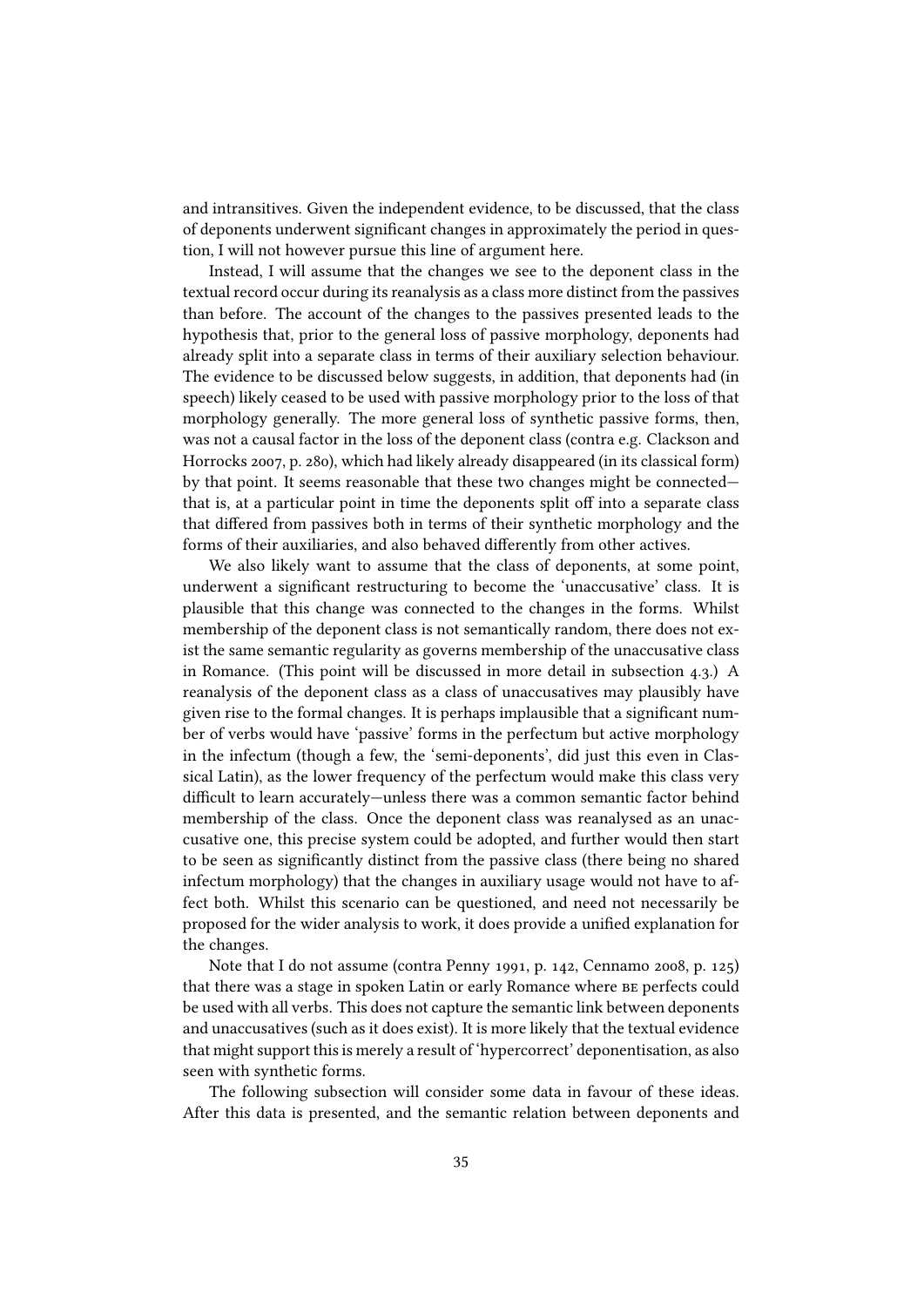and intransitives. Given the independent evidence, to be discussed, that the class of deponents underwent significant changes in approximately the period in question, I will not however pursue this line of argument here.

Instead, I will assume that the changes we see to the deponent class in the textual record occur during its reanalysis as a class more distinct from the passives than before. The account of the changes to the passives presented leads to the hypothesis that, prior to the general loss of passive morphology, deponents had already split into a separate class in terms of their auxiliary selection behaviour. The evidence to be discussed below suggests, in addition, that deponents had (in speech) likely ceased to be used with passive morphology prior to the loss of that morphology generally. The more general loss of synthetic passive forms, then, was not a causal factor in the loss of the deponent class (contra e.g. Clackson and Horrocks 2007, p. 280), which had likely already disappeared (in its classical form) by that point. It seems reasonable that these two changes might be connected—that is, at a particular point in time the deponents split off into a separate class that differed from passives both in terms of their synthetic morphology and the forms of their auxiliaries, and also behaved differently from other actives.

We also likely want to assume that the class of deponents, at some point, underwent a significant restructuring to become the 'unaccusative' class. It is plausible that this change was connected to the changes in the forms. Whilst membership of the deponent class is not semantically random, there does not exist the same semantic regularity as governs membership of the unaccusative class in Romance. (This point will be discussed in more detail in subsection 4.3.) A reanalysis of the deponent class as a class of unaccusatives may plausibly have given rise to the formal changes. It is perhaps implausible that a significant number of verbs would have 'passive' forms in the perfectum but active morphology in the infectum (though a few, the 'semi-deponents', did just this even in Classical Latin), as the lower frequency of the perfectum would make this class very difficult to learn accurately—unless there was a common semantic factor behind membership of the class. Once the deponent class was reanalysed as an unaccusative one, this precise system could be adopted, and further would then start to be seen as significantly distinct from the passive class (there being no shared infectum morphology) that the changes in auxiliary usage would not have to affect both. Whilst this scenario can be questioned, and need not necessarily be proposed for the wider analysis to work, it does provide a unified explanation for the changes.

Note that I do not assume (contra Penny 1991, p. 142, Cennamo 2008, p. 125) that there was a stage in spoken Latin or early Romance where BE perfects could be used with all verbs. This does not capture the semantic link between deponents and unaccusatives (such as it does exist). It is more likely that the textual evidence that might support this is merely a result of 'hypercorrect' deponentisation, as also seen with synthetic forms.

The following subsection will consider some data in favour of these ideas. After this data is presented, and the semantic relation between deponents and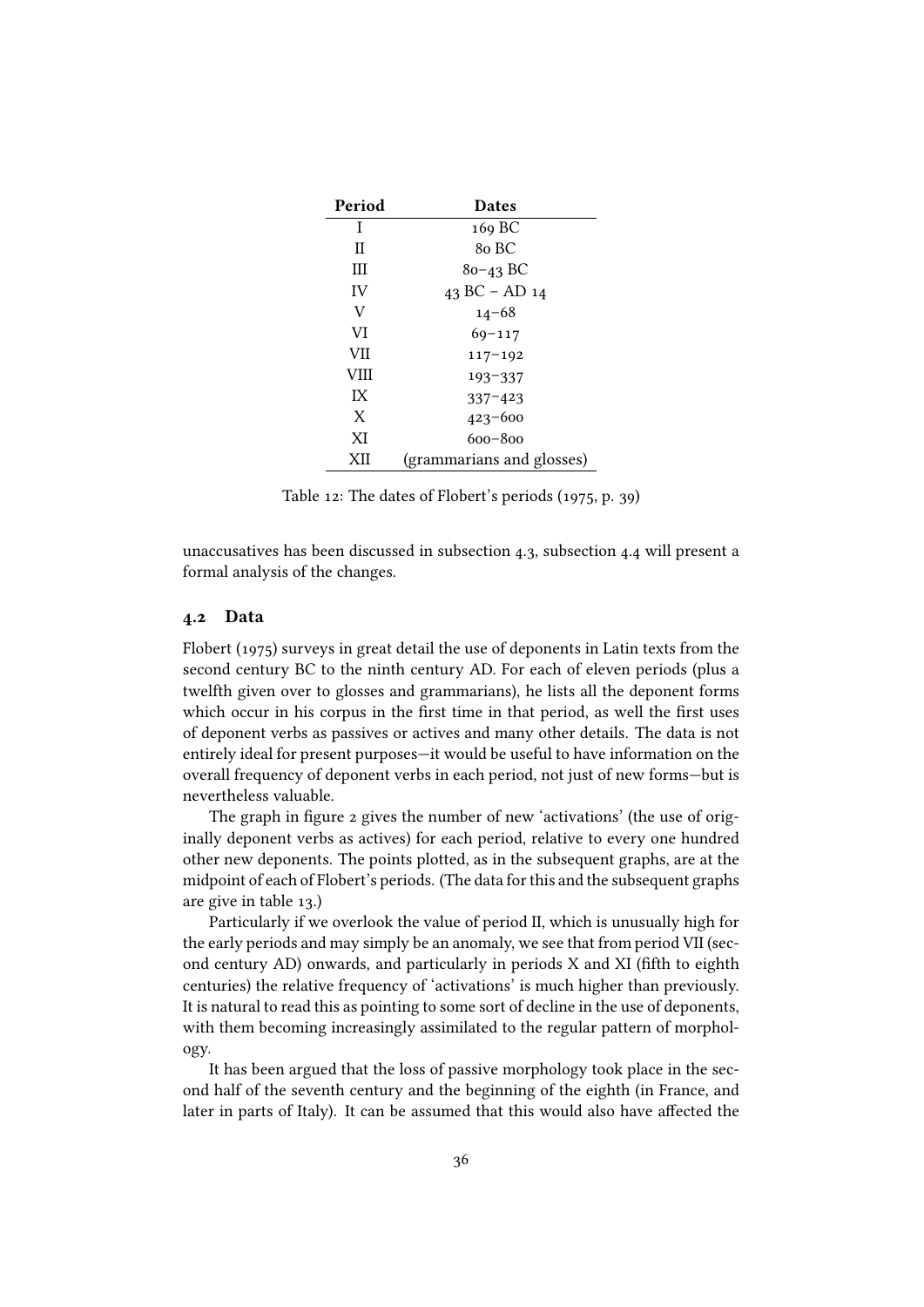| Period | Dates |
|---|---|
| I | 169 BC |
| II | 80 BC |
| III | 80–43 BC |
| IV | 43 BC – AD 14 |
| V | 14–68 |
| VI | 69–117 |
| VII | 117–192 |
| VIII | 193–337 |
| IX | 337–423 |
| X | 423–600 |
| XI | 600–800 |
| XII | (grammarians and glosses) |

Table 12: The dates of Flobert's periods (1975, p. 39)

unaccusatives has been discussed in subsection 4.3, subsection 4.4 will present a formal analysis of the changes.

### 4.2 Data

Flobert (1975) surveys in great detail the use of deponents in Latin texts from the second century BC to the ninth century AD. For each of eleven periods (plus a twelfth given over to glosses and grammarians), he lists all the deponent forms which occur in his corpus in the first time in that period, as well the first uses of deponent verbs as passives or actives and many other details. The data is not entirely ideal for present purposes—it would be useful to have information on the overall frequency of deponent verbs in each period, not just of new forms—but is nevertheless valuable.

The graph in figure 2 gives the number of new 'activations' (the use of originally deponent verbs as actives) for each period, relative to every one hundred other new deponents. The points plotted, as in the subsequent graphs, are at the midpoint of each of Flobert's periods. (The data for this and the subsequent graphs are give in table 13.)

Particularly if we overlook the value of period II, which is unusually high for the early periods and may simply be an anomaly, we see that from period VII (second century AD) onwards, and particularly in periods X and XI (fifth to eighth centuries) the relative frequency of 'activations' is much higher than previously. It is natural to read this as pointing to some sort of decline in the use of deponents, with them becoming increasingly assimilated to the regular pattern of morphology.

It has been argued that the loss of passive morphology took place in the second half of the seventh century and the beginning of the eighth (in France, and later in parts of Italy). It can be assumed that this would also have affected the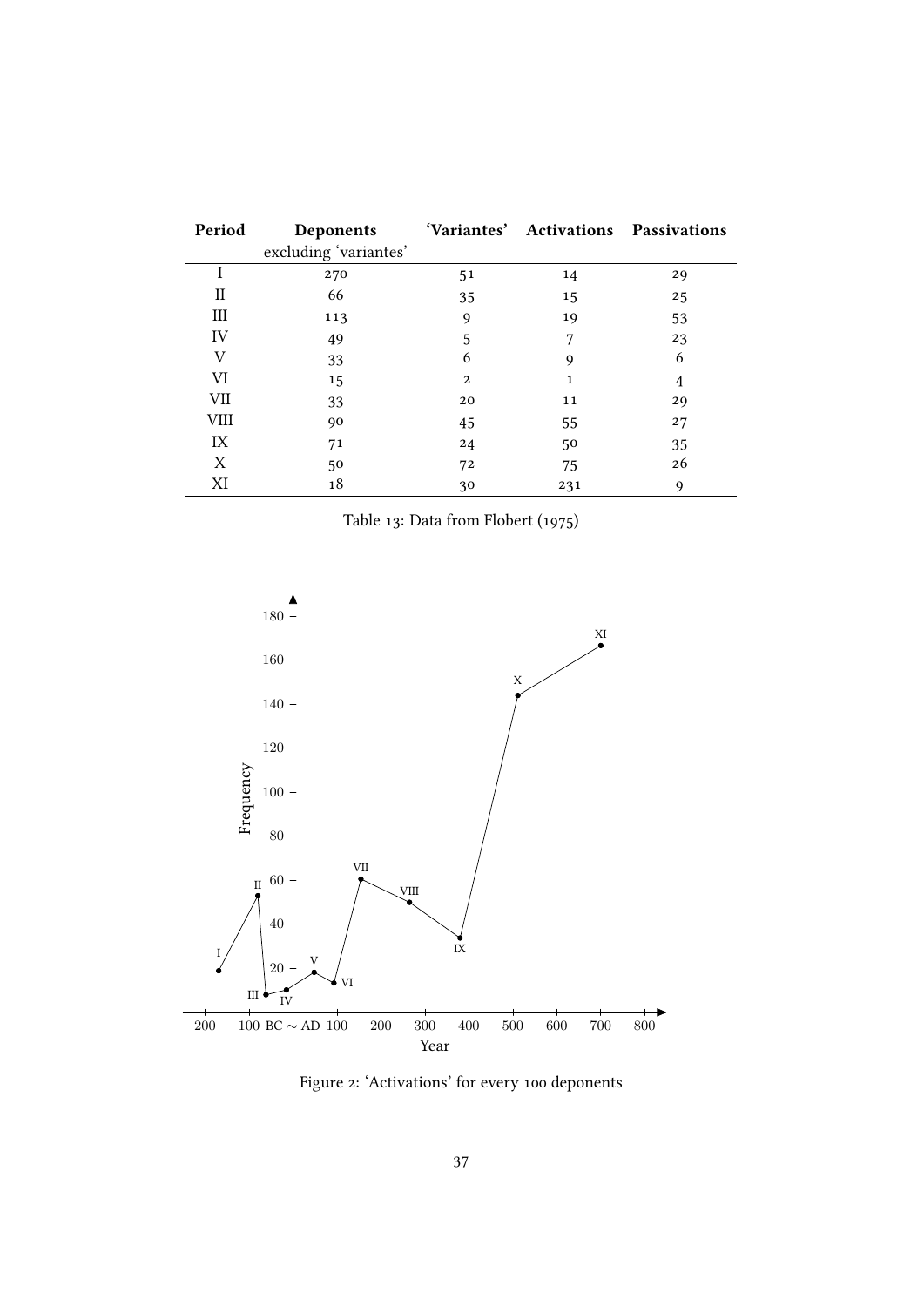| Period | Deponents excluding 'variantes' | 'Variantes' | Activations | Passivations |
|---|---|---|---|---|
| I | 270 | 51 | 14 | 29 |
| II | 66 | 35 | 15 | 25 |
| III | 113 | 9 | 19 | 53 |
| IV | 49 | 5 | 7 | 23 |
| V | 33 | 6 | 9 | 6 |
| VI | 15 | 2 | 1 | 4 |
| VII | 33 | 20 | 11 | 29 |
| VIII | 90 | 45 | 55 | 27 |
| IX | 71 | 24 | 50 | 35 |
| X | 50 | 72 | 75 | 26 |
| XI | 18 | 30 | 231 | 9 |

Table 13: Data from Flobert (1975)

Figure 2: 'Activations' for every 100 deponents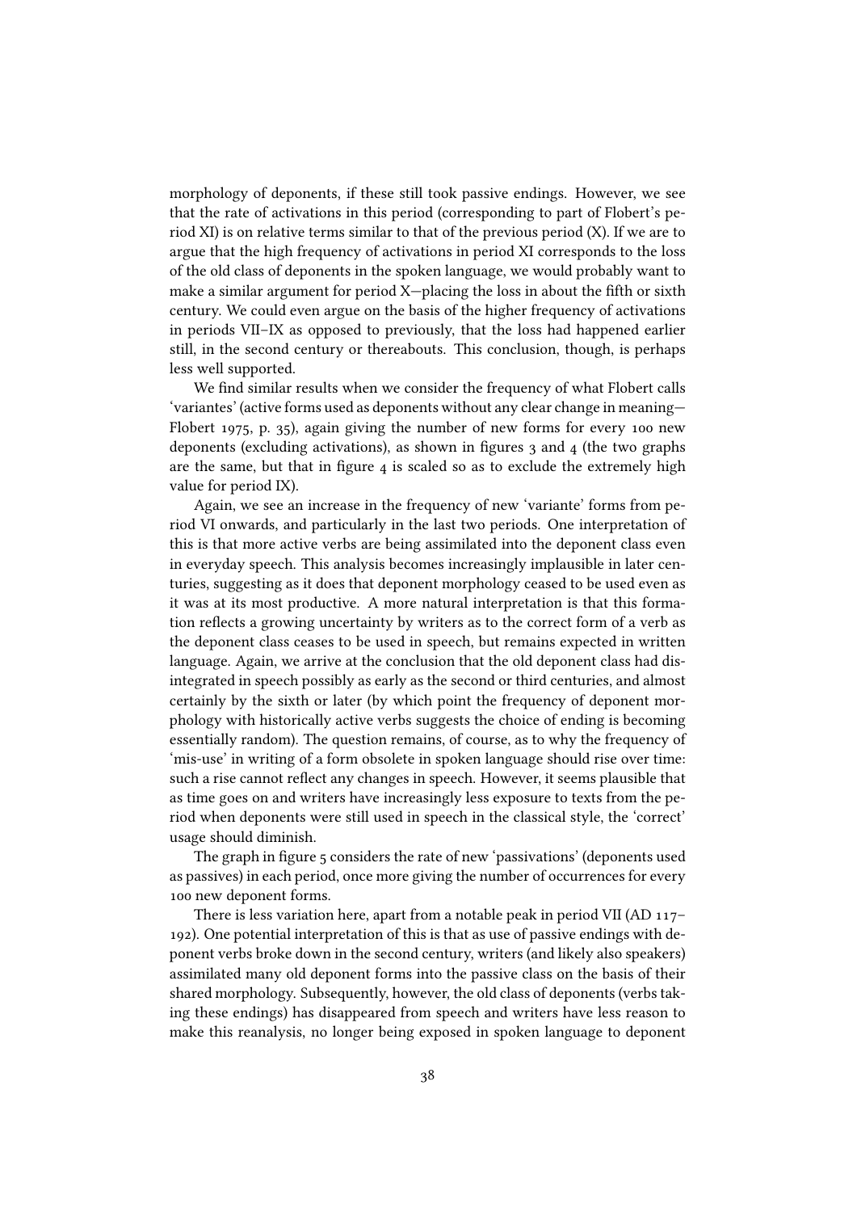morphology of deponents, if these still took passive endings. However, we see that the rate of activations in this period (corresponding to part of Flobert's period XI) is on relative terms similar to that of the previous period (X). If we are to argue that the high frequency of activations in period XI corresponds to the loss of the old class of deponents in the spoken language, we would probably want to make a similar argument for period X—placing the loss in about the fifth or sixth century. We could even argue on the basis of the higher frequency of activations in periods VII–IX as opposed to previously, that the loss had happened earlier still, in the second century or thereabouts. This conclusion, though, is perhaps less well supported.

We find similar results when we consider the frequency of what Flobert calls 'variantes' (active forms used as deponents without any clear change in meaning—Flobert 1975, p. 35), again giving the number of new forms for every 100 new deponents (excluding activations), as shown in figures 3 and 4 (the two graphs are the same, but that in figure 4 is scaled so as to exclude the extremely high value for period IX).

Again, we see an increase in the frequency of new 'variante' forms from period VI onwards, and particularly in the last two periods. One interpretation of this is that more active verbs are being assimilated into the deponent class even in everyday speech. This analysis becomes increasingly implausible in later centuries, suggesting as it does that deponent morphology ceased to be used even as it was at its most productive. A more natural interpretation is that this formation reflects a growing uncertainty by writers as to the correct form of a verb as the deponent class ceases to be used in speech, but remains expected in written language. Again, we arrive at the conclusion that the old deponent class had disintegrated in speech possibly as early as the second or third centuries, and almost certainly by the sixth or later (by which point the frequency of deponent morphology with historically active verbs suggests the choice of ending is becoming essentially random). The question remains, of course, as to why the frequency of 'mis-use' in writing of a form obsolete in spoken language should rise over time: such a rise cannot reflect any changes in speech. However, it seems plausible that as time goes on and writers have increasingly less exposure to texts from the period when deponents were still used in speech in the classical style, the 'correct' usage should diminish.

The graph in figure 5 considers the rate of new 'passivations' (deponents used as passives) in each period, once more giving the number of occurrences for every 100 new deponent forms.

There is less variation here, apart from a notable peak in period VII (AD 117–192). One potential interpretation of this is that as use of passive endings with deponent verbs broke down in the second century, writers (and likely also speakers) assimilated many old deponent forms into the passive class on the basis of their shared morphology. Subsequently, however, the old class of deponents (verbs taking these endings) has disappeared from speech and writers have less reason to make this reanalysis, no longer being exposed in spoken language to deponent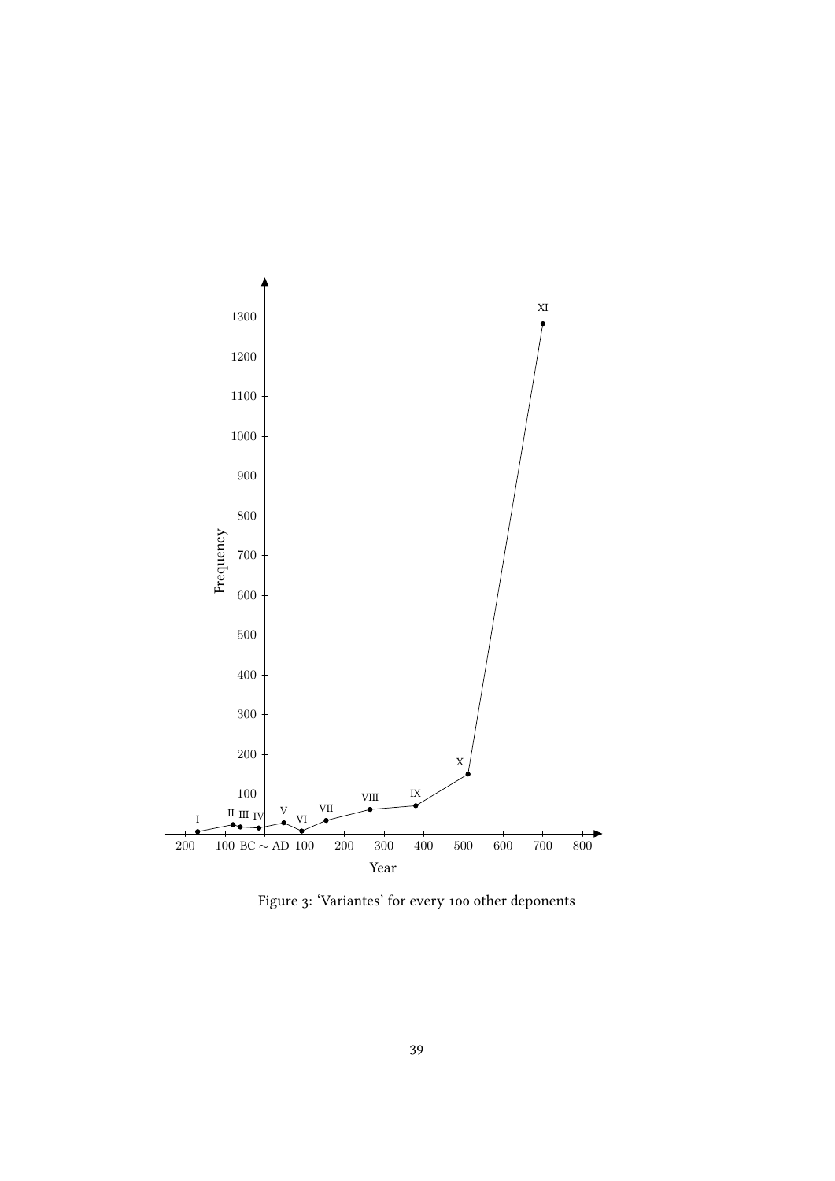Figure 3: 'Variantes' for every 100 other deponents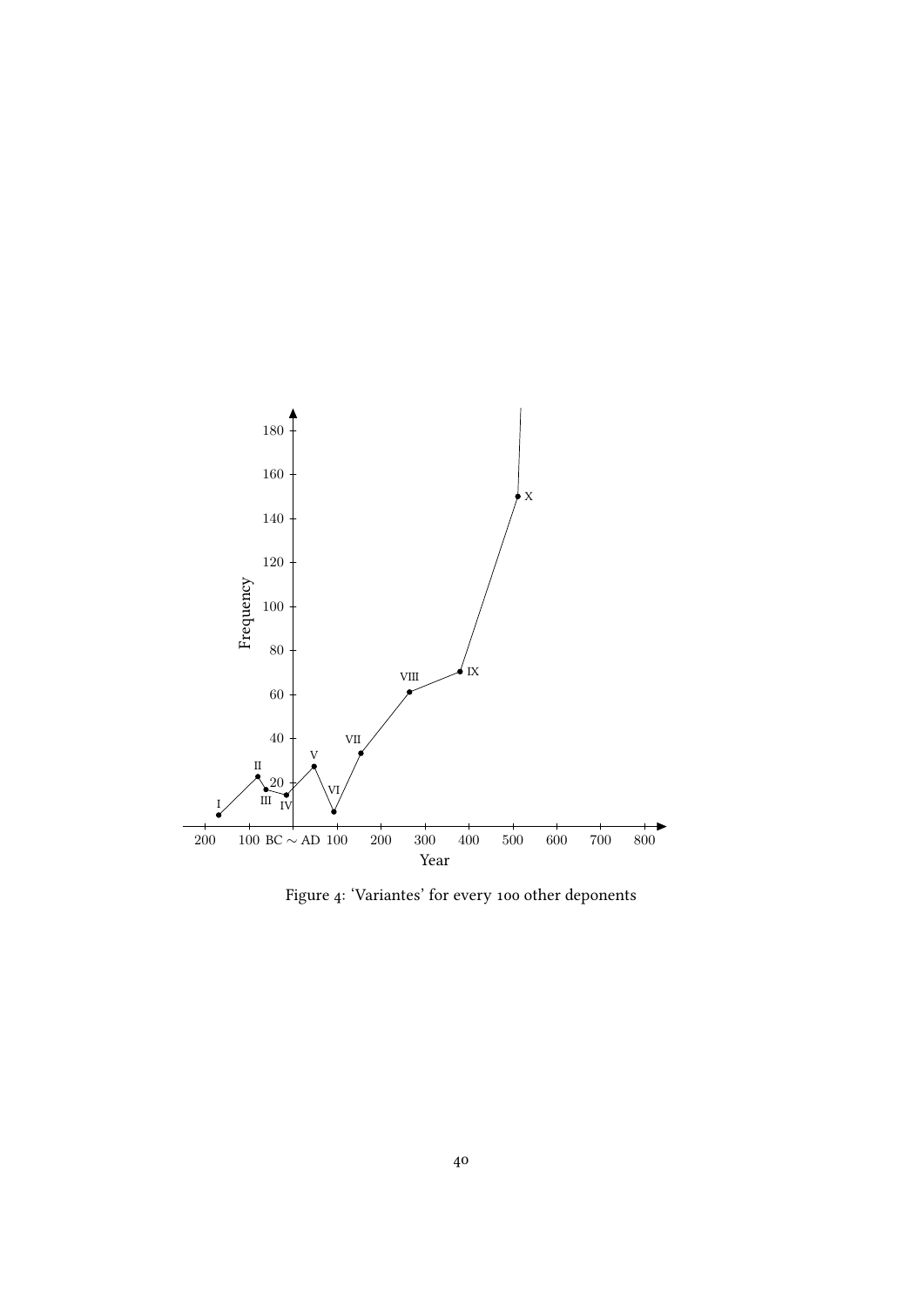Figure 4: 'Variantes' for every 100 other deponents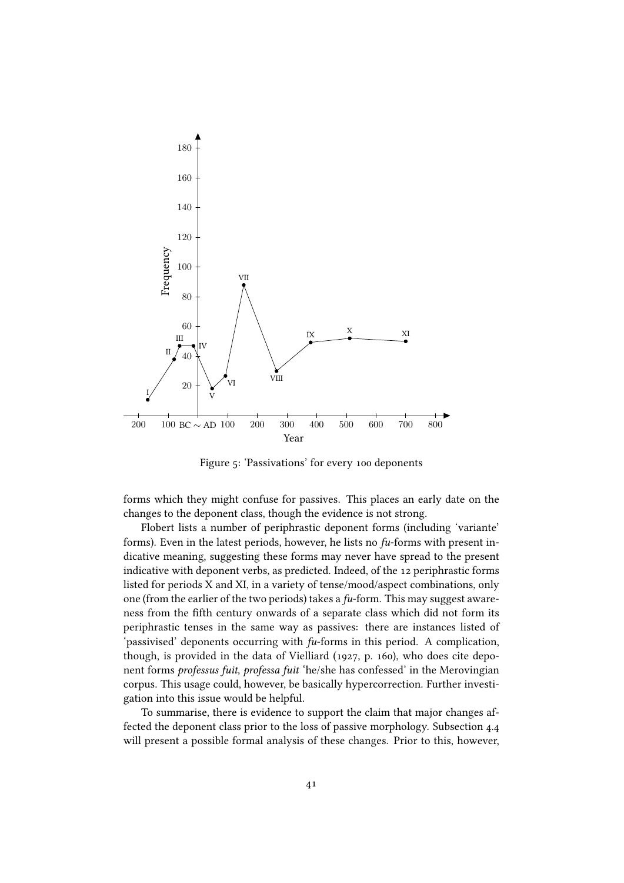Figure 5: 'Passivations' for every 100 deponents

forms which they might confuse for passives. This places an early date on the changes to the deponent class, though the evidence is not strong.

Flobert lists a number of periphrastic deponent forms (including 'variante' forms). Even in the latest periods, however, he lists no *fu*-forms with present indicative meaning, suggesting these forms may never have spread to the present indicative with deponent verbs, as predicted. Indeed, of the 12 periphrastic forms listed for periods X and XI, in a variety of tense/mood/aspect combinations, only one (from the earlier of the two periods) takes a *fu*-form. This may suggest awareness from the fifth century onwards of a separate class which did not form its periphrastic tenses in the same way as passives: there are instances listed of 'passivised' deponents occurring with *fu*-forms in this period. A complication, though, is provided in the data of Vielliard (1927, p. 160), who does cite deponent forms *professus fuit*, *professa fuit* 'he/she has confessed' in the Merovingian corpus. This usage could, however, be basically hypercorrection. Further investigation into this issue would be helpful.

To summarise, there is evidence to support the claim that major changes affected the deponent class prior to the loss of passive morphology. Subsection 4.4 will present a possible formal analysis of these changes. Prior to this, however,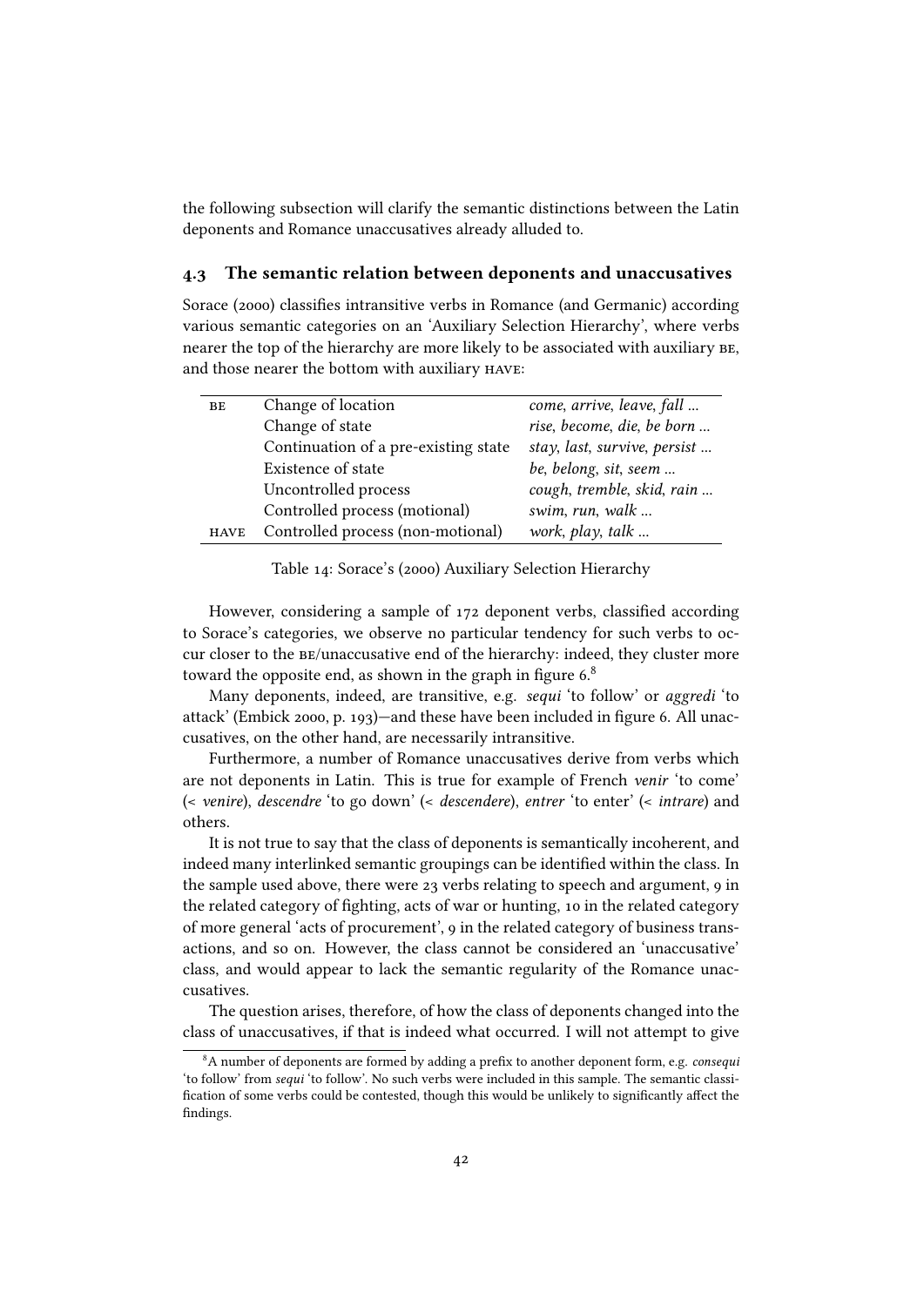the following subsection will clarify the semantic distinctions between the Latin deponents and Romance unaccusatives already alluded to.

### 4.3 The semantic relation between deponents and unaccusatives

Sorace (2000) classifies intransitive verbs in Romance (and Germanic) according various semantic categories on an 'Auxiliary Selection Hierarchy', where verbs nearer the top of the hierarchy are more likely to be associated with auxiliary BE, and those nearer the bottom with auxiliary HAVE:

| | | |
|---|---|---|
| BE | Change of location | *come*, *arrive*, *leave*, *fall* ... |
| | Change of state | *rise*, *become*, *die*, *be born* ... |
| | Continuation of a pre-existing state | *stay*, *last*, *survive*, *persist* ... |
| | Existence of state | *be*, *belong*, *sit*, *seem* ... |
| | Uncontrolled process | *cough*, *tremble*, *skid*, *rain* ... |
| | Controlled process (motional) | *swim*, *run*, *walk* ... |
| HAVE | Controlled process (non-motional) | *work*, *play*, *talk* ... |

Table 14: Sorace's (2000) Auxiliary Selection Hierarchy

However, considering a sample of 172 deponent verbs, classified according to Sorace's categories, we observe no particular tendency for such verbs to occur closer to the BE/unaccusative end of the hierarchy: indeed, they cluster more toward the opposite end, as shown in the graph in figure 6.[8]

Many deponents, indeed, are transitive, e.g. *sequi* 'to follow' or *aggredi* 'to attack' (Embick 2000, p. 193)—and these have been included in figure 6. All unaccusatives, on the other hand, are necessarily intransitive.

Furthermore, a number of Romance unaccusatives derive from verbs which are not deponents in Latin. This is true for example of French *venir* 'to come' (< *venire*), *descendre* 'to go down' (< *descendere*), *entrer* 'to enter' (< *intrare*) and others.

It is not true to say that the class of deponents is semantically incoherent, and indeed many interlinked semantic groupings can be identified within the class. In the sample used above, there were 23 verbs relating to speech and argument, 9 in the related category of fighting, acts of war or hunting, 10 in the related category of more general 'acts of procurement', 9 in the related category of business transactions, and so on. However, the class cannot be considered an 'unaccusative' class, and would appear to lack the semantic regularity of the Romance unaccusatives.

The question arises, therefore, of how the class of deponents changed into the class of unaccusatives, if that is indeed what occurred. I will not attempt to give

[8] A number of deponents are formed by adding a prefix to another deponent form, e.g. *consequi* 'to follow' from *sequi* 'to follow'. No such verbs were included in this sample. The semantic classification of some verbs could be contested, though this would be unlikely to significantly affect the findings.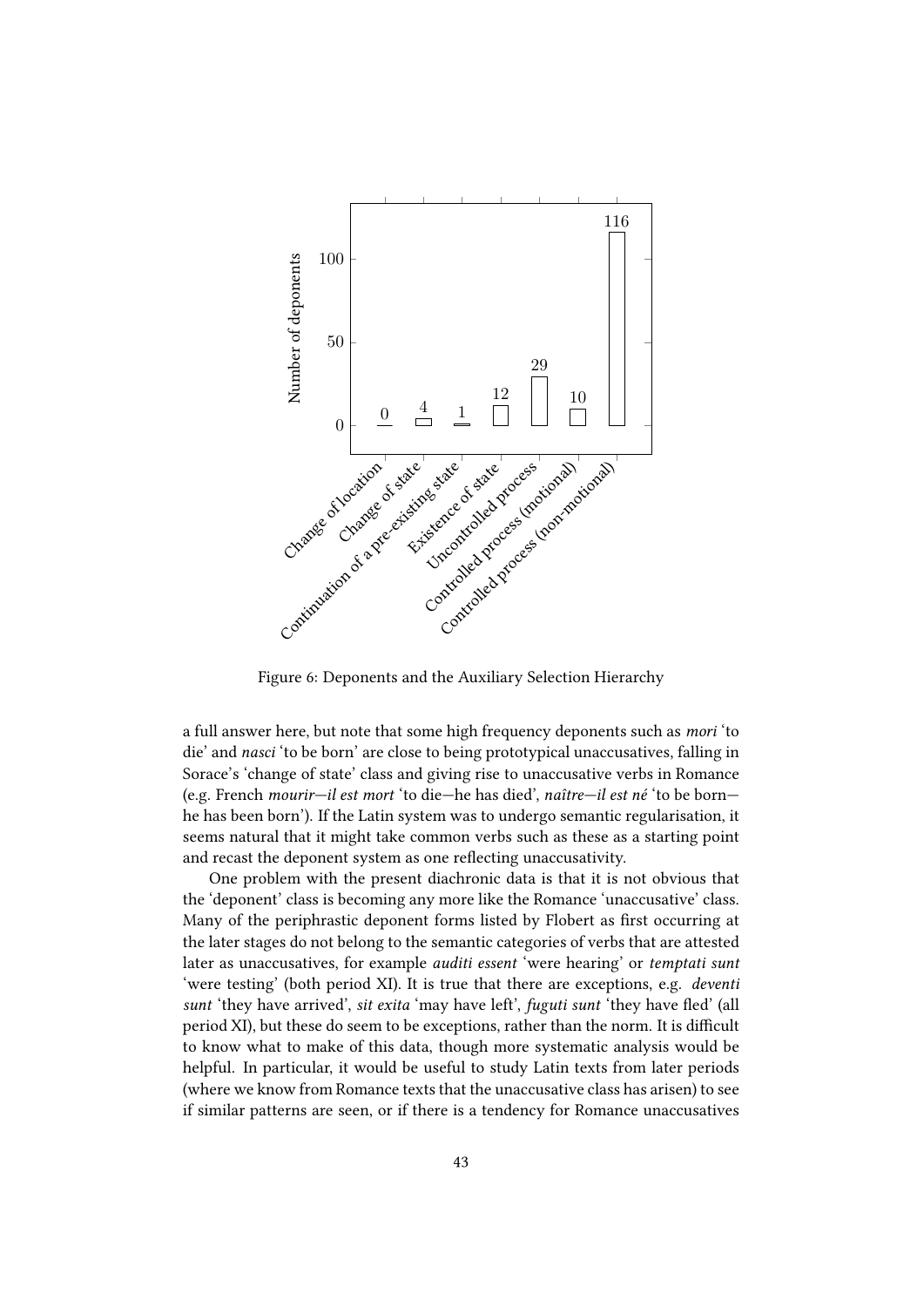| Category | Number of deponents |
|---|---|
| Change of location | 0 |
| Change of state | 4 |
| Continuation of a pre-existing state | 1 |
| Existence of state | 12 |
| Uncontrolled process | 29 |
| Controlled process (motional) | 10 |
| Controlled process (non-motional) | 116 |

Figure 6: Deponents and the Auxiliary Selection Hierarchy

a full answer here, but note that some high frequency deponents such as *mori* 'to die' and *nasci* 'to be born' are close to being prototypical unaccusatives, falling in Sorace's 'change of state' class and giving rise to unaccusative verbs in Romance (e.g. French *mourir—il est mort* 'to die—he has died', *naître—il est né* 'to be born—he has been born'). If the Latin system was to undergo semantic regularisation, it seems natural that it might take common verbs such as these as a starting point and recast the deponent system as one reflecting unaccusativity.

One problem with the present diachronic data is that it is not obvious that the 'deponent' class is becoming any more like the Romance 'unaccusative' class. Many of the periphrastic deponent forms listed by Flobert as first occurring at the later stages do not belong to the semantic categories of verbs that are attested later as unaccusatives, for example *auditi essent* 'were hearing' or *temptati sunt* 'were testing' (both period XI). It is true that there are exceptions, e.g. *deventi sunt* 'they have arrived', *sit exita* 'may have left', *fuguti sunt* 'they have fled' (all period XI), but these do seem to be exceptions, rather than the norm. It is difficult to know what to make of this data, though more systematic analysis would be helpful. In particular, it would be useful to study Latin texts from later periods (where we know from Romance texts that the unaccusative class has arisen) to see if similar patterns are seen, or if there is a tendency for Romance unaccusatives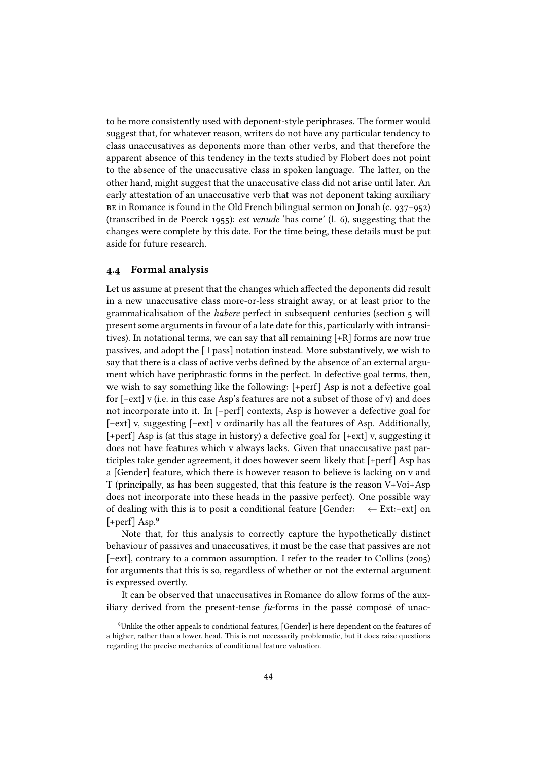to be more consistently used with deponent-style periphrases. The former would suggest that, for whatever reason, writers do not have any particular tendency to class unaccusatives as deponents more than other verbs, and that therefore the apparent absence of this tendency in the texts studied by Flobert does not point to the absence of the unaccusative class in spoken language. The latter, on the other hand, might suggest that the unaccusative class did not arise until later. An early attestation of an unaccusative verb that was not deponent taking auxiliary BE in Romance is found in the Old French bilingual sermon on Jonah (c. 937–952) (transcribed in de Poerck 1955): *est venude* 'has come' (l. 6), suggesting that the changes were complete by this date. For the time being, these details must be put aside for future research.

### 4.4 Formal analysis

Let us assume at present that the changes which affected the deponents did result in a new unaccusative class more-or-less straight away, or at least prior to the grammaticalisation of the *habere* perfect in subsequent centuries (section 5 will present some arguments in favour of a late date for this, particularly with intransitives). In notational terms, we can say that all remaining [+R] forms are now true passives, and adopt the [±pass] notation instead. More substantively, we wish to say that there is a class of active verbs defined by the absence of an external argument which have periphrastic forms in the perfect. In defective goal terms, then, we wish to say something like the following: [+perf] Asp is not a defective goal for [−ext] v (i.e. in this case Asp's features are not a subset of those of v) and does not incorporate into it. In [−perf] contexts, Asp is however a defective goal for [−ext] v, suggesting [−ext] v ordinarily has all the features of Asp. Additionally, [+perf] Asp is (at this stage in history) a defective goal for [+ext] v, suggesting it does not have features which v always lacks. Given that unaccusative past participles take gender agreement, it does however seem likely that [+perf] Asp has a [Gender] feature, which there is however reason to believe is lacking on v and T (principally, as has been suggested, that this feature is the reason V+Voi+Asp does not incorporate into these heads in the passive perfect). One possible way of dealing with this is to posit a conditional feature [Gender:__ ← Ext:−ext] on [+perf] Asp.[9]

Note that, for this analysis to correctly capture the hypothetically distinct behaviour of passives and unaccusatives, it must be the case that passives are not [−ext], contrary to a common assumption. I refer to the reader to Collins (2005) for arguments that this is so, regardless of whether or not the external argument is expressed overtly.

It can be observed that unaccusatives in Romance do allow forms of the auxiliary derived from the present-tense *fu*-forms in the passé composé of unac-

[9] Unlike the other appeals to conditional features, [Gender] is here dependent on the features of a higher, rather than a lower, head. This is not necessarily problematic, but it does raise questions regarding the precise mechanics of conditional feature valuation.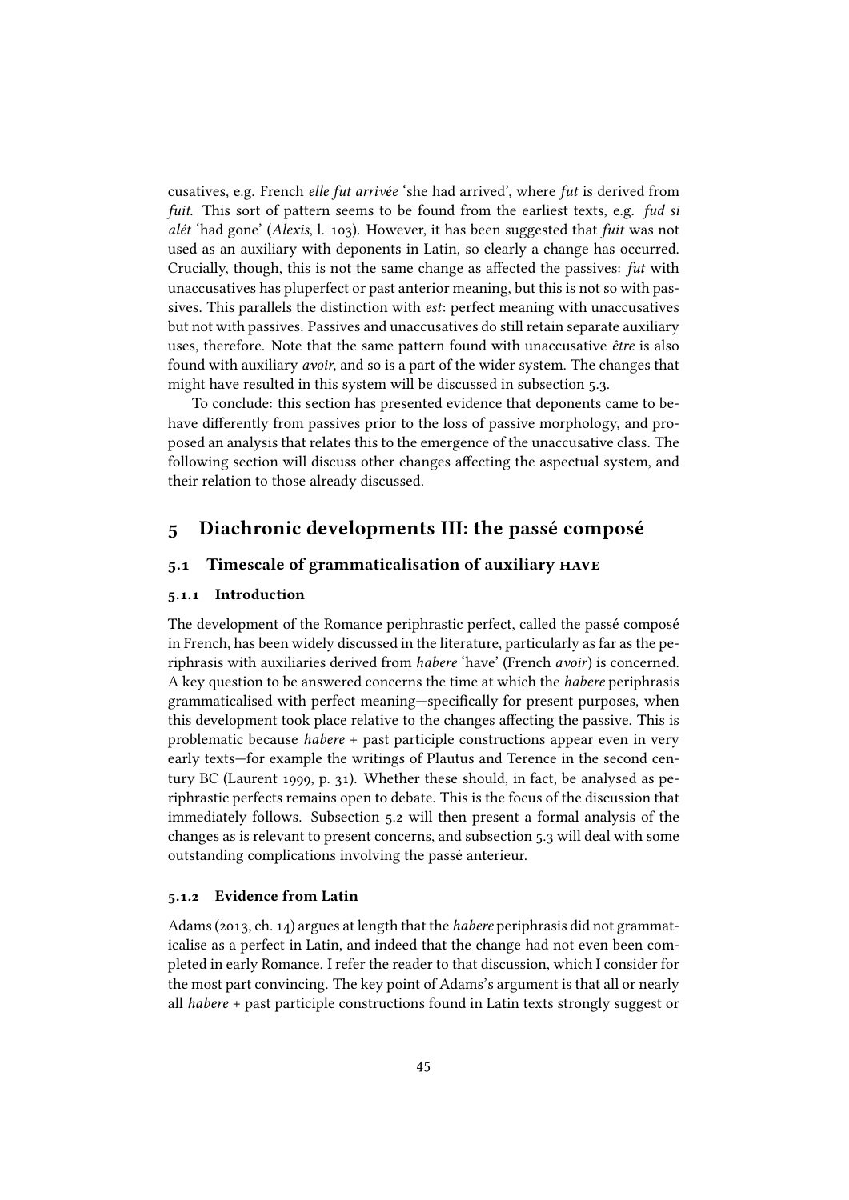cusatives, e.g. French *elle fut arrivée* 'she had arrived', where *fut* is derived from *fuit*. This sort of pattern seems to be found from the earliest texts, e.g. *fud si alét* 'had gone' (*Alexis*, l. 103). However, it has been suggested that *fuit* was not used as an auxiliary with deponents in Latin, so clearly a change has occurred. Crucially, though, this is not the same change as affected the passives: *fut* with unaccusatives has pluperfect or past anterior meaning, but this is not so with passives. This parallels the distinction with *est*: perfect meaning with unaccusatives but not with passives. Passives and unaccusatives do still retain separate auxiliary uses, therefore. Note that the same pattern found with unaccusative *être* is also found with auxiliary *avoir*, and so is a part of the wider system. The changes that might have resulted in this system will be discussed in subsection 5.3.

To conclude: this section has presented evidence that deponents came to behave differently from passives prior to the loss of passive morphology, and proposed an analysis that relates this to the emergence of the unaccusative class. The following section will discuss other changes affecting the aspectual system, and their relation to those already discussed.

# 5 Diachronic developments III: the passé composé

## 5.1 Timescale of grammaticalisation of auxiliary HAVE

### 5.1.1 Introduction

The development of the Romance periphrastic perfect, called the passé composé in French, has been widely discussed in the literature, particularly as far as the periphrasis with auxiliaries derived from *habere* 'have' (French *avoir*) is concerned. A key question to be answered concerns the time at which the *habere* periphrasis grammaticalised with perfect meaning—specifically for present purposes, when this development took place relative to the changes affecting the passive. This is problematic because *habere* + past participle constructions appear even in very early texts—for example the writings of Plautus and Terence in the second century BC (Laurent 1999, p. 31). Whether these should, in fact, be analysed as periphrastic perfects remains open to debate. This is the focus of the discussion that immediately follows. Subsection 5.2 will then present a formal analysis of the changes as is relevant to present concerns, and subsection 5.3 will deal with some outstanding complications involving the passé anterieur.

### 5.1.2 Evidence from Latin

Adams (2013, ch. 14) argues at length that the *habere* periphrasis did not grammaticalise as a perfect in Latin, and indeed that the change had not even been completed in early Romance. I refer the reader to that discussion, which I consider for the most part convincing. The key point of Adams's argument is that all or nearly all *habere* + past participle constructions found in Latin texts strongly suggest or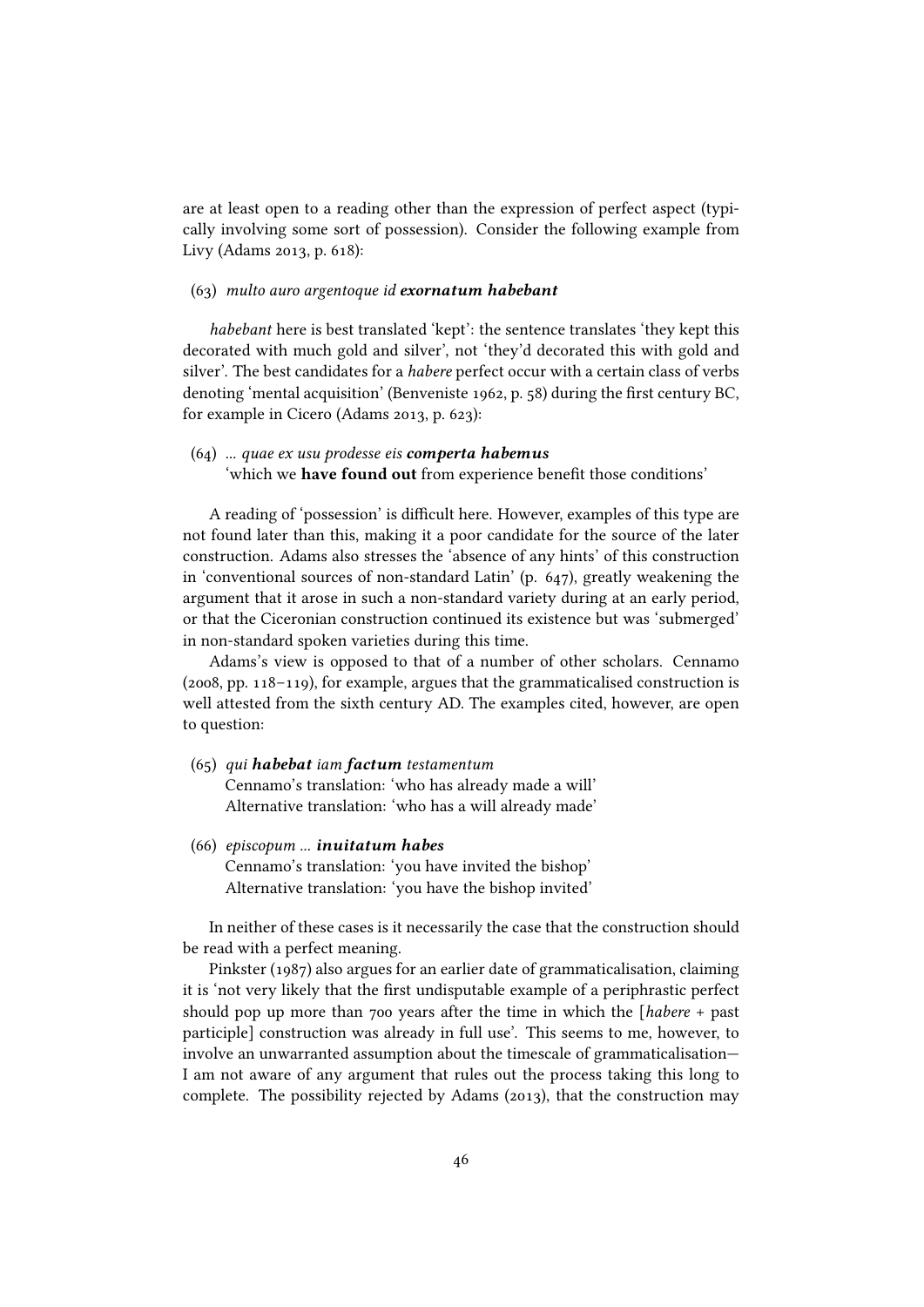are at least open to a reading other than the expression of perfect aspect (typically involving some sort of possession). Consider the following example from Livy (Adams 2013, p. 618):

(63) *multo auro argentoque id* ***exornatum habebant***

*habebant* here is best translated 'kept': the sentence translates 'they kept this decorated with much gold and silver', not 'they'd decorated this with gold and silver'. The best candidates for a *habere* perfect occur with a certain class of verbs denoting 'mental acquisition' (Benveniste 1962, p. 58) during the first century BC, for example in Cicero (Adams 2013, p. 623):

(64) *... quae ex usu prodesse eis* ***comperta habemus***
'which we **have found out** from experience benefit those conditions'

A reading of 'possession' is difficult here. However, examples of this type are not found later than this, making it a poor candidate for the source of the later construction. Adams also stresses the 'absence of any hints' of this construction in 'conventional sources of non-standard Latin' (p. 647), greatly weakening the argument that it arose in such a non-standard variety during at an early period, or that the Ciceronian construction continued its existence but was 'submerged' in non-standard spoken varieties during this time.

Adams's view is opposed to that of a number of other scholars. Cennamo (2008, pp. 118–119), for example, argues that the grammaticalised construction is well attested from the sixth century AD. The examples cited, however, are open to question:

(65) *qui* ***habebat*** *iam* ***factum*** *testamentum*
Cennamo's translation: 'who has already made a will'
Alternative translation: 'who has a will already made'

(66) *episcopum ...* ***inuitatum habes***
Cennamo's translation: 'you have invited the bishop'
Alternative translation: 'you have the bishop invited'

In neither of these cases is it necessarily the case that the construction should be read with a perfect meaning.

Pinkster (1987) also argues for an earlier date of grammaticalisation, claiming it is 'not very likely that the first undisputable example of a periphrastic perfect should pop up more than 700 years after the time in which the [*habere* + past participle] construction was already in full use'. This seems to me, however, to involve an unwarranted assumption about the timescale of grammaticalisation—I am not aware of any argument that rules out the process taking this long to complete. The possibility rejected by Adams (2013), that the construction may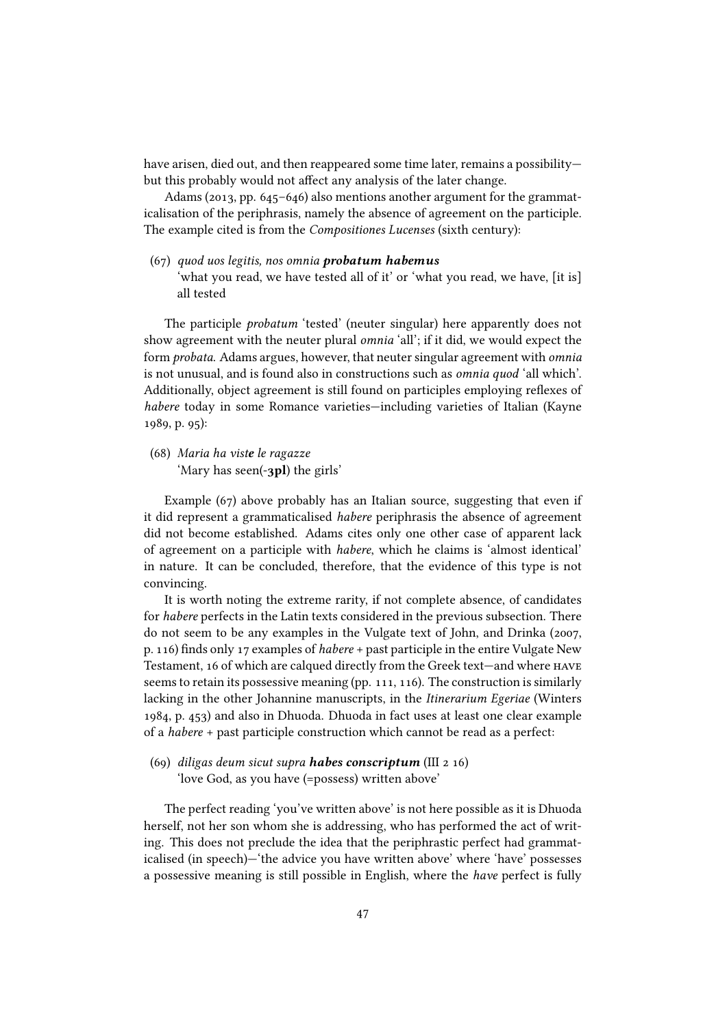have arisen, died out, and then reappeared some time later, remains a possibility—but this probably would not affect any analysis of the later change.

Adams (2013, pp. 645–646) also mentions another argument for the grammaticalisation of the periphrasis, namely the absence of agreement on the participle. The example cited is from the *Compositiones Lucenses* (sixth century):

(67) *quod uos legitis, nos omnia* ***probatum habemus***
'what you read, we have tested all of it' or 'what you read, we have, [it is] all tested

The participle *probatum* 'tested' (neuter singular) here apparently does not show agreement with the neuter plural *omnia* 'all'; if it did, we would expect the form *probata*. Adams argues, however, that neuter singular agreement with *omnia* is not unusual, and is found also in constructions such as *omnia quod* 'all which'. Additionally, object agreement is still found on participles employing reflexes of *habere* today in some Romance varieties—including varieties of Italian (Kayne 1989, p. 95):

(68) *Maria ha vist**e** le ragazze*
'Mary has seen(-**3pl**) the girls'

Example (67) above probably has an Italian source, suggesting that even if it did represent a grammaticalised *habere* periphrasis the absence of agreement did not become established. Adams cites only one other case of apparent lack of agreement on a participle with *habere*, which he claims is 'almost identical' in nature. It can be concluded, therefore, that the evidence of this type is not convincing.

It is worth noting the extreme rarity, if not complete absence, of candidates for *habere* perfects in the Latin texts considered in the previous subsection. There do not seem to be any examples in the Vulgate text of John, and Drinka (2007, p. 116) finds only 17 examples of *habere* + past participle in the entire Vulgate New Testament, 16 of which are calqued directly from the Greek text—and where HAVE seems to retain its possessive meaning (pp. 111, 116). The construction is similarly lacking in the other Johannine manuscripts, in the *Itinerarium Egeriae* (Winters 1984, p. 453) and also in Dhuoda. Dhuoda in fact uses at least one clear example of a *habere* + past participle construction which cannot be read as a perfect:

(69) *diligas deum sicut supra* ***habes conscriptum*** (III 2 16)
'love God, as you have (=possess) written above'

The perfect reading 'you've written above' is not here possible as it is Dhuoda herself, not her son whom she is addressing, who has performed the act of writing. This does not preclude the idea that the periphrastic perfect had grammaticalised (in speech)—'the advice you have written above' where 'have' possesses a possessive meaning is still possible in English, where the *have* perfect is fully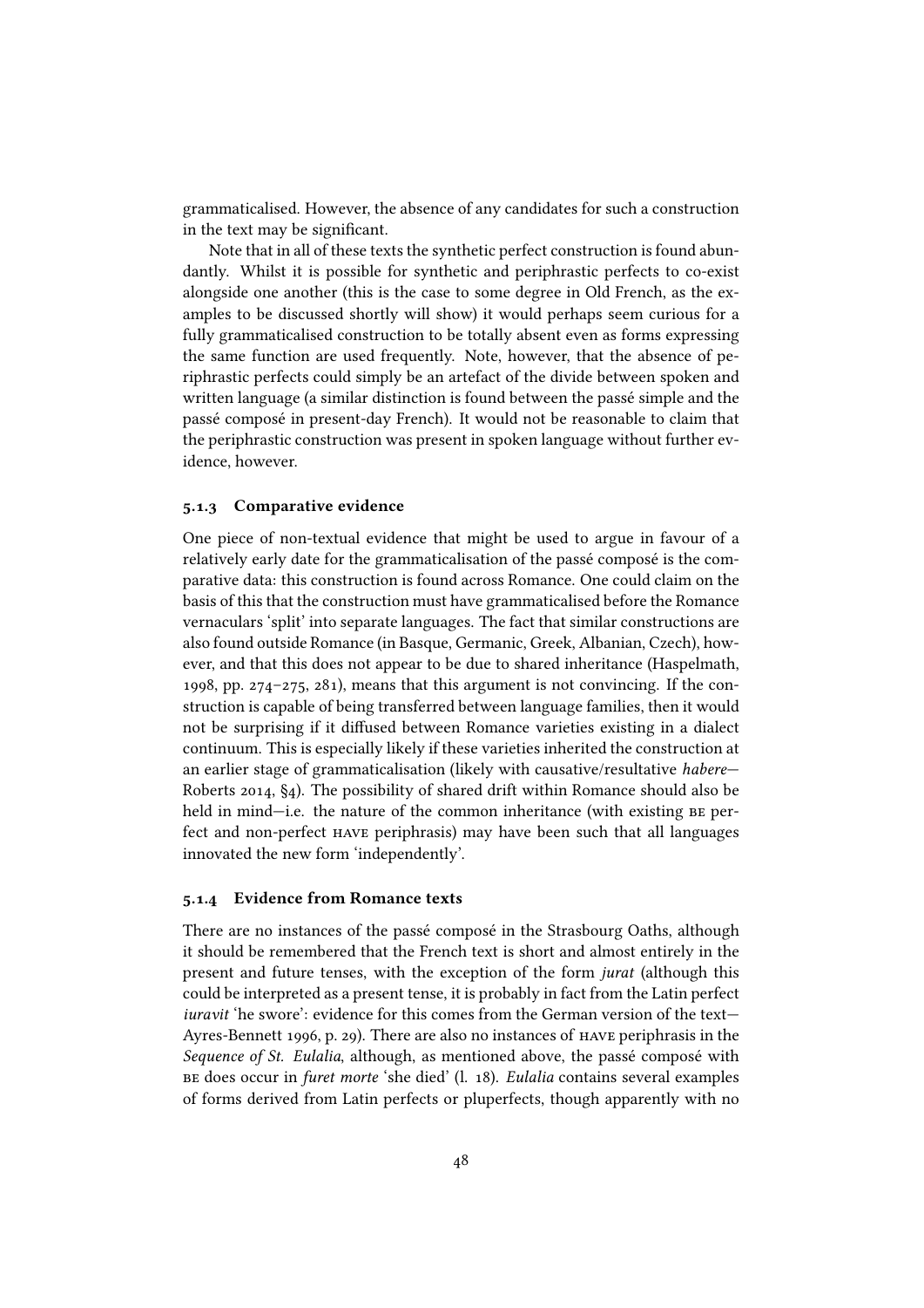grammaticalised. However, the absence of any candidates for such a construction in the text may be significant.

Note that in all of these texts the synthetic perfect construction is found abundantly. Whilst it is possible for synthetic and periphrastic perfects to co-exist alongside one another (this is the case to some degree in Old French, as the examples to be discussed shortly will show) it would perhaps seem curious for a fully grammaticalised construction to be totally absent even as forms expressing the same function are used frequently. Note, however, that the absence of periphrastic perfects could simply be an artefact of the divide between spoken and written language (a similar distinction is found between the passé simple and the passé composé in present-day French). It would not be reasonable to claim that the periphrastic construction was present in spoken language without further evidence, however.

### 5.1.3 Comparative evidence

One piece of non-textual evidence that might be used to argue in favour of a relatively early date for the grammaticalisation of the passé composé is the comparative data: this construction is found across Romance. One could claim on the basis of this that the construction must have grammaticalised before the Romance vernaculars 'split' into separate languages. The fact that similar constructions are also found outside Romance (in Basque, Germanic, Greek, Albanian, Czech), however, and that this does not appear to be due to shared inheritance (Haspelmath, 1998, pp. 274–275, 281), means that this argument is not convincing. If the construction is capable of being transferred between language families, then it would not be surprising if it diffused between Romance varieties existing in a dialect continuum. This is especially likely if these varieties inherited the construction at an earlier stage of grammaticalisation (likely with causative/resultative *habere*—Roberts 2014, §4). The possibility of shared drift within Romance should also be held in mind—i.e. the nature of the common inheritance (with existing BE perfect and non-perfect HAVE periphrasis) may have been such that all languages innovated the new form 'independently'.

### 5.1.4 Evidence from Romance texts

There are no instances of the passé composé in the Strasbourg Oaths, although it should be remembered that the French text is short and almost entirely in the present and future tenses, with the exception of the form *jurat* (although this could be interpreted as a present tense, it is probably in fact from the Latin perfect *iuravit* 'he swore': evidence for this comes from the German version of the text—Ayres-Bennett 1996, p. 29). There are also no instances of HAVE periphrasis in the *Sequence of St. Eulalia*, although, as mentioned above, the passé composé with BE does occur in *furet morte* 'she died' (l. 18). *Eulalia* contains several examples of forms derived from Latin perfects or pluperfects, though apparently with no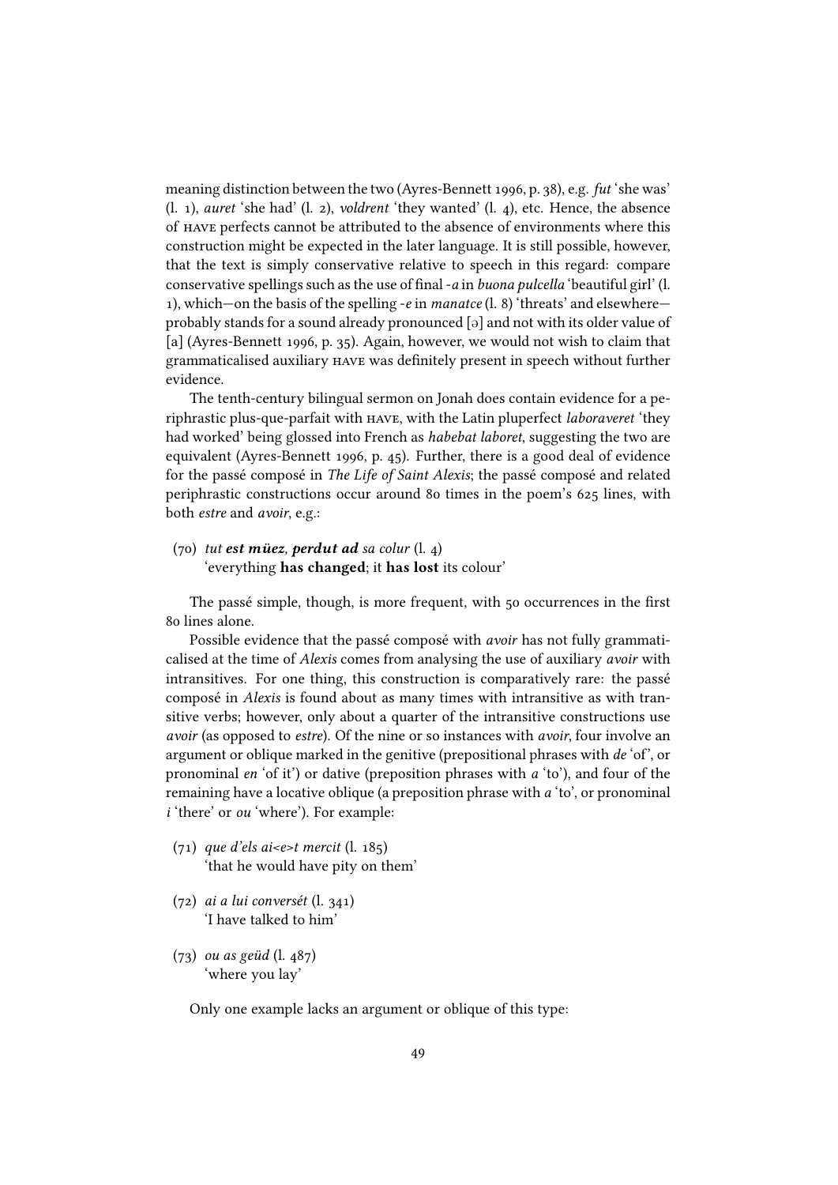meaning distinction between the two (Ayres-Bennett 1996, p. 38), e.g. *fut* 'she was' (l. 1), *auret* 'she had' (l. 2), *voldrent* 'they wanted' (l. 4), etc. Hence, the absence of HAVE perfects cannot be attributed to the absence of environments where this construction might be expected in the later language. It is still possible, however, that the text is simply conservative relative to speech in this regard: compare conservative spellings such as the use of final *-a* in *buona pulcella* 'beautiful girl' (l. 1), which—on the basis of the spelling *-e* in *manatce* (l. 8) 'threats' and elsewhere—probably stands for a sound already pronounced [ə] and not with its older value of [a] (Ayres-Bennett 1996, p. 35). Again, however, we would not wish to claim that grammaticalised auxiliary HAVE was definitely present in speech without further evidence.

The tenth-century bilingual sermon on Jonah does contain evidence for a periphrastic plus-que-parfait with HAVE, with the Latin pluperfect *laboraveret* 'they had worked' being glossed into French as *habebat laboret*, suggesting the two are equivalent (Ayres-Bennett 1996, p. 45). Further, there is a good deal of evidence for the passé composé in *The Life of Saint Alexis*; the passé composé and related periphrastic constructions occur around 80 times in the poem's 625 lines, with both *estre* and *avoir*, e.g.:

(70) *tut **est müez**, **perdut ad** sa colur* (l. 4)
'everything **has changed**; it **has lost** its colour'

The passé simple, though, is more frequent, with 50 occurrences in the first 80 lines alone.

Possible evidence that the passé composé with *avoir* has not fully grammaticalised at the time of *Alexis* comes from analysing the use of auxiliary *avoir* with intransitives. For one thing, this construction is comparatively rare: the passé composé in *Alexis* is found about as many times with intransitive as with transitive verbs; however, only about a quarter of the intransitive constructions use *avoir* (as opposed to *estre*). Of the nine or so instances with *avoir*, four involve an argument or oblique marked in the genitive (prepositional phrases with *de* 'of', or pronominal *en* 'of it') or dative (preposition phrases with *a* 'to'), and four of the remaining have a locative oblique (a preposition phrase with *a* 'to', or pronominal *i* 'there' or *ou* 'where'). For example:

(71) *que d'els ai<e>t mercit* (l. 185)
'that he would have pity on them'

(72) *ai a lui conversét* (l. 341)
'I have talked to him'

(73) *ou as geüd* (l. 487)
'where you lay'

Only one example lacks an argument or oblique of this type: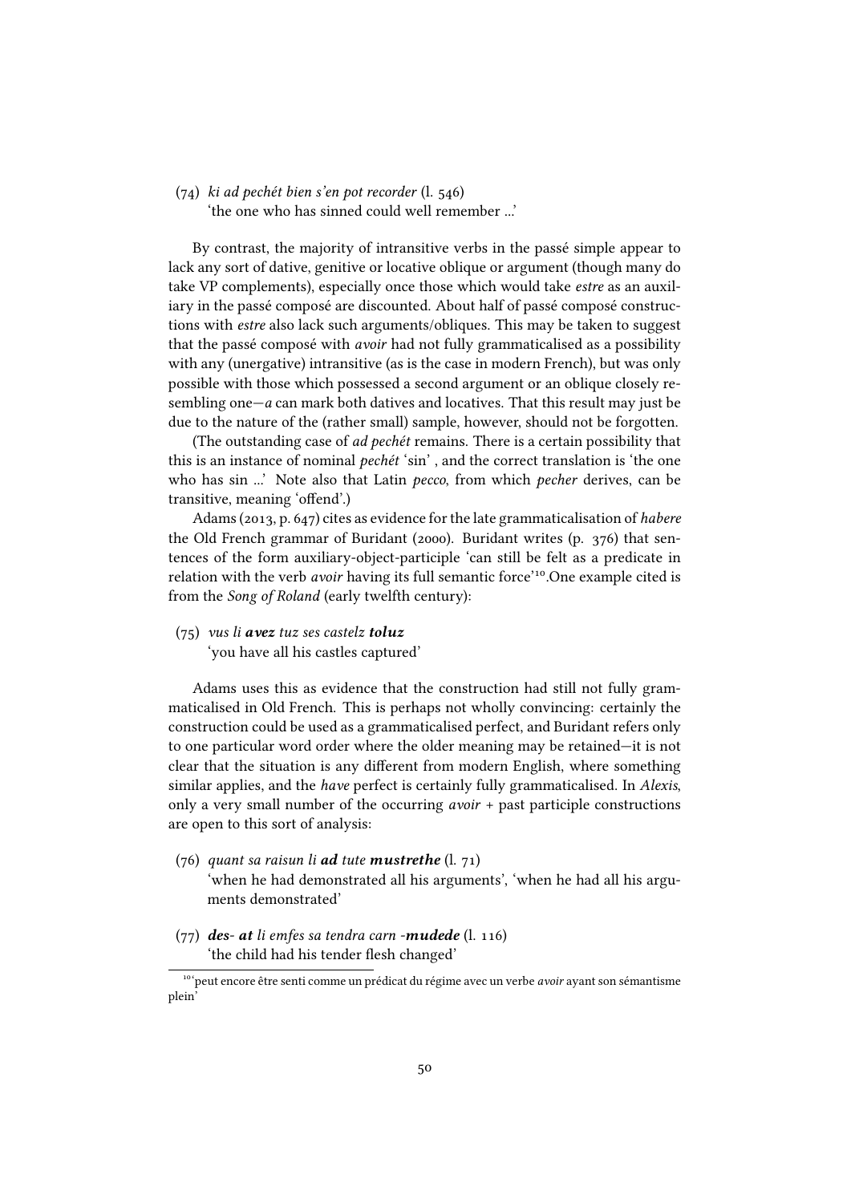(74) *ki ad pechét bien s'en pot recorder* (l. 546)
'the one who has sinned could well remember ...'

By contrast, the majority of intransitive verbs in the passé simple appear to lack any sort of dative, genitive or locative oblique or argument (though many do take VP complements), especially once those which would take *estre* as an auxiliary in the passé composé are discounted. About half of passé composé constructions with *estre* also lack such arguments/obliques. This may be taken to suggest that the passé composé with *avoir* had not fully grammaticalised as a possibility with any (unergative) intransitive (as is the case in modern French), but was only possible with those which possessed a second argument or an oblique closely resembling one—*a* can mark both datives and locatives. That this result may just be due to the nature of the (rather small) sample, however, should not be forgotten.

(The outstanding case of *ad pechét* remains. There is a certain possibility that this is an instance of nominal *pechét* 'sin' , and the correct translation is 'the one who has sin ...' Note also that Latin *pecco*, from which *pecher* derives, can be transitive, meaning 'offend'.)

Adams (2013, p. 647) cites as evidence for the late grammaticalisation of *habere* the Old French grammar of Buridant (2000). Buridant writes (p. 376) that sentences of the form auxiliary-object-participle 'can still be felt as a predicate in relation with the verb *avoir* having its full semantic force'[10].One example cited is from the *Song of Roland* (early twelfth century):

(75) *vus li **avez** tuz ses castelz **toluz***
'you have all his castles captured'

Adams uses this as evidence that the construction had still not fully grammaticalised in Old French. This is perhaps not wholly convincing: certainly the construction could be used as a grammaticalised perfect, and Buridant refers only to one particular word order where the older meaning may be retained—it is not clear that the situation is any different from modern English, where something similar applies, and the *have* perfect is certainly fully grammaticalised. In *Alexis*, only a very small number of the occurring *avoir* + past participle constructions are open to this sort of analysis:

(76) *quant sa raisun li **ad** tute **mustrethe*** (l. 71)
'when he had demonstrated all his arguments', 'when he had all his arguments demonstrated'

(77) ***des- at** li emfes sa tendra carn **-mudede*** (l. 116)
'the child had his tender flesh changed'

[10] 'peut encore être senti comme un prédicat du régime avec un verbe *avoir* ayant son sémantisme plein'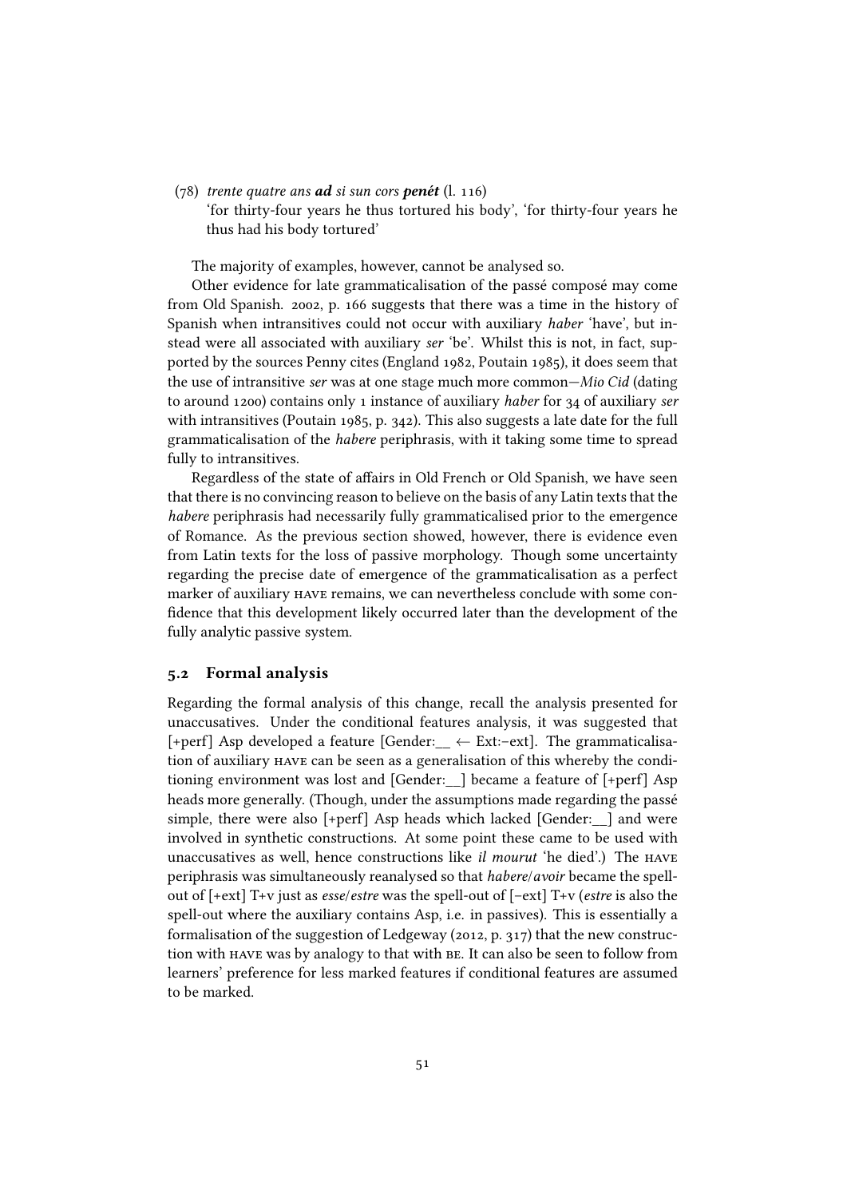(78) *trente quatre ans* ***ad*** *si sun cors* ***penét*** (l. 116)
'for thirty-four years he thus tortured his body', 'for thirty-four years he thus had his body tortured'

The majority of examples, however, cannot be analysed so.

Other evidence for late grammaticalisation of the passé composé may come from Old Spanish. 2002, p. 166 suggests that there was a time in the history of Spanish when intransitives could not occur with auxiliary *haber* 'have', but instead were all associated with auxiliary *ser* 'be'. Whilst this is not, in fact, supported by the sources Penny cites (England 1982, Poutain 1985), it does seem that the use of intransitive *ser* was at one stage much more common—*Mio Cid* (dating to around 1200) contains only 1 instance of auxiliary *haber* for 34 of auxiliary *ser* with intransitives (Poutain 1985, p. 342). This also suggests a late date for the full grammaticalisation of the *habere* periphrasis, with it taking some time to spread fully to intransitives.

Regardless of the state of affairs in Old French or Old Spanish, we have seen that there is no convincing reason to believe on the basis of any Latin texts that the *habere* periphrasis had necessarily fully grammaticalised prior to the emergence of Romance. As the previous section showed, however, there is evidence even from Latin texts for the loss of passive morphology. Though some uncertainty regarding the precise date of emergence of the grammaticalisation as a perfect marker of auxiliary HAVE remains, we can nevertheless conclude with some confidence that this development likely occurred later than the development of the fully analytic passive system.

## 5.2 Formal analysis

Regarding the formal analysis of this change, recall the analysis presented for unaccusatives. Under the conditional features analysis, it was suggested that [+perf] Asp developed a feature [Gender:__ ← Ext:−ext]. The grammaticalisation of auxiliary HAVE can be seen as a generalisation of this whereby the conditioning environment was lost and [Gender:__] became a feature of [+perf] Asp heads more generally. (Though, under the assumptions made regarding the passé simple, there were also [+perf] Asp heads which lacked [Gender:__] and were involved in synthetic constructions. At some point these came to be used with unaccusatives as well, hence constructions like *il mourut* 'he died'.) The HAVE periphrasis was simultaneously reanalysed so that *habere*/*avoir* became the spell-out of [+ext] T+v just as *esse*/*estre* was the spell-out of [−ext] T+v (*estre* is also the spell-out where the auxiliary contains Asp, i.e. in passives). This is essentially a formalisation of the suggestion of Ledgeway (2012, p. 317) that the new construction with HAVE was by analogy to that with BE. It can also be seen to follow from learners' preference for less marked features if conditional features are assumed to be marked.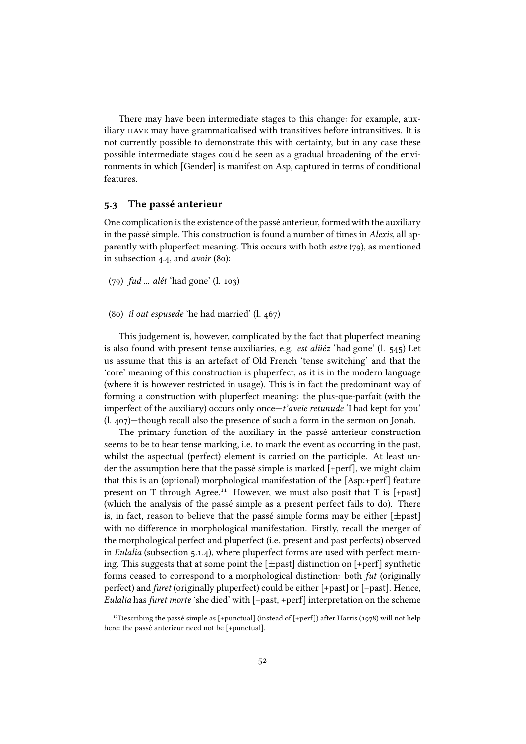There may have been intermediate stages to this change: for example, auxiliary HAVE may have grammaticalised with transitives before intransitives. It is not currently possible to demonstrate this with certainty, but in any case these possible intermediate stages could be seen as a gradual broadening of the environments in which [Gender] is manifest on Asp, captured in terms of conditional features.

### 5.3 The passé anterieur

One complication is the existence of the passé anterieur, formed with the auxiliary in the passé simple. This construction is found a number of times in *Alexis*, all apparently with pluperfect meaning. This occurs with both *estre* (79), as mentioned in subsection 4.4, and *avoir* (80):

(79) *fud … alét* 'had gone' (l. 103)

(80) *il out espusede* 'he had married' (l. 467)

This judgement is, however, complicated by the fact that pluperfect meaning is also found with present tense auxiliaries, e.g. *est alüéz* 'had gone' (l. 545) Let us assume that this is an artefact of Old French 'tense switching' and that the 'core' meaning of this construction is pluperfect, as it is in the modern language (where it is however restricted in usage). This is in fact the predominant way of forming a construction with pluperfect meaning: the plus-que-parfait (with the imperfect of the auxiliary) occurs only once—*t'aveie retunude* 'I had kept for you' (l. 407)—though recall also the presence of such a form in the sermon on Jonah.

The primary function of the auxiliary in the passé anterieur construction seems to be to bear tense marking, i.e. to mark the event as occurring in the past, whilst the aspectual (perfect) element is carried on the participle. At least under the assumption here that the passé simple is marked [+perf], we might claim that this is an (optional) morphological manifestation of the [Asp:+perf] feature present on T through Agree.[11] However, we must also posit that T is [+past] (which the analysis of the passé simple as a present perfect fails to do). There is, in fact, reason to believe that the passé simple forms may be either [±past] with no difference in morphological manifestation. Firstly, recall the merger of the morphological perfect and pluperfect (i.e. present and past perfects) observed in *Eulalia* (subsection 5.1.4), where pluperfect forms are used with perfect meaning. This suggests that at some point the [±past] distinction on [+perf] synthetic forms ceased to correspond to a morphological distinction: both *fut* (originally perfect) and *furet* (originally pluperfect) could be either [+past] or [−past]. Hence, *Eulalia* has *furet morte* 'she died' with [−past, +perf] interpretation on the scheme

[11] Describing the passé simple as [+punctual] (instead of [+perf]) after Harris (1978) will not help here: the passé anterieur need not be [+punctual].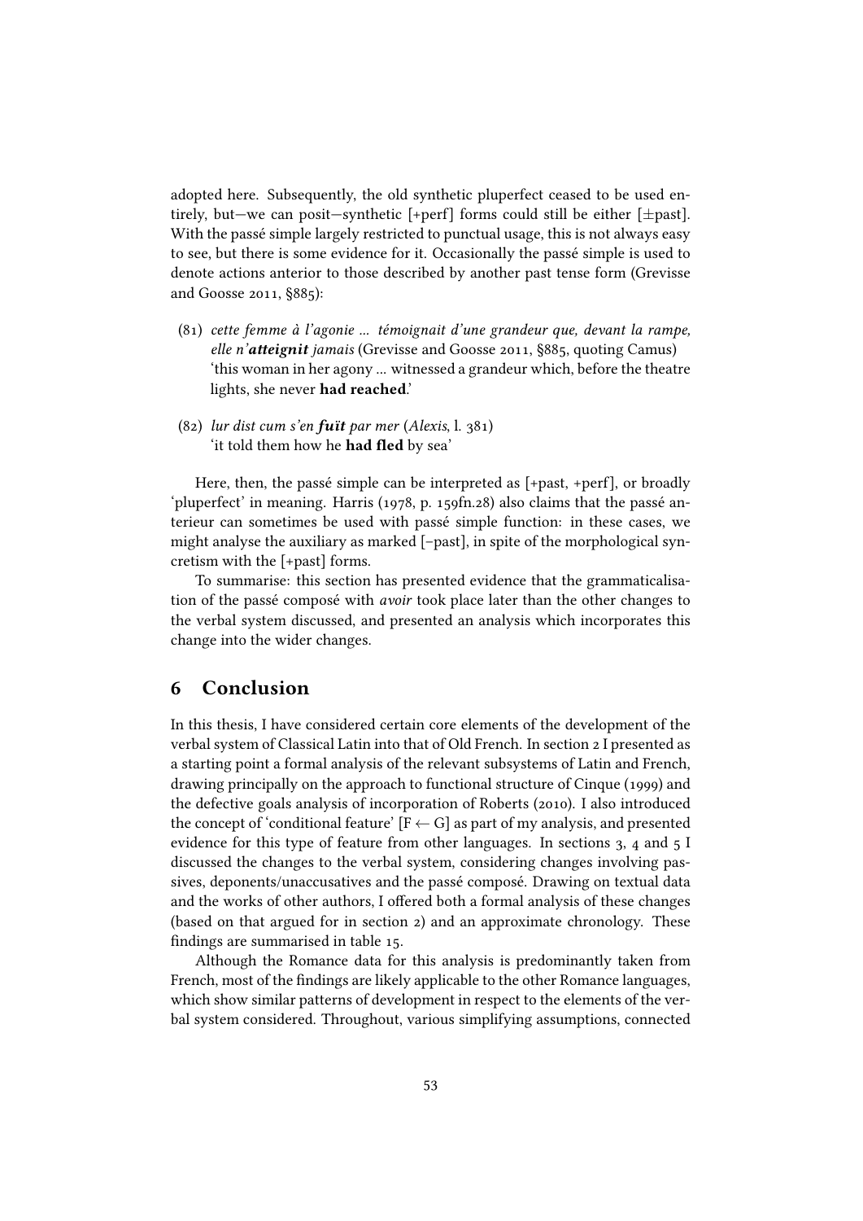adopted here. Subsequently, the old synthetic pluperfect ceased to be used entirely, but—we can posit—synthetic [+perf] forms could still be either [±past]. With the passé simple largely restricted to punctual usage, this is not always easy to see, but there is some evidence for it. Occasionally the passé simple is used to denote actions anterior to those described by another past tense form (Grevisse and Goosse 2011, §885):

(81) *cette femme à l'agonie … témoignait d'une grandeur que, devant la rampe, elle n'**atteignit** jamais* (Grevisse and Goosse 2011, §885, quoting Camus)
'this woman in her agony … witnessed a grandeur which, before the theatre lights, she never **had reached**.'

(82) *lur dist cum s'en **fuït** par mer* (*Alexis*, l. 381)
'it told them how he **had fled** by sea'

Here, then, the passé simple can be interpreted as [+past, +perf], or broadly 'pluperfect' in meaning. Harris (1978, p. 159fn.28) also claims that the passé anterieur can sometimes be used with passé simple function: in these cases, we might analyse the auxiliary as marked [–past], in spite of the morphological syncretism with the [+past] forms.

To summarise: this section has presented evidence that the grammaticalisation of the passé composé with *avoir* took place later than the other changes to the verbal system discussed, and presented an analysis which incorporates this change into the wider changes.

# 6 Conclusion

In this thesis, I have considered certain core elements of the development of the verbal system of Classical Latin into that of Old French. In section 2 I presented as a starting point a formal analysis of the relevant subsystems of Latin and French, drawing principally on the approach to functional structure of Cinque (1999) and the defective goals analysis of incorporation of Roberts (2010). I also introduced the concept of 'conditional feature' [F ← G] as part of my analysis, and presented evidence for this type of feature from other languages. In sections 3, 4 and 5 I discussed the changes to the verbal system, considering changes involving passives, deponents/unaccusatives and the passé composé. Drawing on textual data and the works of other authors, I offered both a formal analysis of these changes (based on that argued for in section 2) and an approximate chronology. These findings are summarised in table 15.

Although the Romance data for this analysis is predominantly taken from French, most of the findings are likely applicable to the other Romance languages, which show similar patterns of development in respect to the elements of the verbal system considered. Throughout, various simplifying assumptions, connected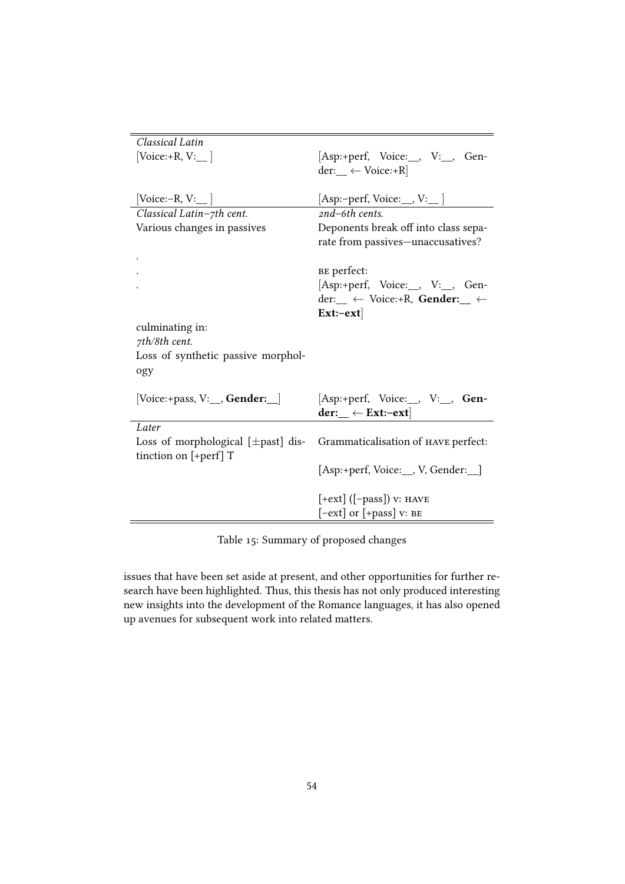| | |
|---|---|
| *Classical Latin* | |
| [Voice:+R, V:__ ] | [Asp:+perf, Voice:__, V:__, Gender:__ ← Voice:+R] |
| [Voice:−R, V:__ ] | [Asp:−perf, Voice:__, V:__ ] |
| *Classical Latin–7th cent.* | *2nd–6th cents.* |
| Various changes in passives | Deponents break off into class separate from passives—unaccusatives? |
| . | |
| . | BE perfect: |
| . | [Asp:+perf, Voice:__, V:__, Gender:__ ← Voice:+R, **Gender:__ ← Ext:−ext**] |
| culminating in: | |
| *7th/8th cent.* | |
| Loss of synthetic passive morphology | |
| [Voice:+pass, V:__, **Gender:__**] | [Asp:+perf, Voice:__, V:__, **Gender:__ ← Ext:−ext**] |
| *Later* | |
| Loss of morphological [±past] distinction on [+perf] T | Grammaticalisation of HAVE perfect: |
| | [Asp:+perf, Voice:__, V, Gender:__] |
| | [+ext] ([−pass]) v: HAVE |
| | [−ext] or [+pass] v: BE |

Table 15: Summary of proposed changes

issues that have been set aside at present, and other opportunities for further research have been highlighted. Thus, this thesis has not only produced interesting new insights into the development of the Romance languages, it has also opened up avenues for subsequent work into related matters.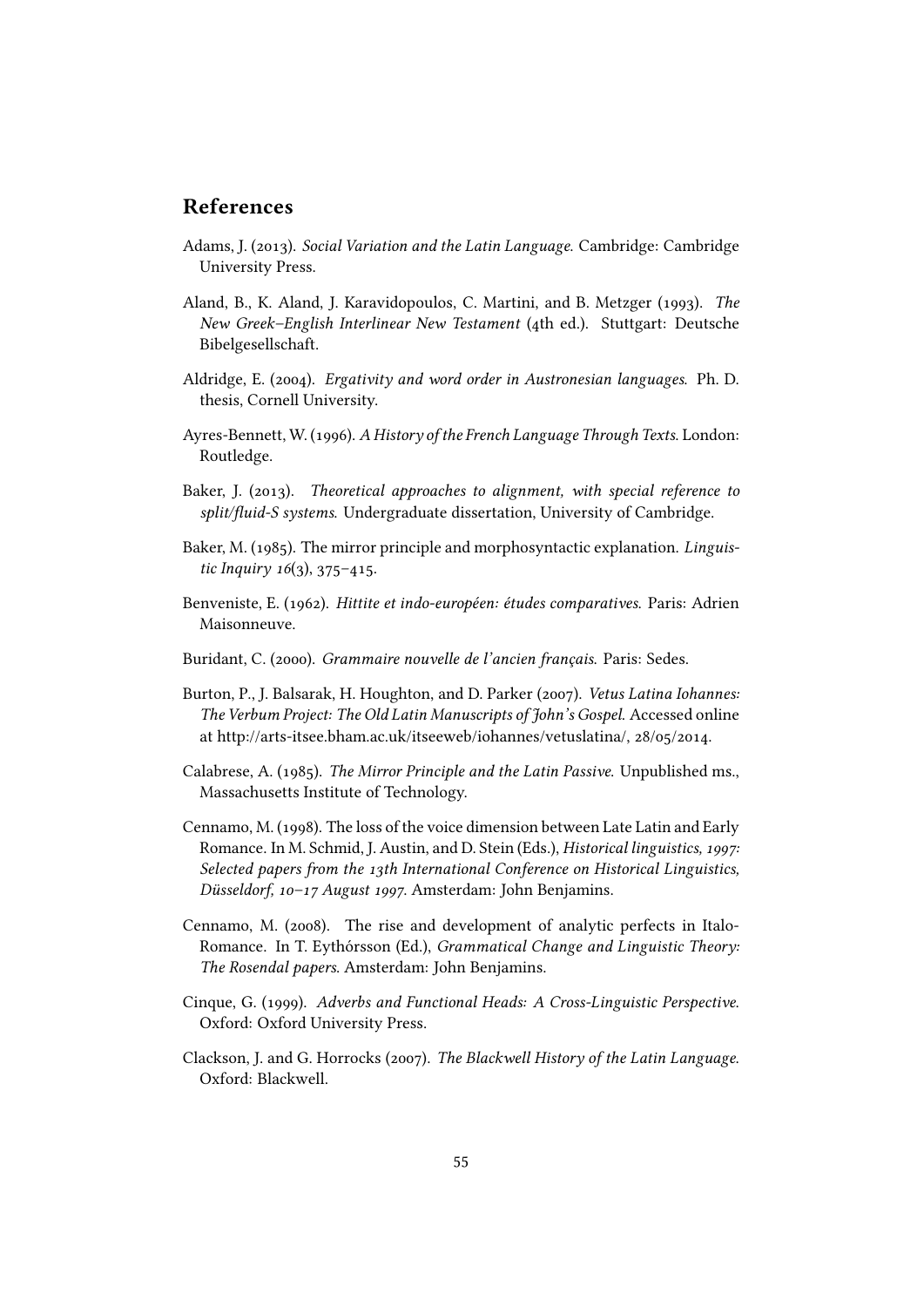## References

Adams, J. (2013). *Social Variation and the Latin Language.* Cambridge: Cambridge University Press.

Aland, B., K. Aland, J. Karavidopoulos, C. Martini, and B. Metzger (1993). *The New Greek–English Interlinear New Testament* (4th ed.). Stuttgart: Deutsche Bibelgesellschaft.

Aldridge, E. (2004). *Ergativity and word order in Austronesian languages.* Ph. D. thesis, Cornell University.

Ayres-Bennett, W. (1996). *A History of the French Language Through Texts.* London: Routledge.

Baker, J. (2013). *Theoretical approaches to alignment, with special reference to split/fluid-S systems.* Undergraduate dissertation, University of Cambridge.

Baker, M. (1985). The mirror principle and morphosyntactic explanation. *Linguistic Inquiry 16*(3), 375–415.

Benveniste, E. (1962). *Hittite et indo-européen: études comparatives.* Paris: Adrien Maisonneuve.

Buridant, C. (2000). *Grammaire nouvelle de l'ancien français.* Paris: Sedes.

Burton, P., J. Balsarak, H. Houghton, and D. Parker (2007). *Vetus Latina Iohannes: The Verbum Project: The Old Latin Manuscripts of John's Gospel.* Accessed online at http://arts-itsee.bham.ac.uk/itseeweb/iohannes/vetuslatina/, 28/05/2014.

Calabrese, A. (1985). *The Mirror Principle and the Latin Passive.* Unpublished ms., Massachusetts Institute of Technology.

Cennamo, M. (1998). The loss of the voice dimension between Late Latin and Early Romance. In M. Schmid, J. Austin, and D. Stein (Eds.), *Historical linguistics, 1997: Selected papers from the 13th International Conference on Historical Linguistics, Düsseldorf, 10–17 August 1997.* Amsterdam: John Benjamins.

Cennamo, M. (2008). The rise and development of analytic perfects in Italo-Romance. In T. Eythórsson (Ed.), *Grammatical Change and Linguistic Theory: The Rosendal papers.* Amsterdam: John Benjamins.

Cinque, G. (1999). *Adverbs and Functional Heads: A Cross-Linguistic Perspective.* Oxford: Oxford University Press.

Clackson, J. and G. Horrocks (2007). *The Blackwell History of the Latin Language.* Oxford: Blackwell.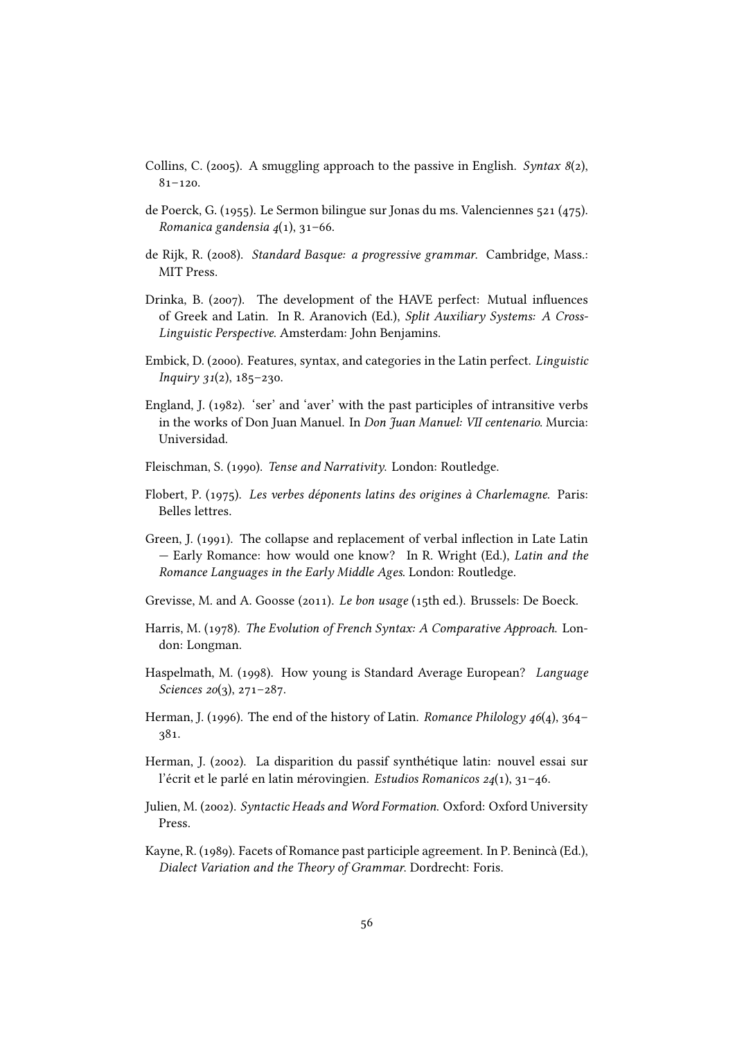Collins, C. (2005). A smuggling approach to the passive in English. *Syntax 8*(2), 81–120.

de Poerck, G. (1955). Le Sermon bilingue sur Jonas du ms. Valenciennes 521 (475). *Romanica gandensia 4*(1), 31–66.

de Rijk, R. (2008). *Standard Basque: a progressive grammar*. Cambridge, Mass.: MIT Press.

Drinka, B. (2007). The development of the HAVE perfect: Mutual influences of Greek and Latin. In R. Aranovich (Ed.), *Split Auxiliary Systems: A Cross-Linguistic Perspective*. Amsterdam: John Benjamins.

Embick, D. (2000). Features, syntax, and categories in the Latin perfect. *Linguistic Inquiry 31*(2), 185–230.

England, J. (1982). 'ser' and 'aver' with the past participles of intransitive verbs in the works of Don Juan Manuel. In *Don Juan Manuel: VII centenario*. Murcia: Universidad.

Fleischman, S. (1990). *Tense and Narrativity*. London: Routledge.

Flobert, P. (1975). *Les verbes déponents latins des origines à Charlemagne*. Paris: Belles lettres.

Green, J. (1991). The collapse and replacement of verbal inflection in Late Latin — Early Romance: how would one know? In R. Wright (Ed.), *Latin and the Romance Languages in the Early Middle Ages*. London: Routledge.

Grevisse, M. and A. Goosse (2011). *Le bon usage* (15th ed.). Brussels: De Boeck.

Harris, M. (1978). *The Evolution of French Syntax: A Comparative Approach*. London: Longman.

Haspelmath, M. (1998). How young is Standard Average European? *Language Sciences 20*(3), 271–287.

Herman, J. (1996). The end of the history of Latin. *Romance Philology 46*(4), 364–381.

Herman, J. (2002). La disparition du passif synthétique latin: nouvel essai sur l'écrit et le parlé en latin mérovingien. *Estudios Romanicos 24*(1), 31–46.

Julien, M. (2002). *Syntactic Heads and Word Formation*. Oxford: Oxford University Press.

Kayne, R. (1989). Facets of Romance past participle agreement. In P. Benincà (Ed.), *Dialect Variation and the Theory of Grammar*. Dordrecht: Foris.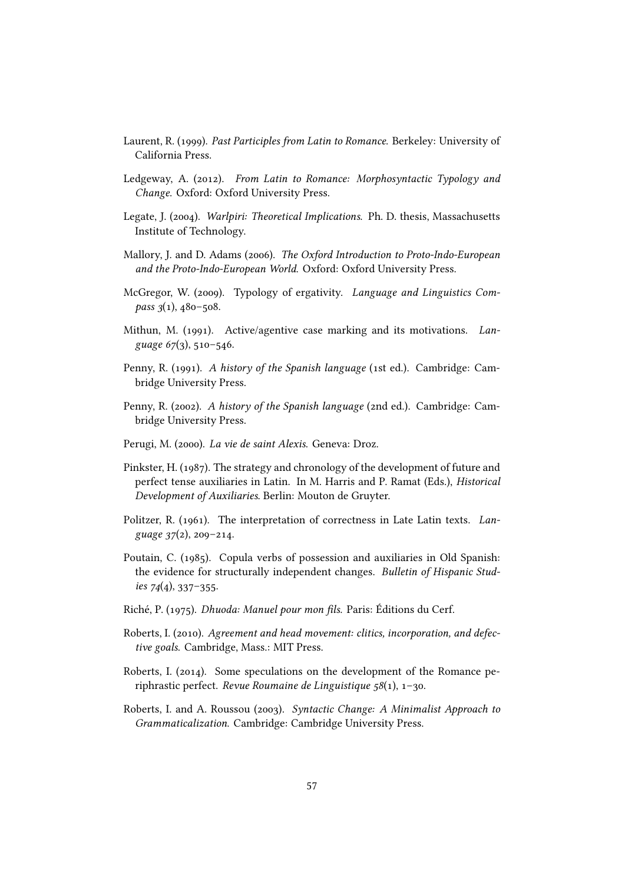Laurent, R. (1999). *Past Participles from Latin to Romance*. Berkeley: University of California Press.

Ledgeway, A. (2012). *From Latin to Romance: Morphosyntactic Typology and Change*. Oxford: Oxford University Press.

Legate, J. (2004). *Warlpiri: Theoretical Implications*. Ph. D. thesis, Massachusetts Institute of Technology.

Mallory, J. and D. Adams (2006). *The Oxford Introduction to Proto-Indo-European and the Proto-Indo-European World*. Oxford: Oxford University Press.

McGregor, W. (2009). Typology of ergativity. *Language and Linguistics Compass 3*(1), 480–508.

Mithun, M. (1991). Active/agentive case marking and its motivations. *Language 67*(3), 510–546.

Penny, R. (1991). *A history of the Spanish language* (1st ed.). Cambridge: Cambridge University Press.

Penny, R. (2002). *A history of the Spanish language* (2nd ed.). Cambridge: Cambridge University Press.

Perugi, M. (2000). *La vie de saint Alexis*. Geneva: Droz.

Pinkster, H. (1987). The strategy and chronology of the development of future and perfect tense auxiliaries in Latin. In M. Harris and P. Ramat (Eds.), *Historical Development of Auxiliaries*. Berlin: Mouton de Gruyter.

Politzer, R. (1961). The interpretation of correctness in Late Latin texts. *Language 37*(2), 209–214.

Poutain, C. (1985). Copula verbs of possession and auxiliaries in Old Spanish: the evidence for structurally independent changes. *Bulletin of Hispanic Studies 74*(4), 337–355.

Riché, P. (1975). *Dhuoda: Manuel pour mon fils*. Paris: Éditions du Cerf.

Roberts, I. (2010). *Agreement and head movement: clitics, incorporation, and defective goals*. Cambridge, Mass.: MIT Press.

Roberts, I. (2014). Some speculations on the development of the Romance periphrastic perfect. *Revue Roumaine de Linguistique 58*(1), 1–30.

Roberts, I. and A. Roussou (2003). *Syntactic Change: A Minimalist Approach to Grammaticalization*. Cambridge: Cambridge University Press.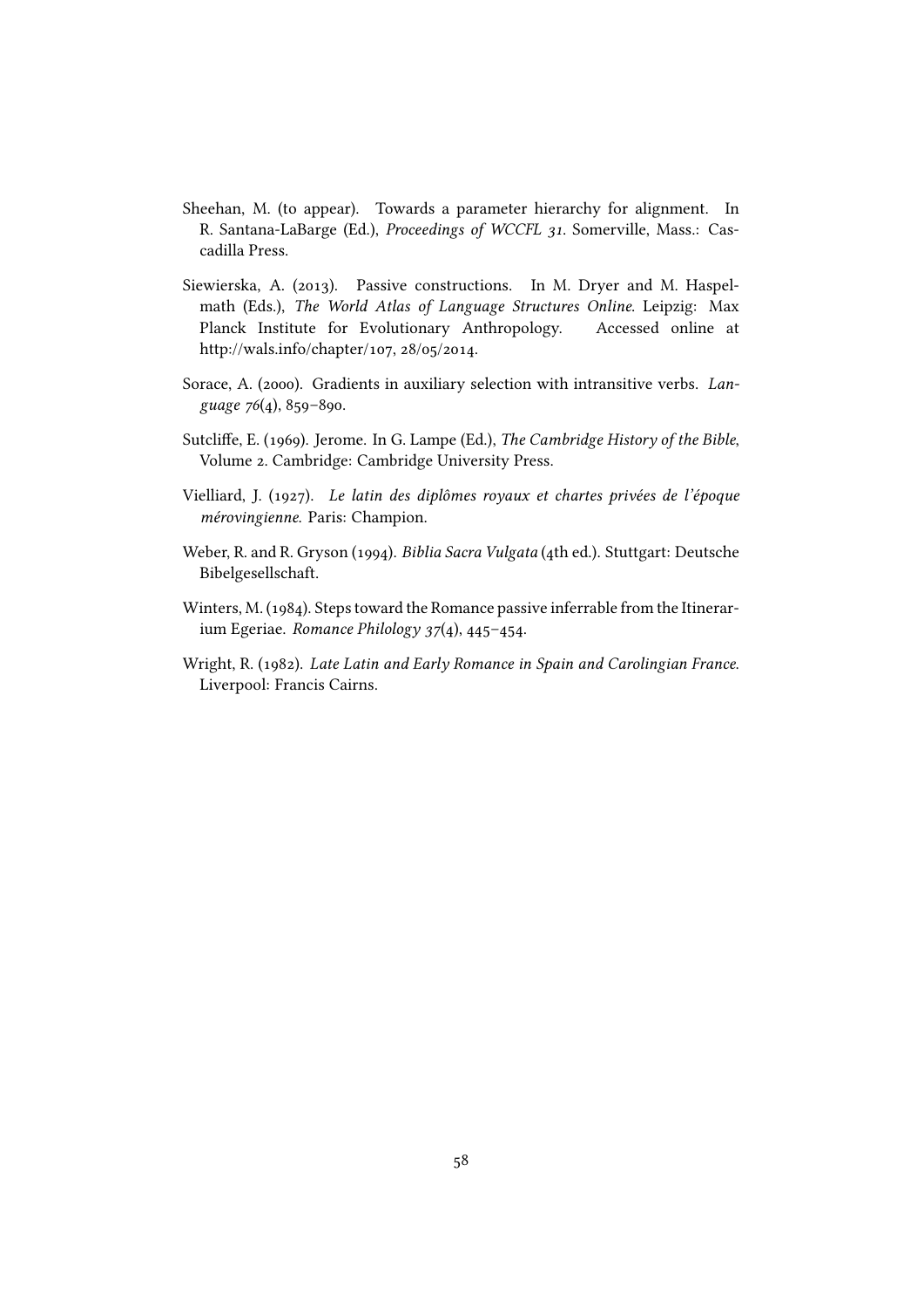Sheehan, M. (to appear). Towards a parameter hierarchy for alignment. In R. Santana-LaBarge (Ed.), *Proceedings of WCCFL 31*. Somerville, Mass.: Cascadilla Press.

Siewierska, A. (2013). Passive constructions. In M. Dryer and M. Haspelmath (Eds.), *The World Atlas of Language Structures Online*. Leipzig: Max Planck Institute for Evolutionary Anthropology. Accessed online at http://wals.info/chapter/107, 28/05/2014.

Sorace, A. (2000). Gradients in auxiliary selection with intransitive verbs. *Language 76*(4), 859–890.

Sutcliffe, E. (1969). Jerome. In G. Lampe (Ed.), *The Cambridge History of the Bible*, Volume 2. Cambridge: Cambridge University Press.

Vielliard, J. (1927). *Le latin des diplômes royaux et chartes privées de l'époque mérovingienne*. Paris: Champion.

Weber, R. and R. Gryson (1994). *Biblia Sacra Vulgata* (4th ed.). Stuttgart: Deutsche Bibelgesellschaft.

Winters, M. (1984). Steps toward the Romance passive inferrable from the Itinerarium Egeriae. *Romance Philology 37*(4), 445–454.

Wright, R. (1982). *Late Latin and Early Romance in Spain and Carolingian France*. Liverpool: Francis Cairns.